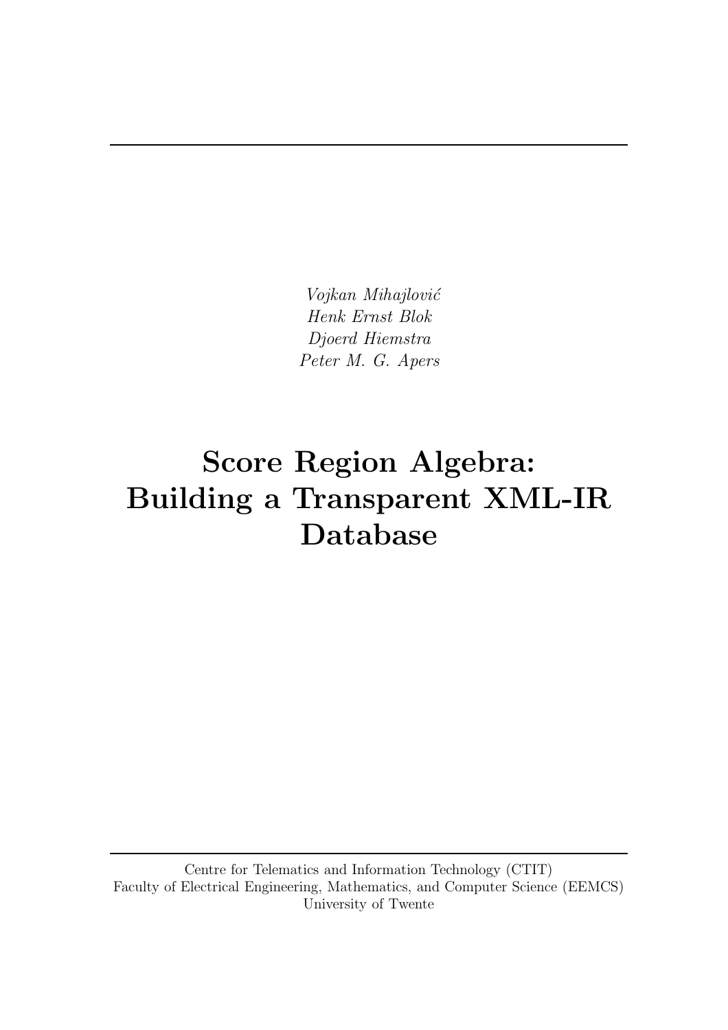*Vojkan Mihajlović*
*Henk Ernst Blok*
*Djoerd Hiemstra*
*Peter M. G. Apers*

# Score Region Algebra: Building a Transparent XML-IR Database

Centre for Telematics and Information Technology (CTIT)
Faculty of Electrical Engineering, Mathematics, and Computer Science (EEMCS)
University of Twente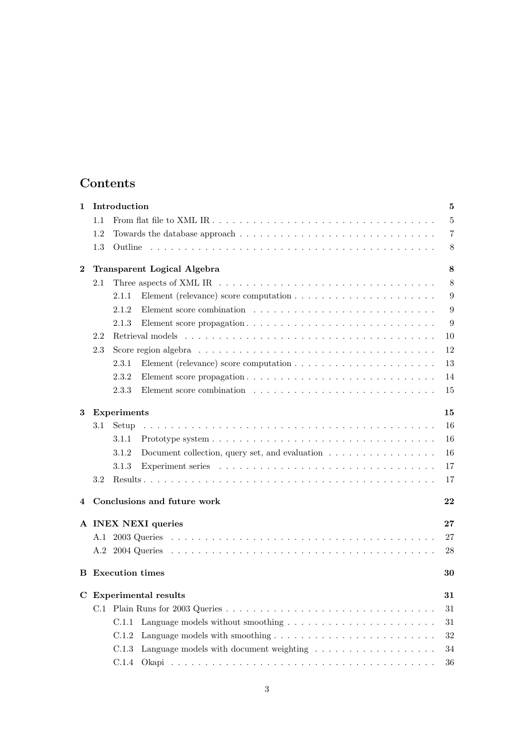# Contents

**1 Introduction** **5**

- 1.1 From flat file to XML IR . . . . . 5
- 1.2 Towards the database approach . . . . . 7
- 1.3 Outline . . . . . 8

**2 Transparent Logical Algebra** **8**

- 2.1 Three aspects of XML IR . . . . . 8
  - 2.1.1 Element (relevance) score computation . . . . . 9
  - 2.1.2 Element score combination . . . . . 9
  - 2.1.3 Element score propagation . . . . . 9
- 2.2 Retrieval models . . . . . 10
- 2.3 Score region algebra . . . . . 12
  - 2.3.1 Element (relevance) score computation . . . . . 13
  - 2.3.2 Element score propagation . . . . . 14
  - 2.3.3 Element score combination . . . . . 15

**3 Experiments** **15**

- 3.1 Setup . . . . . 16
  - 3.1.1 Prototype system . . . . . 16
  - 3.1.2 Document collection, query set, and evaluation . . . . . 16
  - 3.1.3 Experiment series . . . . . 17
- 3.2 Results . . . . . 17

**4 Conclusions and future work** **22**

**A INEX NEXI queries** **27**

- A.1 2003 Queries . . . . . 27
- A.2 2004 Queries . . . . . 28

**B Execution times** **30**

**C Experimental results** **31**

- C.1 Plain Runs for 2003 Queries . . . . . 31
  - C.1.1 Language models without smoothing . . . . . 31
  - C.1.2 Language models with smoothing . . . . . 32
  - C.1.3 Language models with document weighting . . . . . 34
  - C.1.4 Okapi . . . . . 36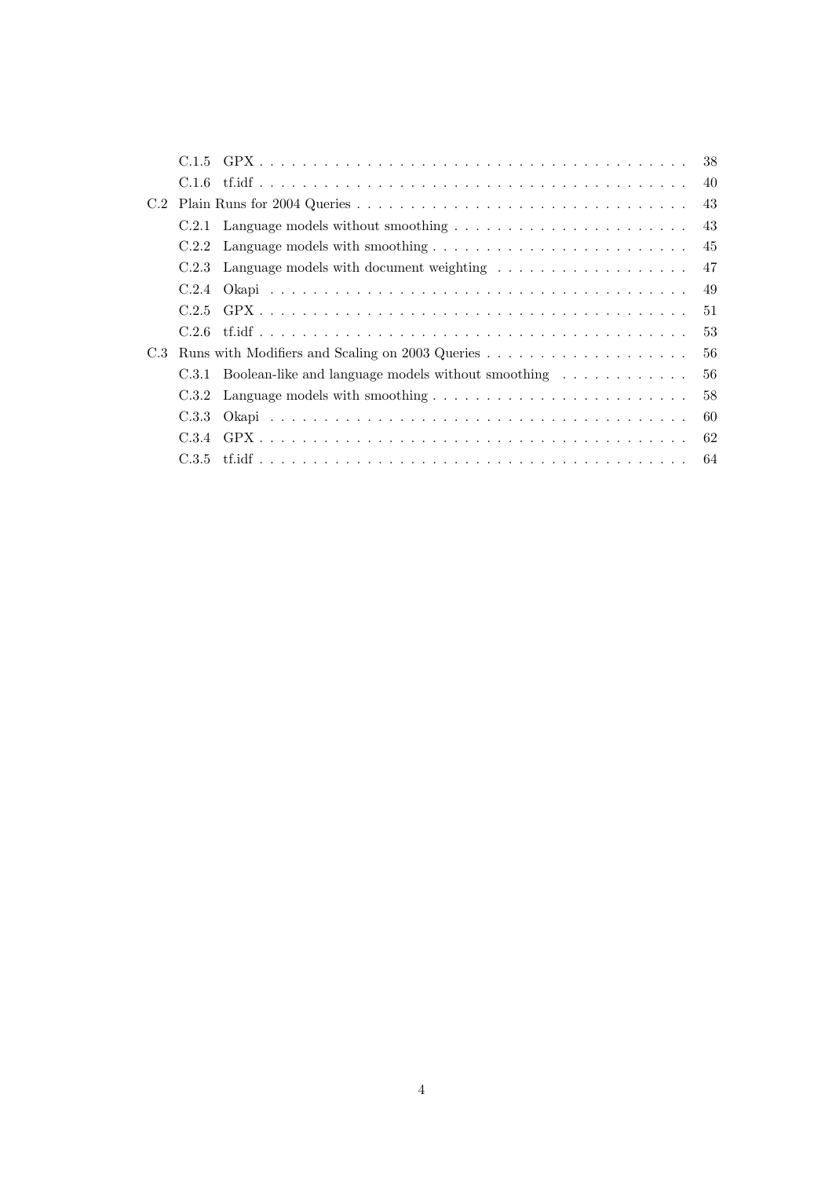- C.1.5 GPX . . . . . . . . . . . . . . . . . . . . . . . . . . . . . . . . . . . . . . . 38
- C.1.6 tf.idf . . . . . . . . . . . . . . . . . . . . . . . . . . . . . . . . . . . . . . . 40

C.2 Plain Runs for 2004 Queries . . . . . . . . . . . . . . . . . . . . . . . . . . . . . . 43

- C.2.1 Language models without smoothing . . . . . . . . . . . . . . . . . . . . . . 43
- C.2.2 Language models with smoothing . . . . . . . . . . . . . . . . . . . . . . . . 45
- C.2.3 Language models with document weighting . . . . . . . . . . . . . . . . . . 47
- C.2.4 Okapi . . . . . . . . . . . . . . . . . . . . . . . . . . . . . . . . . . . . . . 49
- C.2.5 GPX . . . . . . . . . . . . . . . . . . . . . . . . . . . . . . . . . . . . . . . 51
- C.2.6 tf.idf . . . . . . . . . . . . . . . . . . . . . . . . . . . . . . . . . . . . . . . 53

C.3 Runs with Modifiers and Scaling on 2003 Queries . . . . . . . . . . . . . . . . . . . 56

- C.3.1 Boolean-like and language models without smoothing . . . . . . . . . . . . 56
- C.3.2 Language models with smoothing . . . . . . . . . . . . . . . . . . . . . . . . 58
- C.3.3 Okapi . . . . . . . . . . . . . . . . . . . . . . . . . . . . . . . . . . . . . . 60
- C.3.4 GPX . . . . . . . . . . . . . . . . . . . . . . . . . . . . . . . . . . . . . . . 62
- C.3.5 tf.idf . . . . . . . . . . . . . . . . . . . . . . . . . . . . . . . . . . . . . . . 64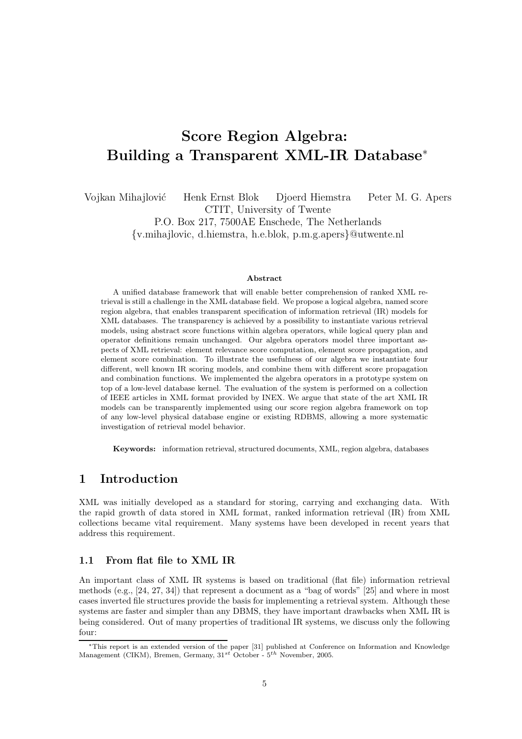# Score Region Algebra: Building a Transparent XML-IR Database*

Vojkan Mihajlović Henk Ernst Blok Djoerd Hiemstra Peter M. G. Apers
CTIT, University of Twente
P.O. Box 217, 7500AE Enschede, The Netherlands
{v.mihajlovic, d.hiemstra, h.e.blok, p.m.g.apers}@utwente.nl

**Abstract**

A unified database framework that will enable better comprehension of ranked XML retrieval is still a challenge in the XML database field. We propose a logical algebra, named score region algebra, that enables transparent specification of information retrieval (IR) models for XML databases. The transparency is achieved by a possibility to instantiate various retrieval models, using abstract score functions within algebra operators, while logical query plan and operator definitions remain unchanged. Our algebra operators model three important aspects of XML retrieval: element relevance score computation, element score propagation, and element score combination. To illustrate the usefulness of our algebra we instantiate four different, well known IR scoring models, and combine them with different score propagation and combination functions. We implemented the algebra operators in a prototype system on top of a low-level database kernel. The evaluation of the system is performed on a collection of IEEE articles in XML format provided by INEX. We argue that state of the art XML IR models can be transparently implemented using our score region algebra framework on top of any low-level physical database engine or existing RDBMS, allowing a more systematic investigation of retrieval model behavior.

**Keywords:** information retrieval, structured documents, XML, region algebra, databases

## 1 Introduction

XML was initially developed as a standard for storing, carrying and exchanging data. With the rapid growth of data stored in XML format, ranked information retrieval (IR) from XML collections became vital requirement. Many systems have been developed in recent years that address this requirement.

### 1.1 From flat file to XML IR

An important class of XML IR systems is based on traditional (flat file) information retrieval methods (e.g., [24, 27, 34]) that represent a document as a "bag of words" [25] and where in most cases inverted file structures provide the basis for implementing a retrieval system. Although these systems are faster and simpler than any DBMS, they have important drawbacks when XML IR is being considered. Out of many properties of traditional IR systems, we discuss only the following four:

*This report is an extended version of the paper [31] published at Conference on Information and Knowledge Management (CIKM), Bremen, Germany, $31^{st}$ October - $5^{th}$ November, 2005.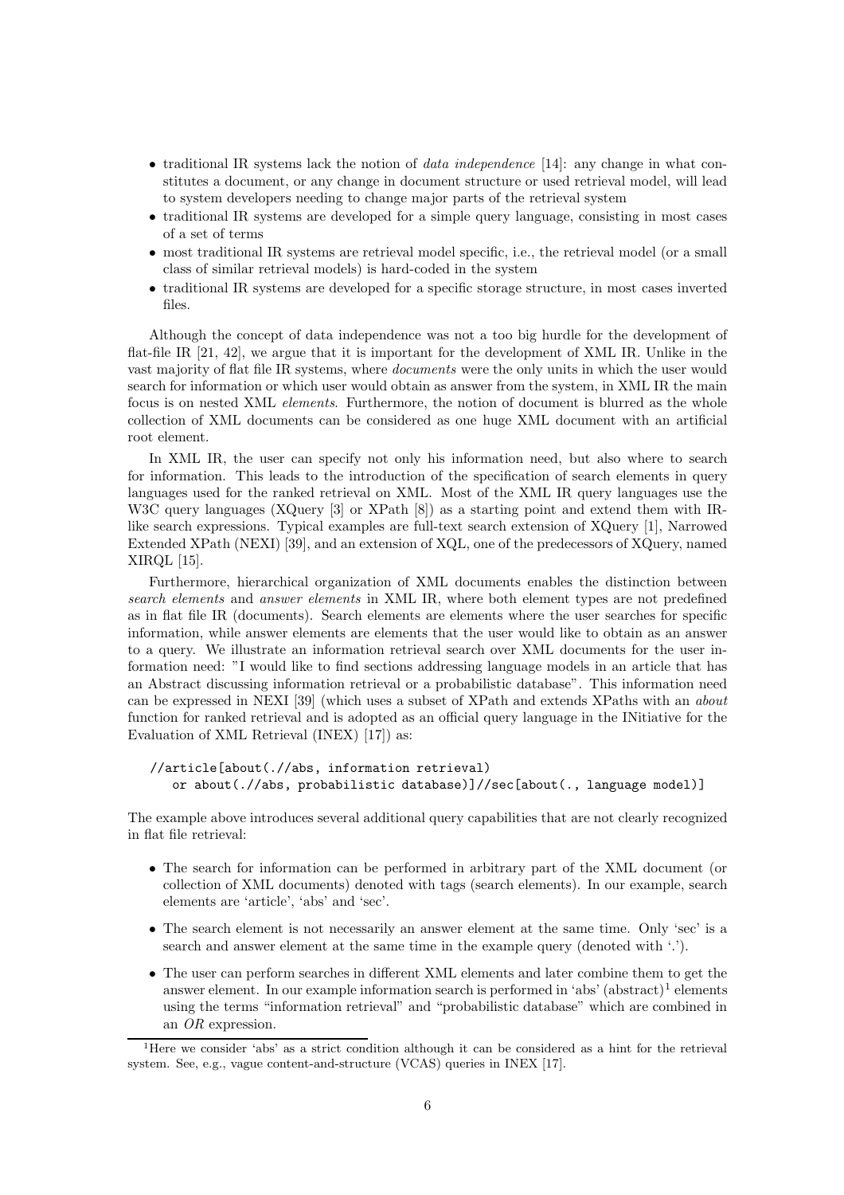- traditional IR systems lack the notion of *data independence* [14]: any change in what constitutes a document, or any change in document structure or used retrieval model, will lead to system developers needing to change major parts of the retrieval system
- traditional IR systems are developed for a simple query language, consisting in most cases of a set of terms
- most traditional IR systems are retrieval model specific, i.e., the retrieval model (or a small class of similar retrieval models) is hard-coded in the system
- traditional IR systems are developed for a specific storage structure, in most cases inverted files.

Although the concept of data independence was not a too big hurdle for the development of flat-file IR [21, 42], we argue that it is important for the development of XML IR. Unlike in the vast majority of flat file IR systems, where *documents* were the only units in which the user would search for information or which user would obtain as answer from the system, in XML IR the main focus is on nested XML *elements*. Furthermore, the notion of document is blurred as the whole collection of XML documents can be considered as one huge XML document with an artificial root element.

In XML IR, the user can specify not only his information need, but also where to search for information. This leads to the introduction of the specification of search elements in query languages used for the ranked retrieval on XML. Most of the XML IR query languages use the W3C query languages (XQuery [3] or XPath [8]) as a starting point and extend them with IR-like search expressions. Typical examples are full-text search extension of XQuery [1], Narrowed Extended XPath (NEXI) [39], and an extension of XQL, one of the predecessors of XQuery, named XIRQL [15].

Furthermore, hierarchical organization of XML documents enables the distinction between *search elements* and *answer elements* in XML IR, where both element types are not predefined as in flat file IR (documents). Search elements are elements where the user searches for specific information, while answer elements are elements that the user would like to obtain as an answer to a query. We illustrate an information retrieval search over XML documents for the user information need: "I would like to find sections addressing language models in an article that has an Abstract discussing information retrieval or a probabilistic database". This information need can be expressed in NEXI [39] (which uses a subset of XPath and extends XPaths with an *about* function for ranked retrieval and is adopted as an official query language in the INitiative for the Evaluation of XML Retrieval (INEX) [17]) as:

```
//article[about(.//abs, information retrieval)
   or about(.//abs, probabilistic database)]//sec[about(., language model)]
```

The example above introduces several additional query capabilities that are not clearly recognized in flat file retrieval:

- The search for information can be performed in arbitrary part of the XML document (or collection of XML documents) denoted with tags (search elements). In our example, search elements are 'article', 'abs' and 'sec'.
- The search element is not necessarily an answer element at the same time. Only 'sec' is a search and answer element at the same time in the example query (denoted with '.').
- The user can perform searches in different XML elements and later combine them to get the answer element. In our example information search is performed in 'abs' (abstract)[1] elements using the terms "information retrieval" and "probabilistic database" which are combined in an *OR* expression.

[1]Here we consider 'abs' as a strict condition although it can be considered as a hint for the retrieval system. See, e.g., vague content-and-structure (VCAS) queries in INEX [17].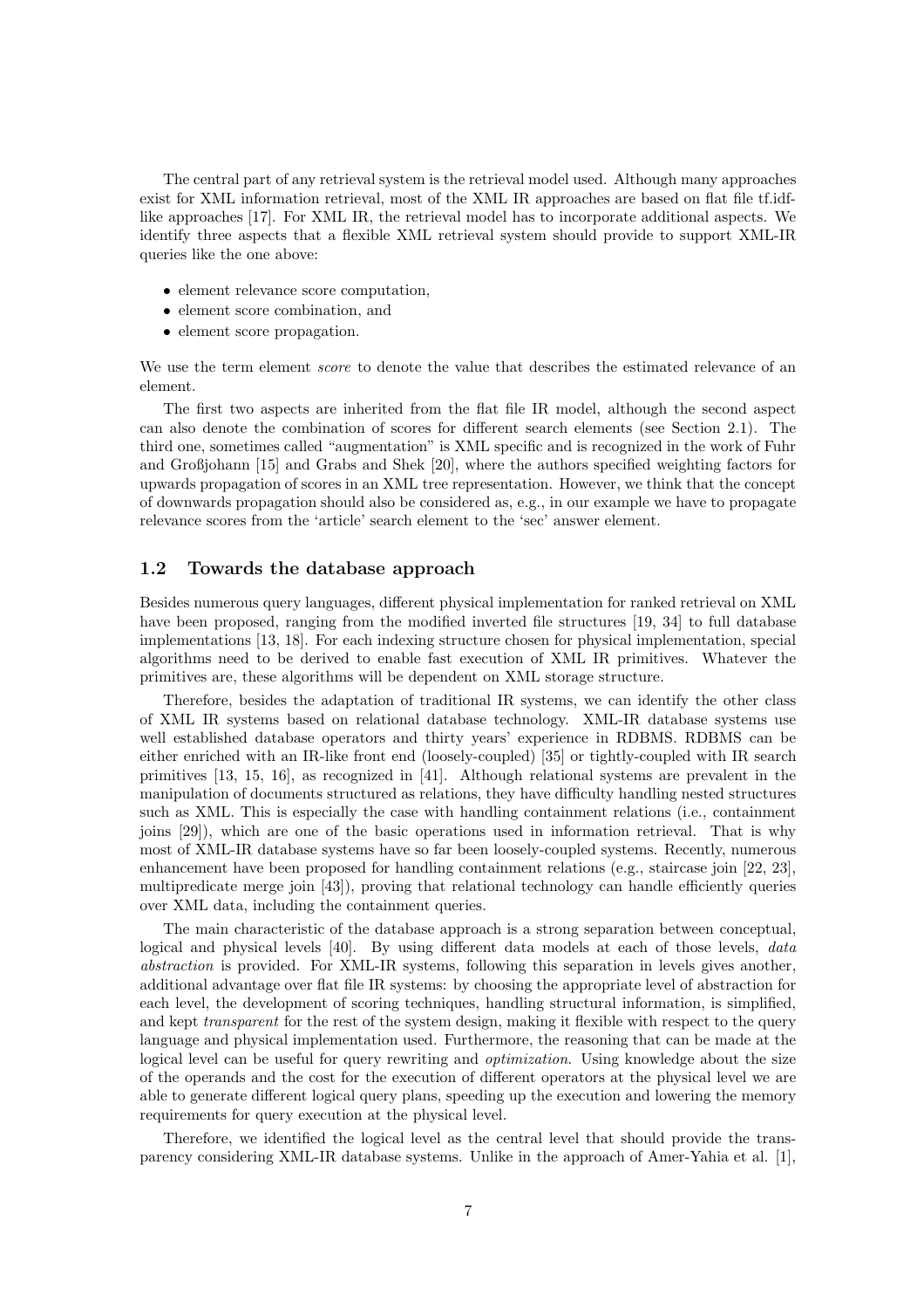The central part of any retrieval system is the retrieval model used. Although many approaches exist for XML information retrieval, most of the XML IR approaches are based on flat file tf.idf-like approaches [17]. For XML IR, the retrieval model has to incorporate additional aspects. We identify three aspects that a flexible XML retrieval system should provide to support XML-IR queries like the one above:

- element relevance score computation,
- element score combination, and
- element score propagation.

We use the term element *score* to denote the value that describes the estimated relevance of an element.

The first two aspects are inherited from the flat file IR model, although the second aspect can also denote the combination of scores for different search elements (see Section 2.1). The third one, sometimes called "augmentation" is XML specific and is recognized in the work of Fuhr and Großjohann [15] and Grabs and Shek [20], where the authors specified weighting factors for upwards propagation of scores in an XML tree representation. However, we think that the concept of downwards propagation should also be considered as, e.g., in our example we have to propagate relevance scores from the 'article' search element to the 'sec' answer element.

### 1.2 Towards the database approach

Besides numerous query languages, different physical implementation for ranked retrieval on XML have been proposed, ranging from the modified inverted file structures [19, 34] to full database implementations [13, 18]. For each indexing structure chosen for physical implementation, special algorithms need to be derived to enable fast execution of XML IR primitives. Whatever the primitives are, these algorithms will be dependent on XML storage structure.

Therefore, besides the adaptation of traditional IR systems, we can identify the other class of XML IR systems based on relational database technology. XML-IR database systems use well established database operators and thirty years' experience in RDBMS. RDBMS can be either enriched with an IR-like front end (loosely-coupled) [35] or tightly-coupled with IR search primitives [13, 15, 16], as recognized in [41]. Although relational systems are prevalent in the manipulation of documents structured as relations, they have difficulty handling nested structures such as XML. This is especially the case with handling containment relations (i.e., containment joins [29]), which are one of the basic operations used in information retrieval. That is why most of XML-IR database systems have so far been loosely-coupled systems. Recently, numerous enhancement have been proposed for handling containment relations (e.g., staircase join [22, 23], multipredicate merge join [43]), proving that relational technology can handle efficiently queries over XML data, including the containment queries.

The main characteristic of the database approach is a strong separation between conceptual, logical and physical levels [40]. By using different data models at each of those levels, *data abstraction* is provided. For XML-IR systems, following this separation in levels gives another, additional advantage over flat file IR systems: by choosing the appropriate level of abstraction for each level, the development of scoring techniques, handling structural information, is simplified, and kept *transparent* for the rest of the system design, making it flexible with respect to the query language and physical implementation used. Furthermore, the reasoning that can be made at the logical level can be useful for query rewriting and *optimization*. Using knowledge about the size of the operands and the cost for the execution of different operators at the physical level we are able to generate different logical query plans, speeding up the execution and lowering the memory requirements for query execution at the physical level.

Therefore, we identified the logical level as the central level that should provide the transparency considering XML-IR database systems. Unlike in the approach of Amer-Yahia et al. [1],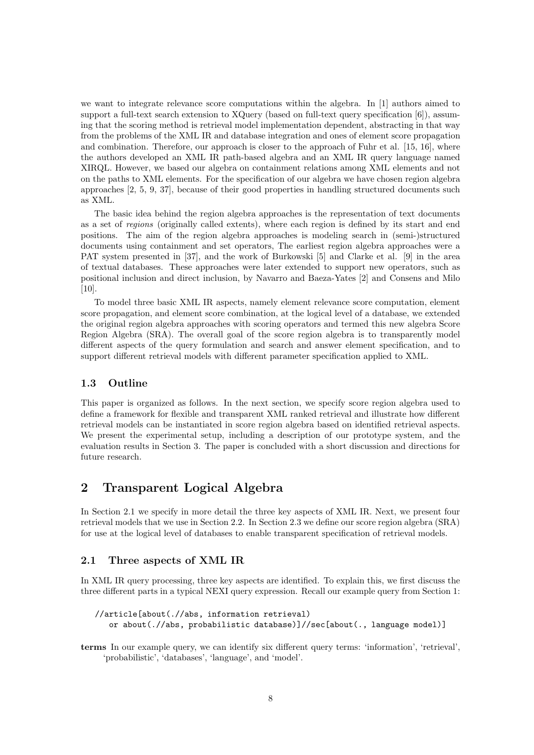we want to integrate relevance score computations within the algebra. In [1] authors aimed to support a full-text search extension to XQuery (based on full-text query specification [6]), assuming that the scoring method is retrieval model implementation dependent, abstracting in that way from the problems of the XML IR and database integration and ones of element score propagation and combination. Therefore, our approach is closer to the approach of Fuhr et al. [15, 16], where the authors developed an XML IR path-based algebra and an XML IR query language named XIRQL. However, we based our algebra on containment relations among XML elements and not on the paths to XML elements. For the specification of our algebra we have chosen region algebra approaches [2, 5, 9, 37], because of their good properties in handling structured documents such as XML.

The basic idea behind the region algebra approaches is the representation of text documents as a set of *regions* (originally called extents), where each region is defined by its start and end positions. The aim of the region algebra approaches is modeling search in (semi-)structured documents using containment and set operators, The earliest region algebra approaches were a PAT system presented in [37], and the work of Burkowski [5] and Clarke et al. [9] in the area of textual databases. These approaches were later extended to support new operators, such as positional inclusion and direct inclusion, by Navarro and Baeza-Yates [2] and Consens and Milo [10].

To model three basic XML IR aspects, namely element relevance score computation, element score propagation, and element score combination, at the logical level of a database, we extended the original region algebra approaches with scoring operators and termed this new algebra Score Region Algebra (SRA). The overall goal of the score region algebra is to transparently model different aspects of the query formulation and search and answer element specification, and to support different retrieval models with different parameter specification applied to XML.

### 1.3 Outline

This paper is organized as follows. In the next section, we specify score region algebra used to define a framework for flexible and transparent XML ranked retrieval and illustrate how different retrieval models can be instantiated in score region algebra based on identified retrieval aspects. We present the experimental setup, including a description of our prototype system, and the evaluation results in Section 3. The paper is concluded with a short discussion and directions for future research.

## 2 Transparent Logical Algebra

In Section 2.1 we specify in more detail the three key aspects of XML IR. Next, we present four retrieval models that we use in Section 2.2. In Section 2.3 we define our score region algebra (SRA) for use at the logical level of databases to enable transparent specification of retrieval models.

### 2.1 Three aspects of XML IR

In XML IR query processing, three key aspects are identified. To explain this, we first discuss the three different parts in a typical NEXI query expression. Recall our example query from Section 1:

```
//article[about(.//abs, information retrieval)
   or about(.//abs, probabilistic database)]//sec[about(., language model)]
```

**terms** In our example query, we can identify six different query terms: 'information', 'retrieval', 'probabilistic', 'databases', 'language', and 'model'.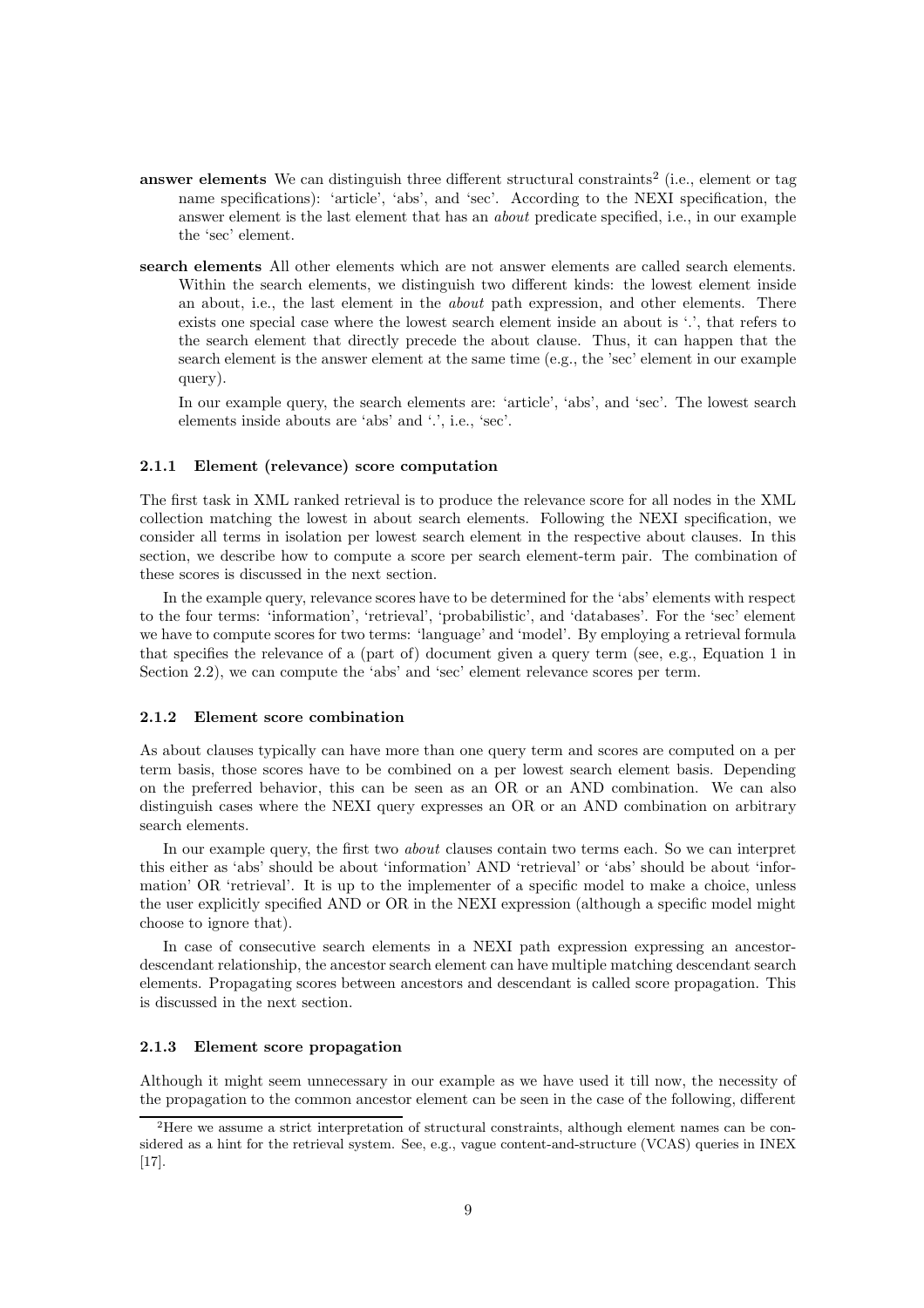**answer elements** We can distinguish three different structural constraints[2] (i.e., element or tag name specifications): 'article', 'abs', and 'sec'. According to the NEXI specification, the answer element is the last element that has an *about* predicate specified, i.e., in our example the 'sec' element.

**search elements** All other elements which are not answer elements are called search elements. Within the search elements, we distinguish two different kinds: the lowest element inside an about, i.e., the last element in the *about* path expression, and other elements. There exists one special case where the lowest search element inside an about is '.', that refers to the search element that directly precede the about clause. Thus, it can happen that the search element is the answer element at the same time (e.g., the 'sec' element in our example query).

In our example query, the search elements are: 'article', 'abs', and 'sec'. The lowest search elements inside abouts are 'abs' and '.', i.e., 'sec'.

### 2.1.1 Element (relevance) score computation

The first task in XML ranked retrieval is to produce the relevance score for all nodes in the XML collection matching the lowest in about search elements. Following the NEXI specification, we consider all terms in isolation per lowest search element in the respective about clauses. In this section, we describe how to compute a score per search element-term pair. The combination of these scores is discussed in the next section.

In the example query, relevance scores have to be determined for the 'abs' elements with respect to the four terms: 'information', 'retrieval', 'probabilistic', and 'databases'. For the 'sec' element we have to compute scores for two terms: 'language' and 'model'. By employing a retrieval formula that specifies the relevance of a (part of) document given a query term (see, e.g., Equation 1 in Section 2.2), we can compute the 'abs' and 'sec' element relevance scores per term.

### 2.1.2 Element score combination

As about clauses typically can have more than one query term and scores are computed on a per term basis, those scores have to be combined on a per lowest search element basis. Depending on the preferred behavior, this can be seen as an OR or an AND combination. We can also distinguish cases where the NEXI query expresses an OR or an AND combination on arbitrary search elements.

In our example query, the first two *about* clauses contain two terms each. So we can interpret this either as 'abs' should be about 'information' AND 'retrieval' or 'abs' should be about 'information' OR 'retrieval'. It is up to the implementer of a specific model to make a choice, unless the user explicitly specified AND or OR in the NEXI expression (although a specific model might choose to ignore that).

In case of consecutive search elements in a NEXI path expression expressing an ancestor-descendant relationship, the ancestor search element can have multiple matching descendant search elements. Propagating scores between ancestors and descendant is called score propagation. This is discussed in the next section.

### 2.1.3 Element score propagation

Although it might seem unnecessary in our example as we have used it till now, the necessity of the propagation to the common ancestor element can be seen in the case of the following, different

[2] Here we assume a strict interpretation of structural constraints, although element names can be considered as a hint for the retrieval system. See, e.g., vague content-and-structure (VCAS) queries in INEX [17].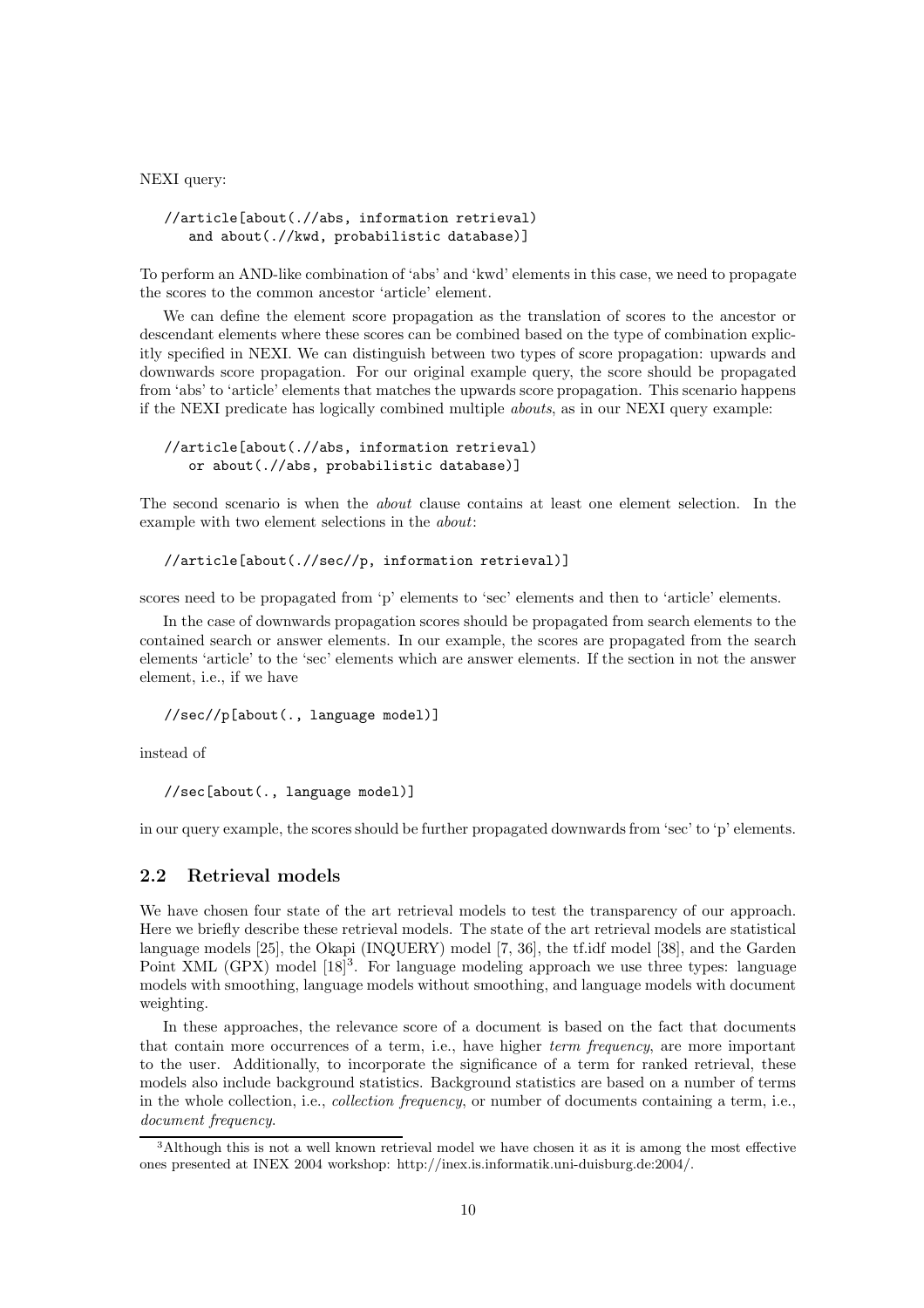NEXI query:

```
//article[about(.//abs, information retrieval)
   and about(.//kwd, probabilistic database)]
```

To perform an AND-like combination of 'abs' and 'kwd' elements in this case, we need to propagate the scores to the common ancestor 'article' element.

We can define the element score propagation as the translation of scores to the ancestor or descendant elements where these scores can be combined based on the type of combination explicitly specified in NEXI. We can distinguish between two types of score propagation: upwards and downwards score propagation. For our original example query, the score should be propagated from 'abs' to 'article' elements that matches the upwards score propagation. This scenario happens if the NEXI predicate has logically combined multiple *abouts*, as in our NEXI query example:

```
//article[about(.//abs, information retrieval)
   or about(.//abs, probabilistic database)]
```

The second scenario is when the *about* clause contains at least one element selection. In the example with two element selections in the *about*:

```
//article[about(.//sec//p, information retrieval)]
```

scores need to be propagated from 'p' elements to 'sec' elements and then to 'article' elements.

In the case of downwards propagation scores should be propagated from search elements to the contained search or answer elements. In our example, the scores are propagated from the search elements 'article' to the 'sec' elements which are answer elements. If the section in not the answer element, i.e., if we have

```
//sec//p[about(., language model)]
```

instead of

```
//sec[about(., language model)]
```

in our query example, the scores should be further propagated downwards from 'sec' to 'p' elements.

## 2.2 Retrieval models

We have chosen four state of the art retrieval models to test the transparency of our approach. Here we briefly describe these retrieval models. The state of the art retrieval models are statistical language models [25], the Okapi (INQUERY) model [7, 36], the tf.idf model [38], and the Garden Point XML (GPX) model [18][3]. For language modeling approach we use three types: language models with smoothing, language models without smoothing, and language models with document weighting.

In these approaches, the relevance score of a document is based on the fact that documents that contain more occurrences of a term, i.e., have higher *term frequency*, are more important to the user. Additionally, to incorporate the significance of a term for ranked retrieval, these models also include background statistics. Background statistics are based on a number of terms in the whole collection, i.e., *collection frequency*, or number of documents containing a term, i.e., *document frequency*.

[3] Although this is not a well known retrieval model we have chosen it as it is among the most effective ones presented at INEX 2004 workshop: http://inex.is.informatik.uni-duisburg.de:2004/.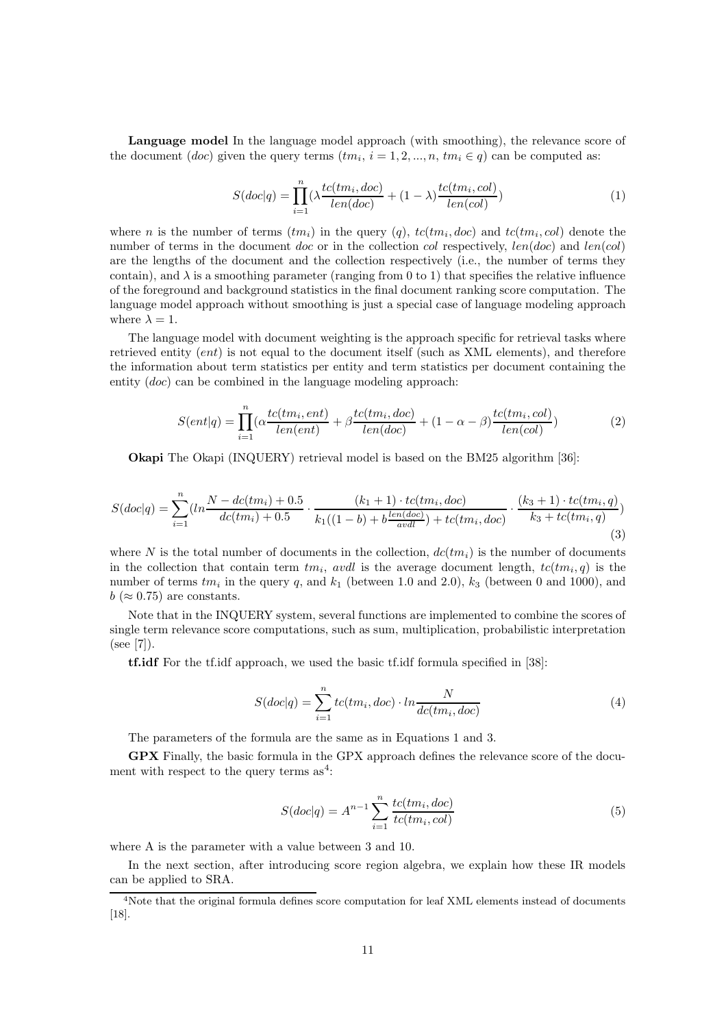**Language model** In the language model approach (with smoothing), the relevance score of the document ($doc$) given the query terms ($tm_i$, $i = 1, 2, ..., n$, $tm_i \in q$) can be computed as:

$$S(doc|q) = \prod_{i=1}^{n} (\lambda \frac{tc(tm_i, doc)}{len(doc)} + (1 - \lambda) \frac{tc(tm_i, col)}{len(col)}) \tag{1}$$

where $n$ is the number of terms ($tm_i$) in the query ($q$), $tc(tm_i, doc)$ and $tc(tm_i, col)$ denote the number of terms in the document $doc$ or in the collection $col$ respectively, $len(doc)$ and $len(col)$ are the lengths of the document and the collection respectively (i.e., the number of terms they contain), and $\lambda$ is a smoothing parameter (ranging from 0 to 1) that specifies the relative influence of the foreground and background statistics in the final document ranking score computation. The language model approach without smoothing is just a special case of language modeling approach where $\lambda = 1$.

The language model with document weighting is the approach specific for retrieval tasks where retrieved entity ($ent$) is not equal to the document itself (such as XML elements), and therefore the information about term statistics per entity and term statistics per document containing the entity ($doc$) can be combined in the language modeling approach:

$$S(ent|q) = \prod_{i=1}^{n} (\alpha \frac{tc(tm_i, ent)}{len(ent)} + \beta \frac{tc(tm_i, doc)}{len(doc)} + (1 - \alpha - \beta) \frac{tc(tm_i, col)}{len(col)}) \tag{2}$$

**Okapi** The Okapi (INQUERY) retrieval model is based on the BM25 algorithm [36]:

$$S(doc|q) = \sum_{i=1}^{n} (ln \frac{N - dc(tm_i) + 0.5}{dc(tm_i) + 0.5} \cdot \frac{(k_1 + 1) \cdot tc(tm_i, doc)}{k_1((1 - b) + b \frac{len(doc)}{avdl}) + tc(tm_i, doc)} \cdot \frac{(k_3 + 1) \cdot tc(tm_i, q)}{k_3 + tc(tm_i, q)}) \tag{3}$$

where $N$ is the total number of documents in the collection, $dc(tm_i)$ is the number of documents in the collection that contain term $tm_i$, $avdl$ is the average document length, $tc(tm_i, q)$ is the number of terms $tm_i$ in the query $q$, and $k_1$ (between 1.0 and 2.0), $k_3$ (between 0 and 1000), and $b$ ($\approx 0.75$) are constants.

Note that in the INQUERY system, several functions are implemented to combine the scores of single term relevance score computations, such as sum, multiplication, probabilistic interpretation (see [7]).

**tf.idf** For the tf.idf approach, we used the basic tf.idf formula specified in [38]:

$$S(doc|q) = \sum_{i=1}^{n} tc(tm_i, doc) \cdot ln \frac{N}{dc(tm_i, doc)} \tag{4}$$

The parameters of the formula are the same as in Equations 1 and 3.

**GPX** Finally, the basic formula in the GPX approach defines the relevance score of the document with respect to the query terms as[4]:

$$S(doc|q) = A^{n-1} \sum_{i=1}^{n} \frac{tc(tm_i, doc)}{tc(tm_i, col)} \tag{5}$$

where A is the parameter with a value between 3 and 10.

In the next section, after introducing score region algebra, we explain how these IR models can be applied to SRA.

[4] Note that the original formula defines score computation for leaf XML elements instead of documents [18].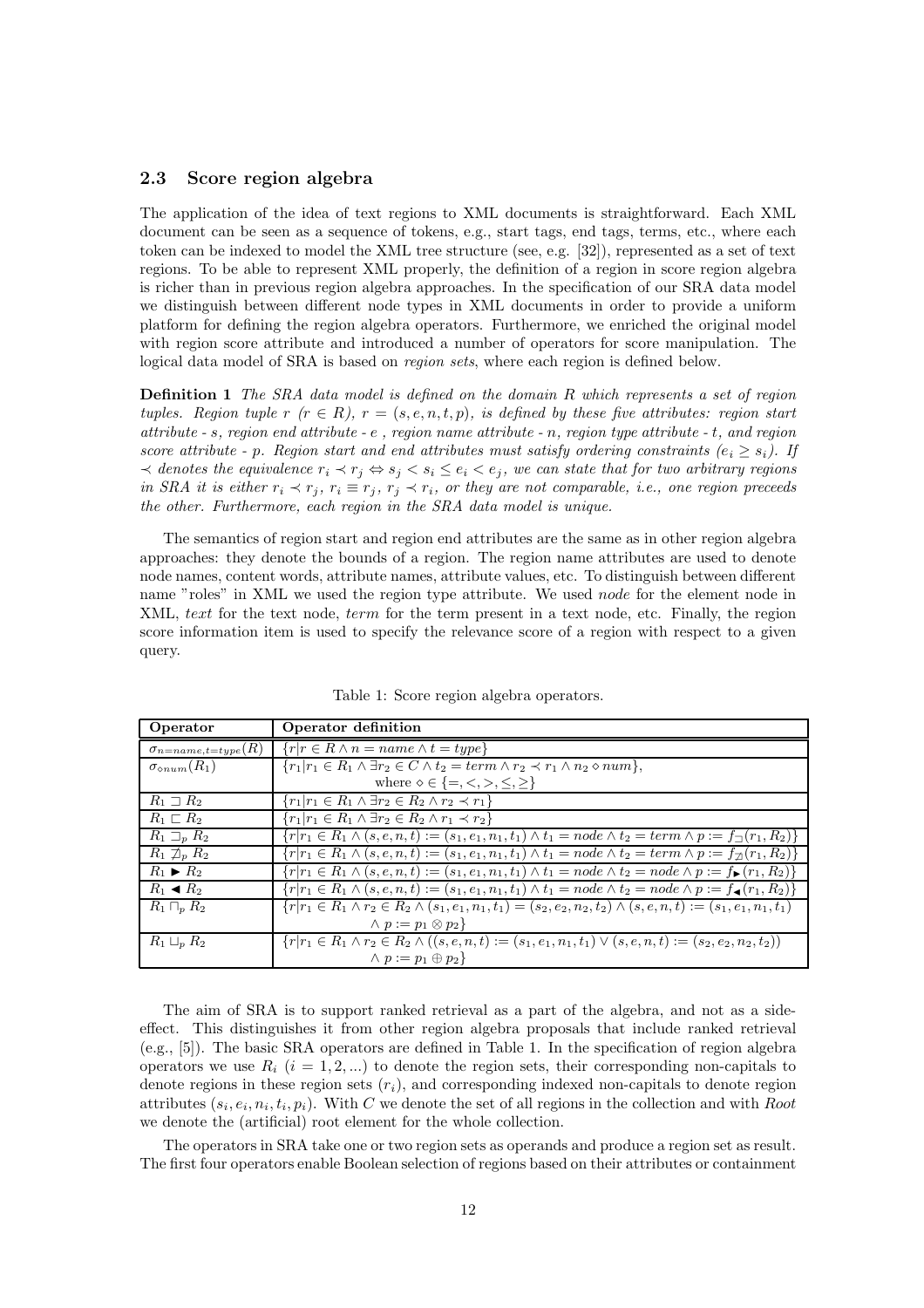### 2.3 Score region algebra

The application of the idea of text regions to XML documents is straightforward. Each XML document can be seen as a sequence of tokens, e.g., start tags, end tags, terms, etc., where each token can be indexed to model the XML tree structure (see, e.g. [32]), represented as a set of text regions. To be able to represent XML properly, the definition of a region in score region algebra is richer than in previous region algebra approaches. In the specification of our SRA data model we distinguish between different node types in XML documents in order to provide a uniform platform for defining the region algebra operators. Furthermore, we enriched the original model with region score attribute and introduced a number of operators for score manipulation. The logical data model of SRA is based on *region sets*, where each region is defined below.

**Definition 1** *The SRA data model is defined on the domain R which represents a set of region tuples. Region tuple r ($r \in R$), $r = (s, e, n, t, p)$, is defined by these five attributes: region start attribute - s, region end attribute - e , region name attribute - n, region type attribute - t, and region score attribute - p. Region start and end attributes must satisfy ordering constraints ($e_i \geq s_i$). If $\prec$ denotes the equivalence $r_i \prec r_j \Leftrightarrow s_j < s_i \leq e_i < e_j$, we can state that for two arbitrary regions in SRA it is either $r_i \prec r_j$, $r_i \equiv r_j$, $r_j \prec r_i$, or they are not comparable, i.e., one region preceeds the other. Furthermore, each region in the SRA data model is unique.*

The semantics of region start and region end attributes are the same as in other region algebra approaches: they denote the bounds of a region. The region name attributes are used to denote node names, content words, attribute names, attribute values, etc. To distinguish between different name "roles" in XML we used the region type attribute. We used *node* for the element node in XML, *text* for the text node, *term* for the term present in a text node, etc. Finally, the region score information item is used to specify the relevance score of a region with respect to a given query.

Table 1: Score region algebra operators.

| Operator | Operator definition |
|---|---|
| $\sigma_{n=name,t=type}(R)$ | $\{r \mid r \in R \wedge n = name \wedge t = type\}$ |
| $\sigma_{\diamond num}(R_1)$ | $\{r_1 \mid r_1 \in R_1 \wedge \exists r_2 \in C \wedge t_2 = term \wedge r_2 \prec r_1 \wedge n_2 \diamond num\}$, where $\diamond \in \{=, <, >, \leq, \geq\}$ |
| $R_1 \sqsupset R_2$ | $\{r_1 \mid r_1 \in R_1 \wedge \exists r_2 \in R_2 \wedge r_2 \prec r_1\}$ |
| $R_1 \sqsubset R_2$ | $\{r_1 \mid r_1 \in R_1 \wedge \exists r_2 \in R_2 \wedge r_1 \prec r_2\}$ |
| $R_1 \sqsupset_p R_2$ | $\{r \mid r_1 \in R_1 \wedge (s,e,n,t) := (s_1,e_1,n_1,t_1) \wedge t_1 = node \wedge t_2 = term \wedge p := f_{\sqsupset}(r_1, R_2)\}$ |
| $R_1 \not\sqsupset_p R_2$ | $\{r \mid r_1 \in R_1 \wedge (s,e,n,t) := (s_1,e_1,n_1,t_1) \wedge t_1 = node \wedge t_2 = term \wedge p := f_{\not\sqsupset}(r_1, R_2)\}$ |
| $R_1 \blacktriangleright R_2$ | $\{r \mid r_1 \in R_1 \wedge (s,e,n,t) := (s_1,e_1,n_1,t_1) \wedge t_1 = node \wedge t_2 = node \wedge p := f_{\blacktriangleright}(r_1, R_2)\}$ |
| $R_1 \blacktriangleleft R_2$ | $\{r \mid r_1 \in R_1 \wedge (s,e,n,t) := (s_1,e_1,n_1,t_1) \wedge t_1 = node \wedge t_2 = node \wedge p := f_{\blacktriangleleft}(r_1, R_2)\}$ |
| $R_1 \sqcap_p R_2$ | $\{r \mid r_1 \in R_1 \wedge r_2 \in R_2 \wedge (s_1,e_1,n_1,t_1) = (s_2,e_2,n_2,t_2) \wedge (s,e,n,t) := (s_1,e_1,n_1,t_1) \wedge p := p_1 \otimes p_2\}$ |
| $R_1 \sqcup_p R_2$ | $\{r \mid r_1 \in R_1 \wedge r_2 \in R_2 \wedge ((s,e,n,t) := (s_1,e_1,n_1,t_1) \vee (s,e,n,t) := (s_2,e_2,n_2,t_2)) \wedge p := p_1 \oplus p_2\}$ |

The aim of SRA is to support ranked retrieval as a part of the algebra, and not as a side-effect. This distinguishes it from other region algebra proposals that include ranked retrieval (e.g., [5]). The basic SRA operators are defined in Table 1. In the specification of region algebra operators we use $R_i$ ($i = 1, 2, ...$) to denote the region sets, their corresponding non-capitals to denote regions in these region sets ($r_i$), and corresponding indexed non-capitals to denote region attributes ($s_i, e_i, n_i, t_i, p_i$). With $C$ we denote the set of all regions in the collection and with *Root* we denote the (artificial) root element for the whole collection.

The operators in SRA take one or two region sets as operands and produce a region set as result. The first four operators enable Boolean selection of regions based on their attributes or containment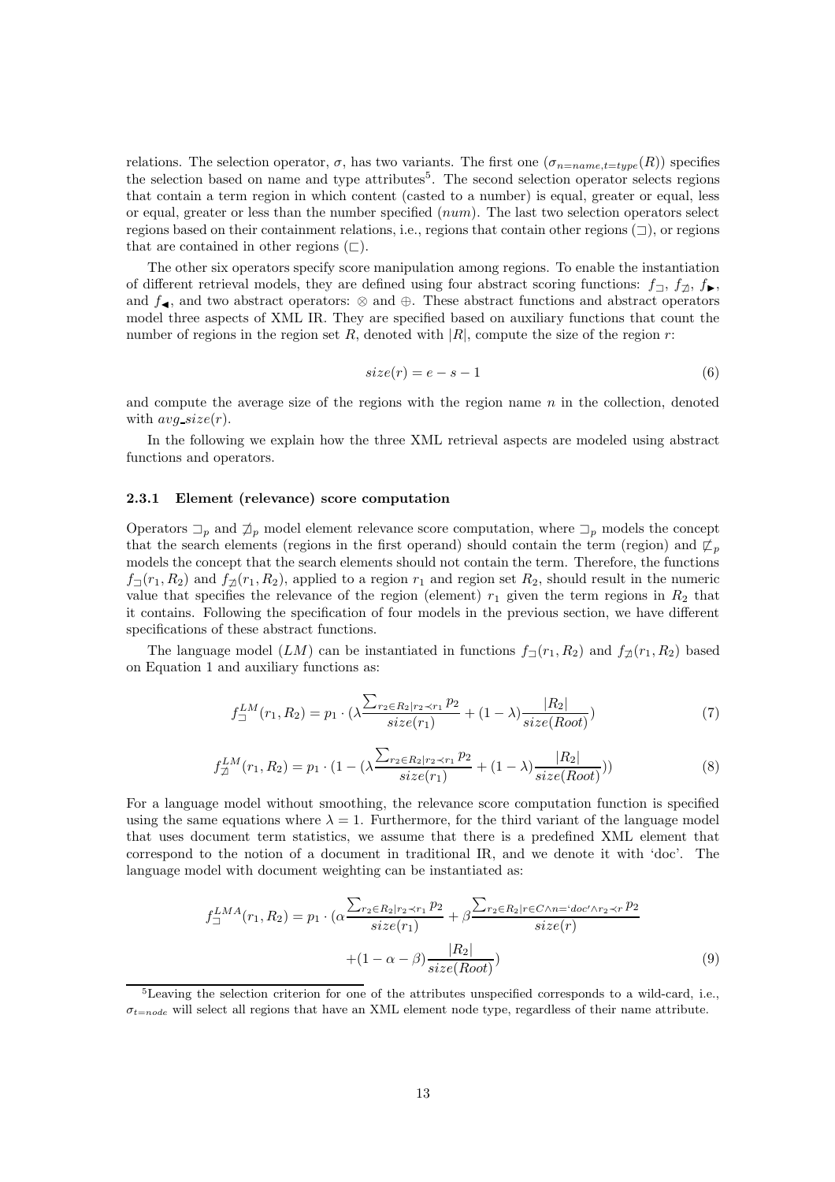relations. The selection operator, $\sigma$, has two variants. The first one ($\sigma_{n=name,t=type}(R)$) specifies the selection based on name and type attributes[5]. The second selection operator selects regions that contain a term region in which content (casted to a number) is equal, greater or equal, less or equal, greater or less than the number specified ($num$). The last two selection operators select regions based on their containment relations, i.e., regions that contain other regions ($\sqsupset$), or regions that are contained in other regions ($\sqsubset$).

The other six operators specify score manipulation among regions. To enable the instantiation of different retrieval models, they are defined using four abstract scoring functions: $f_{\sqsupset}$, $f_{\not\sqsupset}$, $f_{\blacktriangleright}$, and $f_{\blacktriangleleft}$, and two abstract operators: $\otimes$ and $\oplus$. These abstract functions and abstract operators model three aspects of XML IR. They are specified based on auxiliary functions that count the number of regions in the region set $R$, denoted with $|R|$, compute the size of the region $r$:

$$size(r) = e - s - 1 \tag{6}$$

and compute the average size of the regions with the region name $n$ in the collection, denoted with $avg\_size(r)$.

In the following we explain how the three XML retrieval aspects are modeled using abstract functions and operators.

### 2.3.1 Element (relevance) score computation

Operators $\sqsupset_p$ and $\not\sqsupset_p$ model element relevance score computation, where $\sqsupset_p$ models the concept that the search elements (regions in the first operand) should contain the term (region) and $\not\sqsubset_p$ models the concept that the search elements should not contain the term. Therefore, the functions $f_{\sqsupset}(r_1, R_2)$ and $f_{\not\sqsupset}(r_1, R_2)$, applied to a region $r_1$ and region set $R_2$, should result in the numeric value that specifies the relevance of the region (element) $r_1$ given the term regions in $R_2$ that it contains. Following the specification of four models in the previous section, we have different specifications of these abstract functions.

The language model ($LM$) can be instantiated in functions $f_{\sqsupset}(r_1, R_2)$ and $f_{\not\sqsupset}(r_1, R_2)$ based on Equation 1 and auxiliary functions as:

$$f^{LM}_{\sqsupset}(r_1, R_2) = p_1 \cdot (\lambda \frac{\sum_{r_2 \in R_2 | r_2 \prec r_1} p_2}{size(r_1)} + (1-\lambda)\frac{|R_2|}{size(Root)}) \tag{7}$$

$$f^{LM}_{\not\sqsupset}(r_1, R_2) = p_1 \cdot (1 - (\lambda \frac{\sum_{r_2 \in R_2 | r_2 \prec r_1} p_2}{size(r_1)} + (1-\lambda)\frac{|R_2|}{size(Root)})) \tag{8}$$

For a language model without smoothing, the relevance score computation function is specified using the same equations where $\lambda = 1$. Furthermore, for the third variant of the language model that uses document term statistics, we assume that there is a predefined XML element that correspond to the notion of a document in traditional IR, and we denote it with 'doc'. The language model with document weighting can be instantiated as:

$$f^{LMA}_{\sqsupset}(r_1, R_2) = p_1 \cdot (\alpha \frac{\sum_{r_2 \in R_2 | r_2 \prec r_1} p_2}{size(r_1)} + \beta \frac{\sum_{r_2 \in R_2 | r \in C \wedge n = \text{'}doc\text{'} \wedge r_2 \prec r} p_2}{size(r)}$$
$$+ (1 - \alpha - \beta)\frac{|R_2|}{size(Root)}) \tag{9}$$

[5] Leaving the selection criterion for one of the attributes unspecified corresponds to a wild-card, i.e., $\sigma_{t=node}$ will select all regions that have an XML element node type, regardless of their name attribute.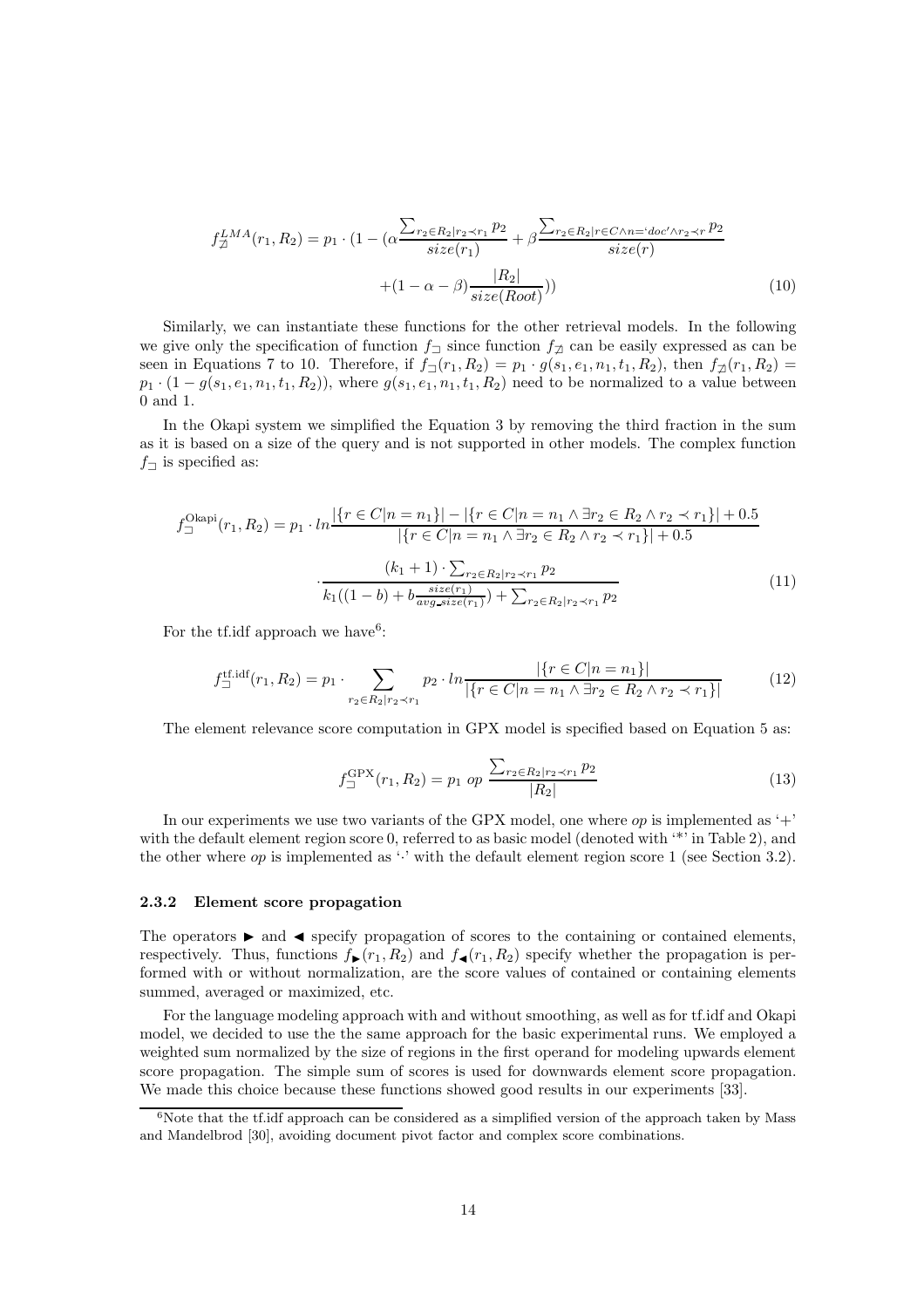$$f_{\not\sqsupset}^{LMA}(r_1, R_2) = p_1 \cdot (1 - (\alpha \frac{\sum_{r_2 \in R_2 | r_2 \prec r_1} p_2}{size(r_1)} + \beta \frac{\sum_{r_2 \in R_2 | r \in C \wedge n = \text{'}doc\text{'} \wedge r_2 \prec r} p_2}{size(r)}$$

$$+ (1 - \alpha - \beta) \frac{|R_2|}{size(Root)})) \tag{10}$$

Similarly, we can instantiate these functions for the other retrieval models. In the following we give only the specification of function $f_{\sqsupset}$ since function $f_{\not\sqsupset}$ can be easily expressed as can be seen in Equations 7 to 10. Therefore, if $f_{\sqsupset}(r_1, R_2) = p_1 \cdot g(s_1, e_1, n_1, t_1, R_2)$, then $f_{\not\sqsupset}(r_1, R_2) = p_1 \cdot (1 - g(s_1, e_1, n_1, t_1, R_2))$, where $g(s_1, e_1, n_1, t_1, R_2)$ need to be normalized to a value between 0 and 1.

In the Okapi system we simplified the Equation 3 by removing the third fraction in the sum as it is based on a size of the query and is not supported in other models. The complex function $f_{\sqsupset}$ is specified as:

$$f_{\sqsupset}^{\text{Okapi}}(r_1, R_2) = p_1 \cdot ln \frac{|\{r \in C | n = n_1\}| - |\{r \in C | n = n_1 \wedge \exists r_2 \in R_2 \wedge r_2 \prec r_1\}| + 0.5}{|\{r \in C | n = n_1 \wedge \exists r_2 \in R_2 \wedge r_2 \prec r_1\}| + 0.5}$$

$$\cdot \frac{(k_1 + 1) \cdot \sum_{r_2 \in R_2 | r_2 \prec r_1} p_2}{k_1((1 - b) + b \frac{size(r_1)}{avg\_size(r_1)}) + \sum_{r_2 \in R_2 | r_2 \prec r_1} p_2} \tag{11}$$

For the tf.idf approach we have[6]:

$$f_{\sqsupset}^{\text{tf.idf}}(r_1, R_2) = p_1 \cdot \sum_{r_2 \in R_2 | r_2 \prec r_1} p_2 \cdot ln \frac{|\{r \in C | n = n_1\}|}{|\{r \in C | n = n_1 \wedge \exists r_2 \in R_2 \wedge r_2 \prec r_1\}|} \tag{12}$$

The element relevance score computation in GPX model is specified based on Equation 5 as:

$$f_{\sqsupset}^{\text{GPX}}(r_1, R_2) = p_1 \; op \; \frac{\sum_{r_2 \in R_2 | r_2 \prec r_1} p_2}{|R_2|} \tag{13}$$

In our experiments we use two variants of the GPX model, one where *op* is implemented as '+' with the default element region score 0, referred to as basic model (denoted with '*' in Table 2), and the other where *op* is implemented as '·' with the default element region score 1 (see Section 3.2).

#### 2.3.2 Element score propagation

The operators $\blacktriangleright$ and $\blacktriangleleft$ specify propagation of scores to the containing or contained elements, respectively. Thus, functions $f_{\blacktriangleright}(r_1, R_2)$ and $f_{\blacktriangleleft}(r_1, R_2)$ specify whether the propagation is performed with or without normalization, are the score values of contained or containing elements summed, averaged or maximized, etc.

For the language modeling approach with and without smoothing, as well as for tf.idf and Okapi model, we decided to use the the same approach for the basic experimental runs. We employed a weighted sum normalized by the size of regions in the first operand for modeling upwards element score propagation. The simple sum of scores is used for downwards element score propagation. We made this choice because these functions showed good results in our experiments [33].

[6] Note that the tf.idf approach can be considered as a simplified version of the approach taken by Mass and Mandelbrod [30], avoiding document pivot factor and complex score combinations.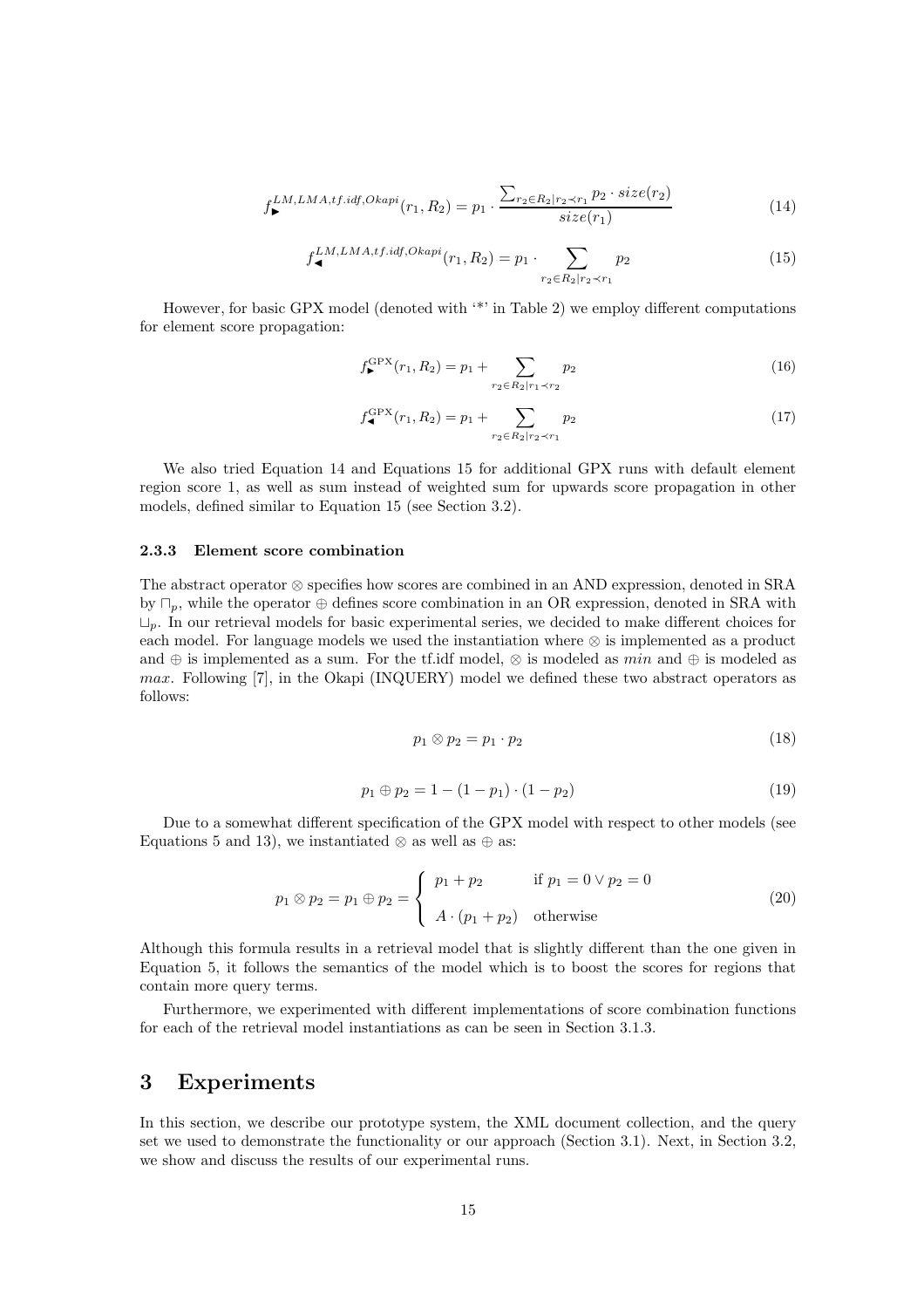$$f_{\blacktriangleright}^{LM,LMA,tf.idf,Okapi}(r_1, R_2) = p_1 \cdot \frac{\sum_{r_2 \in R_2 | r_2 \prec r_1} p_2 \cdot size(r_2)}{size(r_1)} \tag{14}$$

$$f_{\blacktriangleleft}^{LM,LMA,tf.idf,Okapi}(r_1, R_2) = p_1 \cdot \sum_{r_2 \in R_2 | r_2 \prec r_1} p_2 \tag{15}$$

However, for basic GPX model (denoted with '*' in Table 2) we employ different computations for element score propagation:

$$f_{\blacktriangleright}^{\text{GPX}}(r_1, R_2) = p_1 + \sum_{r_2 \in R_2 | r_1 \prec r_2} p_2 \tag{16}$$

$$f_{\blacktriangleleft}^{\text{GPX}}(r_1, R_2) = p_1 + \sum_{r_2 \in R_2 | r_2 \prec r_1} p_2 \tag{17}$$

We also tried Equation 14 and Equations 15 for additional GPX runs with default element region score 1, as well as sum instead of weighted sum for upwards score propagation in other models, defined similar to Equation 15 (see Section 3.2).

### 2.3.3 Element score combination

The abstract operator $\otimes$ specifies how scores are combined in an AND expression, denoted in SRA by $\sqcap_p$, while the operator $\oplus$ defines score combination in an OR expression, denoted in SRA with $\sqcup_p$. In our retrieval models for basic experimental series, we decided to make different choices for each model. For language models we used the instantiation where $\otimes$ is implemented as a product and $\oplus$ is implemented as a sum. For the tf.idf model, $\otimes$ is modeled as $min$ and $\oplus$ is modeled as $max$. Following [7], in the Okapi (INQUERY) model we defined these two abstract operators as follows:

$$p_1 \otimes p_2 = p_1 \cdot p_2 \tag{18}$$

$$p_1 \oplus p_2 = 1 - (1 - p_1) \cdot (1 - p_2) \tag{19}$$

Due to a somewhat different specification of the GPX model with respect to other models (see Equations 5 and 13), we instantiated $\otimes$ as well as $\oplus$ as:

$$p_1 \otimes p_2 = p_1 \oplus p_2 = \begin{cases} p_1 + p_2 & \text{if } p_1 = 0 \vee p_2 = 0 \\ A \cdot (p_1 + p_2) & \text{otherwise} \end{cases} \tag{20}$$

Although this formula results in a retrieval model that is slightly different than the one given in Equation 5, it follows the semantics of the model which is to boost the scores for regions that contain more query terms.

Furthermore, we experimented with different implementations of score combination functions for each of the retrieval model instantiations as can be seen in Section 3.1.3.

## 3 Experiments

In this section, we describe our prototype system, the XML document collection, and the query set we used to demonstrate the functionality or our approach (Section 3.1). Next, in Section 3.2, we show and discuss the results of our experimental runs.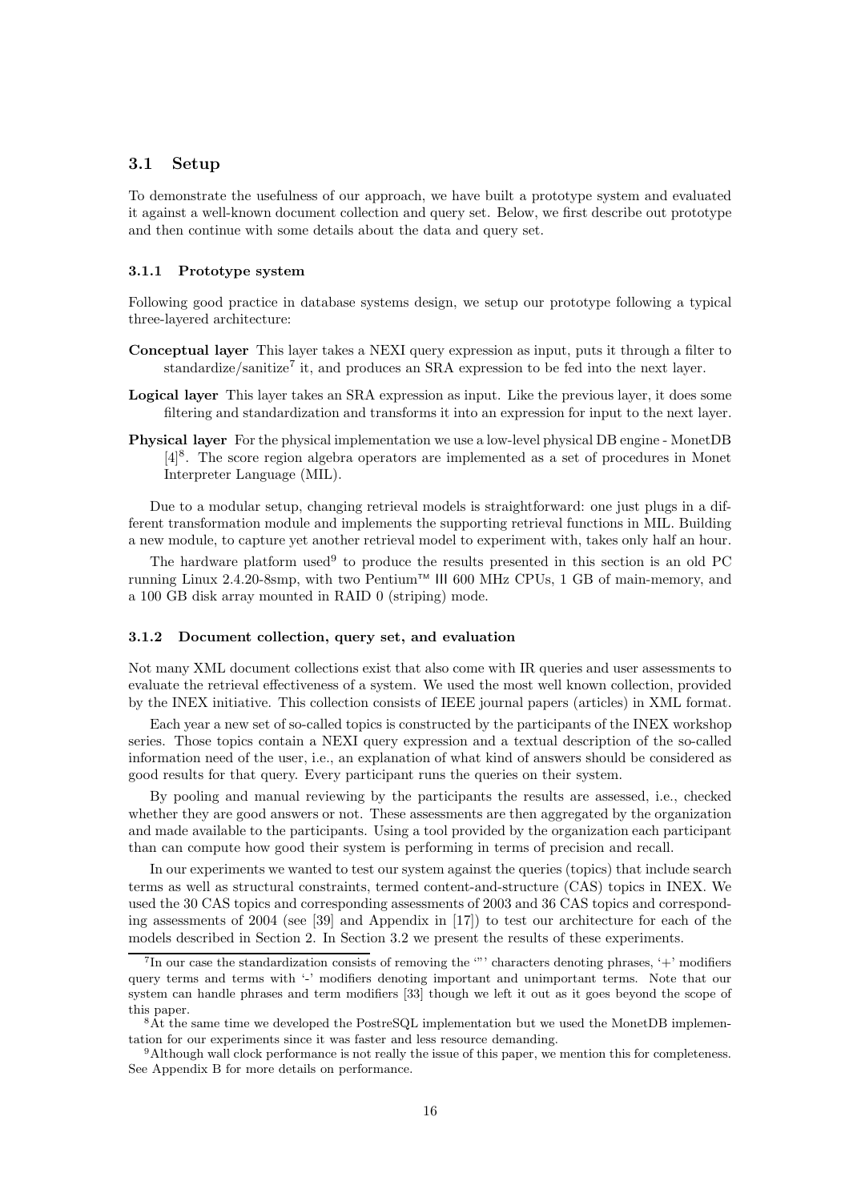## 3.1 Setup

To demonstrate the usefulness of our approach, we have built a prototype system and evaluated it against a well-known document collection and query set. Below, we first describe out prototype and then continue with some details about the data and query set.

### 3.1.1 Prototype system

Following good practice in database systems design, we setup our prototype following a typical three-layered architecture:

**Conceptual layer** This layer takes a NEXI query expression as input, puts it through a filter to standardize/sanitize[7] it, and produces an SRA expression to be fed into the next layer.

**Logical layer** This layer takes an SRA expression as input. Like the previous layer, it does some filtering and standardization and transforms it into an expression for input to the next layer.

**Physical layer** For the physical implementation we use a low-level physical DB engine - MonetDB [4][8]. The score region algebra operators are implemented as a set of procedures in Monet Interpreter Language (MIL).

Due to a modular setup, changing retrieval models is straightforward: one just plugs in a different transformation module and implements the supporting retrieval functions in MIL. Building a new module, to capture yet another retrieval model to experiment with, takes only half an hour.

The hardware platform used[9] to produce the results presented in this section is an old PC running Linux 2.4.20-8smp, with two Pentium™ III 600 MHz CPUs, 1 GB of main-memory, and a 100 GB disk array mounted in RAID 0 (striping) mode.

### 3.1.2 Document collection, query set, and evaluation

Not many XML document collections exist that also come with IR queries and user assessments to evaluate the retrieval effectiveness of a system. We used the most well known collection, provided by the INEX initiative. This collection consists of IEEE journal papers (articles) in XML format.

Each year a new set of so-called topics is constructed by the participants of the INEX workshop series. Those topics contain a NEXI query expression and a textual description of the so-called information need of the user, i.e., an explanation of what kind of answers should be considered as good results for that query. Every participant runs the queries on their system.

By pooling and manual reviewing by the participants the results are assessed, i.e., checked whether they are good answers or not. These assessments are then aggregated by the organization and made available to the participants. Using a tool provided by the organization each participant than can compute how good their system is performing in terms of precision and recall.

In our experiments we wanted to test our system against the queries (topics) that include search terms as well as structural constraints, termed content-and-structure (CAS) topics in INEX. We used the 30 CAS topics and corresponding assessments of 2003 and 36 CAS topics and corresponding assessments of 2004 (see [39] and Appendix in [17]) to test our architecture for each of the models described in Section 2. In Section 3.2 we present the results of these experiments.

---

[7] In our case the standardization consists of removing the '"' characters denoting phrases, '+' modifiers query terms and terms with '-' modifiers denoting important and unimportant terms. Note that our system can handle phrases and term modifiers [33] though we left it out as it goes beyond the scope of this paper.

[8] At the same time we developed the PostreSQL implementation but we used the MonetDB implementation for our experiments since it was faster and less resource demanding.

[9] Although wall clock performance is not really the issue of this paper, we mention this for completeness. See Appendix B for more details on performance.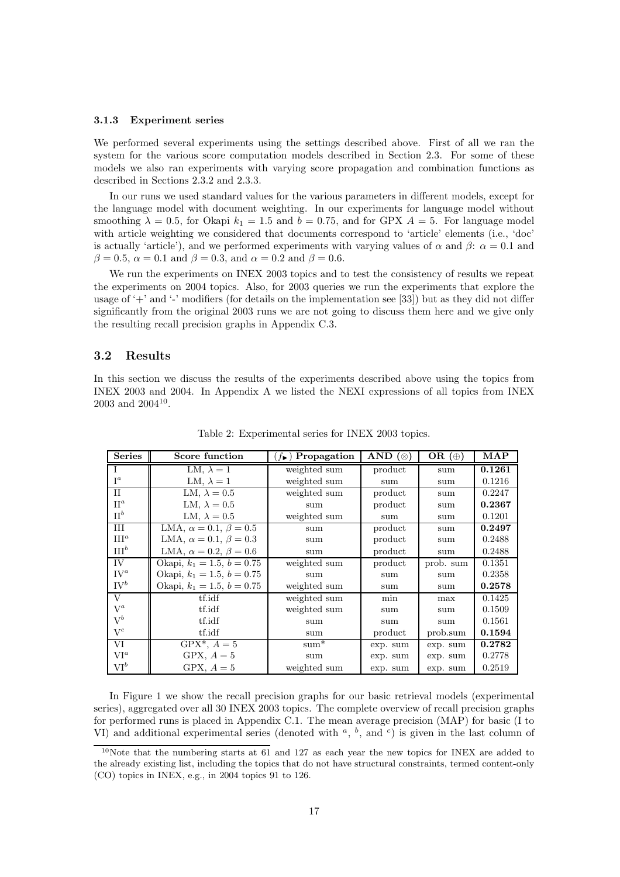### 3.1.3 Experiment series

We performed several experiments using the settings described above. First of all we ran the system for the various score computation models described in Section 2.3. For some of these models we also ran experiments with varying score propagation and combination functions as described in Sections 2.3.2 and 2.3.3.

In our runs we used standard values for the various parameters in different models, except for the language model with document weighting. In our experiments for language model without smoothing $\lambda = 0.5$, for Okapi $k_1 = 1.5$ and $b = 0.75$, and for GPX $A = 5$. For language model with article weighting we considered that documents correspond to 'article' elements (i.e., 'doc' is actually 'article'), and we performed experiments with varying values of $\alpha$ and $\beta$: $\alpha = 0.1$ and $\beta = 0.5$, $\alpha = 0.1$ and $\beta = 0.3$, and $\alpha = 0.2$ and $\beta = 0.6$.

We run the experiments on INEX 2003 topics and to test the consistency of results we repeat the experiments on 2004 topics. Also, for 2003 queries we run the experiments that explore the usage of '+' and '-' modifiers (for details on the implementation see [33]) but as they did not differ significantly from the original 2003 runs we are not going to discuss them here and we give only the resulting recall precision graphs in Appendix C.3.

## 3.2 Results

In this section we discuss the results of the experiments described above using the topics from INEX 2003 and 2004. In Appendix A we listed the NEXI expressions of all topics from INEX 2003 and 2004[10].

Table 2: Experimental series for INEX 2003 topics.

| Series | Score function | ($f_\blacktriangleright$) Propagation | AND ($\otimes$) | OR ($\oplus$) | MAP |
|---|---|---|---|---|---|
| I | LM, $\lambda = 1$ | weighted sum | product | sum | **0.1261** |
| $\text{I}^a$ | LM, $\lambda = 1$ | weighted sum | sum | sum | 0.1216 |
| II | LM, $\lambda = 0.5$ | weighted sum | product | sum | 0.2247 |
| $\text{II}^a$ | LM, $\lambda = 0.5$ | sum | product | sum | **0.2367** |
| $\text{II}^b$ | LM, $\lambda = 0.5$ | weighted sum | sum | sum | 0.1201 |
| III | LMA, $\alpha = 0.1$, $\beta = 0.5$ | sum | product | sum | **0.2497** |
| $\text{III}^a$ | LMA, $\alpha = 0.1$, $\beta = 0.3$ | sum | product | sum | 0.2488 |
| $\text{III}^b$ | LMA, $\alpha = 0.2$, $\beta = 0.6$ | sum | product | sum | 0.2488 |
| IV | Okapi, $k_1 = 1.5$, $b = 0.75$ | weighted sum | product | prob. sum | 0.1351 |
| $\text{IV}^a$ | Okapi, $k_1 = 1.5$, $b = 0.75$ | sum | sum | sum | 0.2358 |
| $\text{IV}^b$ | Okapi, $k_1 = 1.5$, $b = 0.75$ | weighted sum | sum | sum | **0.2578** |
| V | tf.idf | weighted sum | min | max | 0.1425 |
| $\text{V}^a$ | tf.idf | weighted sum | sum | sum | 0.1509 |
| $\text{V}^b$ | tf.idf | sum | sum | sum | 0.1561 |
| $\text{V}^c$ | tf.idf | sum | product | prob.sum | **0.1594** |
| VI | GPX*, $A = 5$ | sum* | exp. sum | exp. sum | **0.2782** |
| $\text{VI}^a$ | GPX, $A = 5$ | sum | exp. sum | exp. sum | 0.2778 |
| $\text{VI}^b$ | GPX, $A = 5$ | weighted sum | exp. sum | exp. sum | 0.2519 |

In Figure 1 we show the recall precision graphs for our basic retrieval models (experimental series), aggregated over all 30 INEX 2003 topics. The complete overview of recall precision graphs for performed runs is placed in Appendix C.1. The mean average precision (MAP) for basic (I to VI) and additional experimental series (denoted with $^a$, $^b$, and $^c$) is given in the last column of

[10] Note that the numbering starts at 61 and 127 as each year the new topics for INEX are added to the already existing list, including the topics that do not have structural constraints, termed content-only (CO) topics in INEX, e.g., in 2004 topics 91 to 126.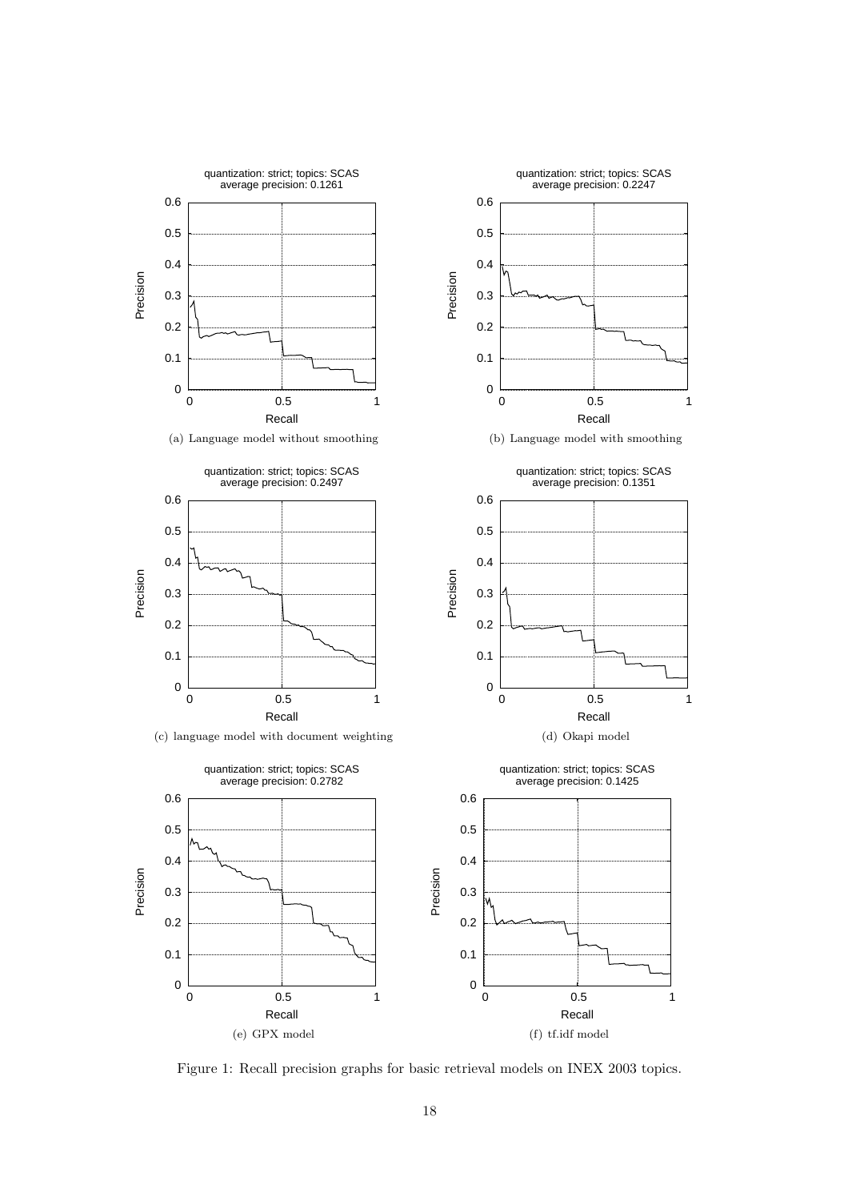quantization: strict; topics: SCAS
average precision: 0.1261

(a) Language model without smoothing

quantization: strict; topics: SCAS
average precision: 0.2247

(b) Language model with smoothing

quantization: strict; topics: SCAS
average precision: 0.2497

(c) language model with document weighting

quantization: strict; topics: SCAS
average precision: 0.1351

(d) Okapi model

quantization: strict; topics: SCAS
average precision: 0.2782

(e) GPX model

quantization: strict; topics: SCAS
average precision: 0.1425

(f) tf.idf model

Figure 1: Recall precision graphs for basic retrieval models on INEX 2003 topics.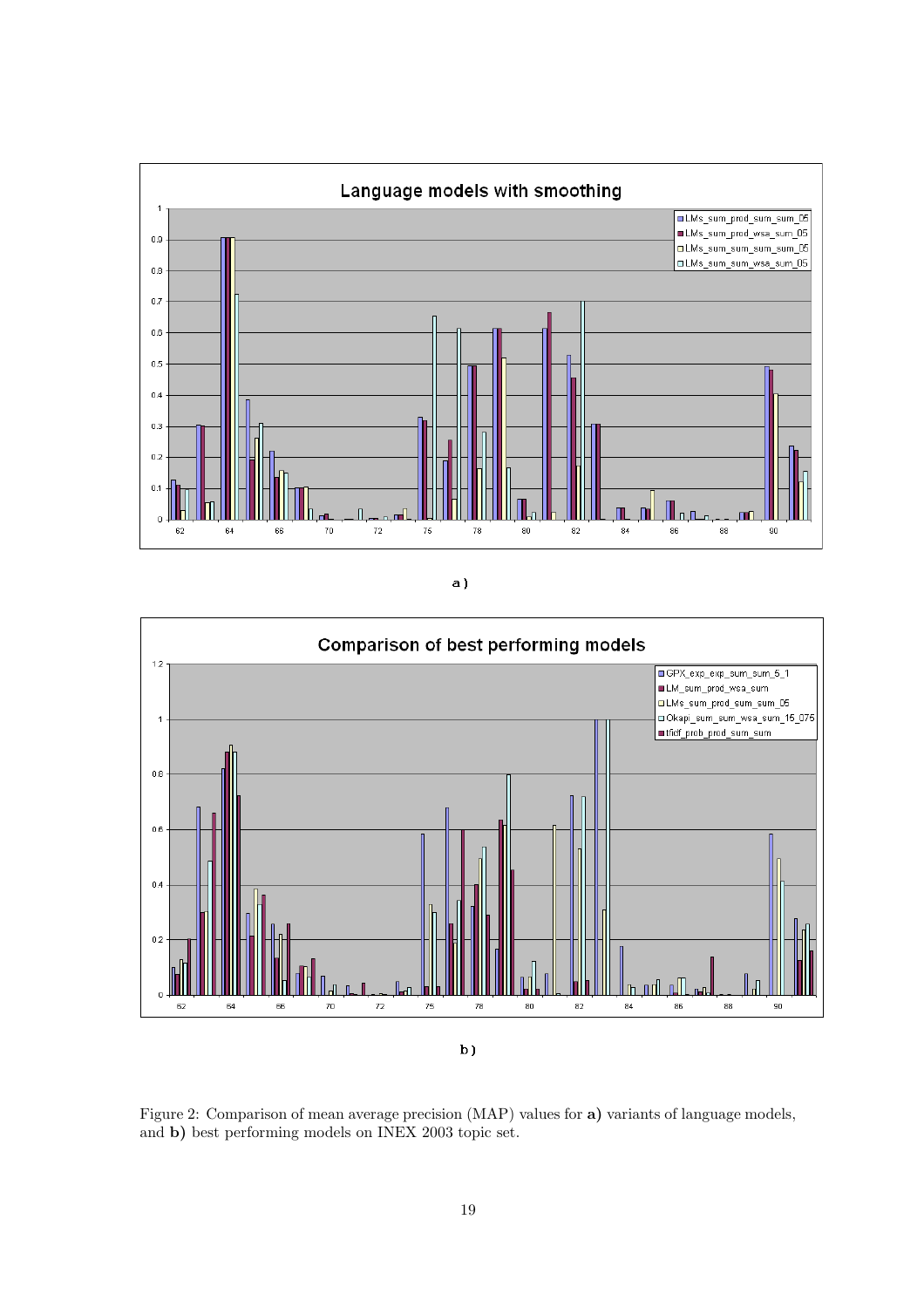Figure 2: Comparison of mean average precision (MAP) values for **a)** variants of language models, and **b)** best performing models on INEX 2003 topic set.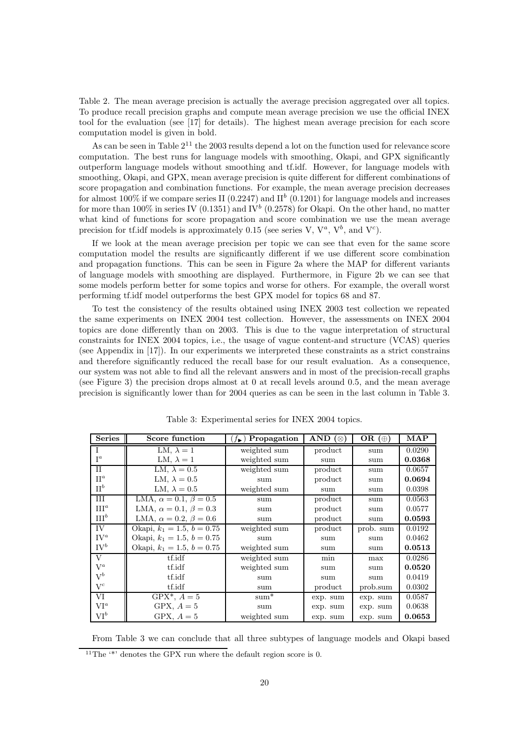Table 2. The mean average precision is actually the average precision aggregated over all topics. To produce recall precision graphs and compute mean average precision we use the official INEX tool for the evaluation (see [17] for details). The highest mean average precision for each score computation model is given in bold.

As can be seen in Table 2[11] the 2003 results depend a lot on the function used for relevance score computation. The best runs for language models with smoothing, Okapi, and GPX significantly outperform language models without smoothing and tf.idf. However, for language models with smoothing, Okapi, and GPX, mean average precision is quite different for different combinations of score propagation and combination functions. For example, the mean average precision decreases for almost 100% if we compare series II (0.2247) and $\text{II}^b$ (0.1201) for language models and increases for more than 100% in series IV (0.1351) and $\text{IV}^b$ (0.2578) for Okapi. On the other hand, no matter what kind of functions for score propagation and score combination we use the mean average precision for tf.idf models is approximately 0.15 (see series V, $\text{V}^a$, $\text{V}^b$, and $\text{V}^c$).

If we look at the mean average precision per topic we can see that even for the same score computation model the results are significantly different if we use different score combination and propagation functions. This can be seen in Figure 2a where the MAP for different variants of language models with smoothing are displayed. Furthermore, in Figure 2b we can see that some models perform better for some topics and worse for others. For example, the overall worst performing tf.idf model outperforms the best GPX model for topics 68 and 87.

To test the consistency of the results obtained using INEX 2003 test collection we repeated the same experiments on INEX 2004 test collection. However, the assessments on INEX 2004 topics are done differently than on 2003. This is due to the vague interpretation of structural constraints for INEX 2004 topics, i.e., the usage of vague content-and structure (VCAS) queries (see Appendix in [17]). In our experiments we interpreted these constraints as a strict constrains and therefore significantly reduced the recall base for our result evaluation. As a consequence, our system was not able to find all the relevant answers and in most of the precision-recall graphs (see Figure 3) the precision drops almost at 0 at recall levels around 0.5, and the mean average precision is significantly lower than for 2004 queries as can be seen in the last column in Table 3.

Table 3: Experimental series for INEX 2004 topics.

| **Series** | **Score function** | ($f_\blacktriangleright$) **Propagation** | **AND** ($\otimes$) | **OR** ($\oplus$) | **MAP** |
|---|---|---|---|---|---|
| I | LM, $\lambda = 1$ | weighted sum | product | sum | 0.0290 |
| $\text{I}^a$ | LM, $\lambda = 1$ | weighted sum | sum | sum | **0.0368** |
| II | LM, $\lambda = 0.5$ | weighted sum | product | sum | 0.0657 |
| $\text{II}^a$ | LM, $\lambda = 0.5$ | sum | product | sum | **0.0694** |
| $\text{II}^b$ | LM, $\lambda = 0.5$ | weighted sum | sum | sum | 0.0398 |
| III | LMA, $\alpha = 0.1$, $\beta = 0.5$ | sum | product | sum | 0.0563 |
| $\text{III}^a$ | LMA, $\alpha = 0.1$, $\beta = 0.3$ | sum | product | sum | 0.0577 |
| $\text{III}^b$ | LMA, $\alpha = 0.2$, $\beta = 0.6$ | sum | product | sum | **0.0593** |
| IV | Okapi, $k_1 = 1.5$, $b = 0.75$ | weighted sum | product | prob. sum | 0.0192 |
| $\text{IV}^a$ | Okapi, $k_1 = 1.5$, $b = 0.75$ | sum | sum | sum | 0.0462 |
| $\text{IV}^b$ | Okapi, $k_1 = 1.5$, $b = 0.75$ | weighted sum | sum | sum | **0.0513** |
| V | tf.idf | weighted sum | min | max | 0.0286 |
| $\text{V}^a$ | tf.idf | weighted sum | sum | sum | **0.0520** |
| $\text{V}^b$ | tf.idf | sum | sum | sum | 0.0419 |
| $\text{V}^c$ | tf.idf | sum | product | prob.sum | 0.0302 |
| VI | GPX*, $A = 5$ | sum* | exp. sum | exp. sum | 0.0587 |
| $\text{VI}^a$ | GPX, $A = 5$ | sum | exp. sum | exp. sum | 0.0638 |
| $\text{VI}^b$ | GPX, $A = 5$ | weighted sum | exp. sum | exp. sum | **0.0653** |

From Table 3 we can conclude that all three subtypes of language models and Okapi based

[11] The '*' denotes the GPX run where the default region score is 0.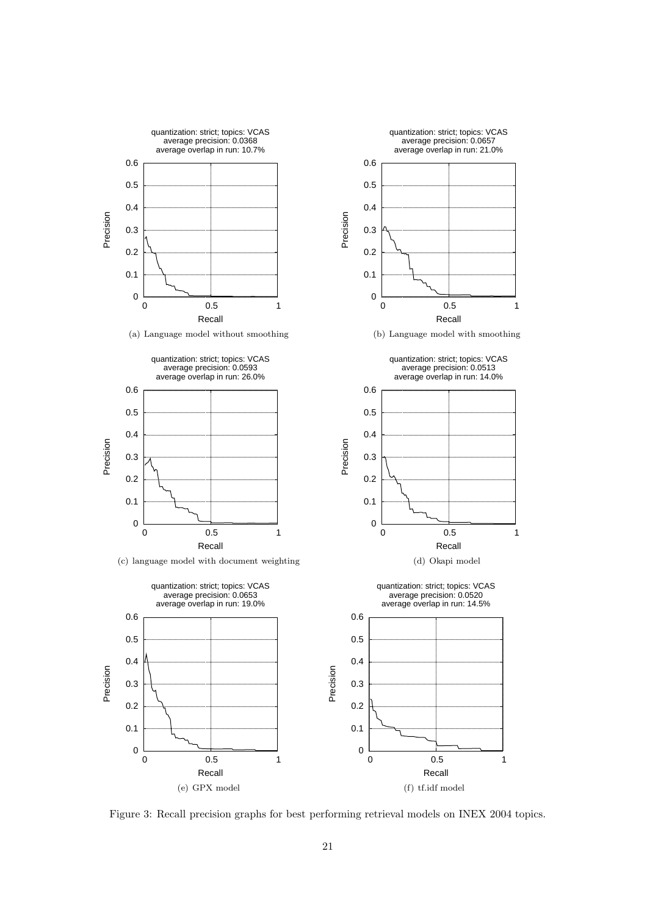quantization: strict; topics: VCAS
average precision: 0.0368
average overlap in run: 10.7%

(a) Language model without smoothing

quantization: strict; topics: VCAS
average precision: 0.0657
average overlap in run: 21.0%

(b) Language model with smoothing

quantization: strict; topics: VCAS
average precision: 0.0593
average overlap in run: 26.0%

(c) language model with document weighting

quantization: strict; topics: VCAS
average precision: 0.0513
average overlap in run: 14.0%

(d) Okapi model

quantization: strict; topics: VCAS
average precision: 0.0653
average overlap in run: 19.0%

(e) GPX model

quantization: strict; topics: VCAS
average precision: 0.0520
average overlap in run: 14.5%

(f) tf.idf model

Figure 3: Recall precision graphs for best performing retrieval models on INEX 2004 topics.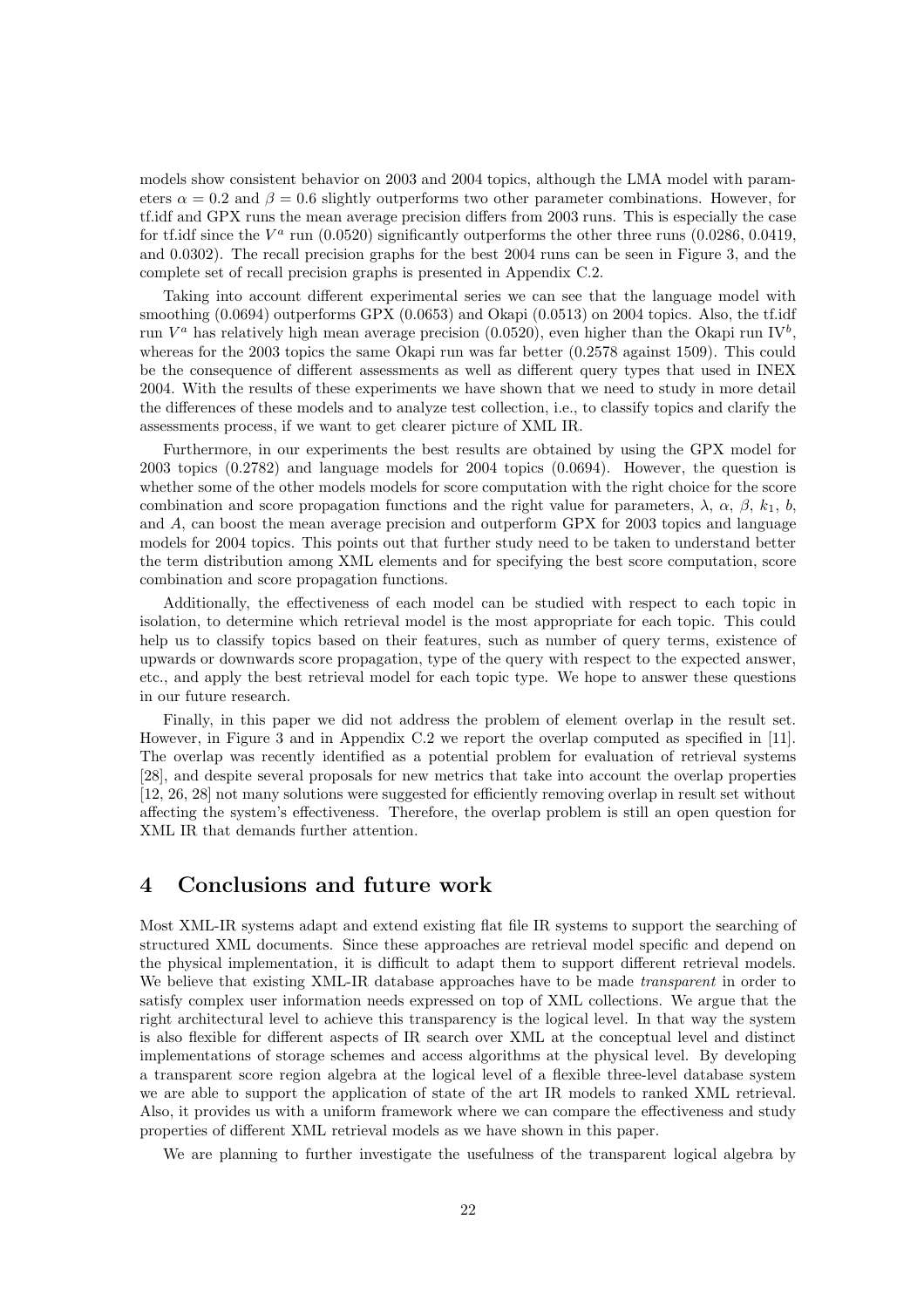models show consistent behavior on 2003 and 2004 topics, although the LMA model with parameters $\alpha = 0.2$ and $\beta = 0.6$ slightly outperforms two other parameter combinations. However, for tf.idf and GPX runs the mean average precision differs from 2003 runs. This is especially the case for tf.idf since the $V^a$ run (0.0520) significantly outperforms the other three runs (0.0286, 0.0419, and 0.0302). The recall precision graphs for the best 2004 runs can be seen in Figure 3, and the complete set of recall precision graphs is presented in Appendix C.2.

Taking into account different experimental series we can see that the language model with smoothing (0.0694) outperforms GPX (0.0653) and Okapi (0.0513) on 2004 topics. Also, the tf.idf run $V^a$ has relatively high mean average precision (0.0520), even higher than the Okapi run $\text{IV}^b$, whereas for the 2003 topics the same Okapi run was far better (0.2578 against 1509). This could be the consequence of different assessments as well as different query types that used in INEX 2004. With the results of these experiments we have shown that we need to study in more detail the differences of these models and to analyze test collection, i.e., to classify topics and clarify the assessments process, if we want to get clearer picture of XML IR.

Furthermore, in our experiments the best results are obtained by using the GPX model for 2003 topics (0.2782) and language models for 2004 topics (0.0694). However, the question is whether some of the other models models for score computation with the right choice for the score combination and score propagation functions and the right value for parameters, $\lambda$, $\alpha$, $\beta$, $k_1$, $b$, and $A$, can boost the mean average precision and outperform GPX for 2003 topics and language models for 2004 topics. This points out that further study need to be taken to understand better the term distribution among XML elements and for specifying the best score computation, score combination and score propagation functions.

Additionally, the effectiveness of each model can be studied with respect to each topic in isolation, to determine which retrieval model is the most appropriate for each topic. This could help us to classify topics based on their features, such as number of query terms, existence of upwards or downwards score propagation, type of the query with respect to the expected answer, etc., and apply the best retrieval model for each topic type. We hope to answer these questions in our future research.

Finally, in this paper we did not address the problem of element overlap in the result set. However, in Figure 3 and in Appendix C.2 we report the overlap computed as specified in [11]. The overlap was recently identified as a potential problem for evaluation of retrieval systems [28], and despite several proposals for new metrics that take into account the overlap properties [12, 26, 28] not many solutions were suggested for efficiently removing overlap in result set without affecting the system's effectiveness. Therefore, the overlap problem is still an open question for XML IR that demands further attention.

## 4 Conclusions and future work

Most XML-IR systems adapt and extend existing flat file IR systems to support the searching of structured XML documents. Since these approaches are retrieval model specific and depend on the physical implementation, it is difficult to adapt them to support different retrieval models. We believe that existing XML-IR database approaches have to be made *transparent* in order to satisfy complex user information needs expressed on top of XML collections. We argue that the right architectural level to achieve this transparency is the logical level. In that way the system is also flexible for different aspects of IR search over XML at the conceptual level and distinct implementations of storage schemes and access algorithms at the physical level. By developing a transparent score region algebra at the logical level of a flexible three-level database system we are able to support the application of state of the art IR models to ranked XML retrieval. Also, it provides us with a uniform framework where we can compare the effectiveness and study properties of different XML retrieval models as we have shown in this paper.

We are planning to further investigate the usefulness of the transparent logical algebra by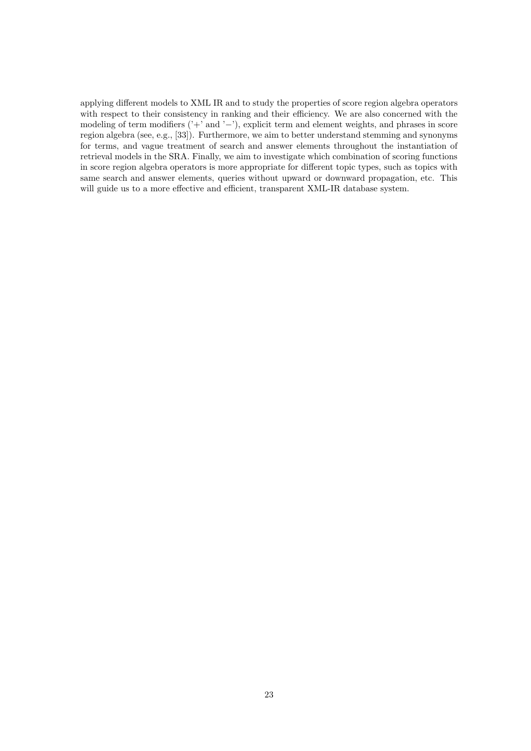applying different models to XML IR and to study the properties of score region algebra operators with respect to their consistency in ranking and their efficiency. We are also concerned with the modeling of term modifiers ('+' and '−'), explicit term and element weights, and phrases in score region algebra (see, e.g., [33]). Furthermore, we aim to better understand stemming and synonyms for terms, and vague treatment of search and answer elements throughout the instantiation of retrieval models in the SRA. Finally, we aim to investigate which combination of scoring functions in score region algebra operators is more appropriate for different topic types, such as topics with same search and answer elements, queries without upward or downward propagation, etc. This will guide us to a more effective and efficient, transparent XML-IR database system.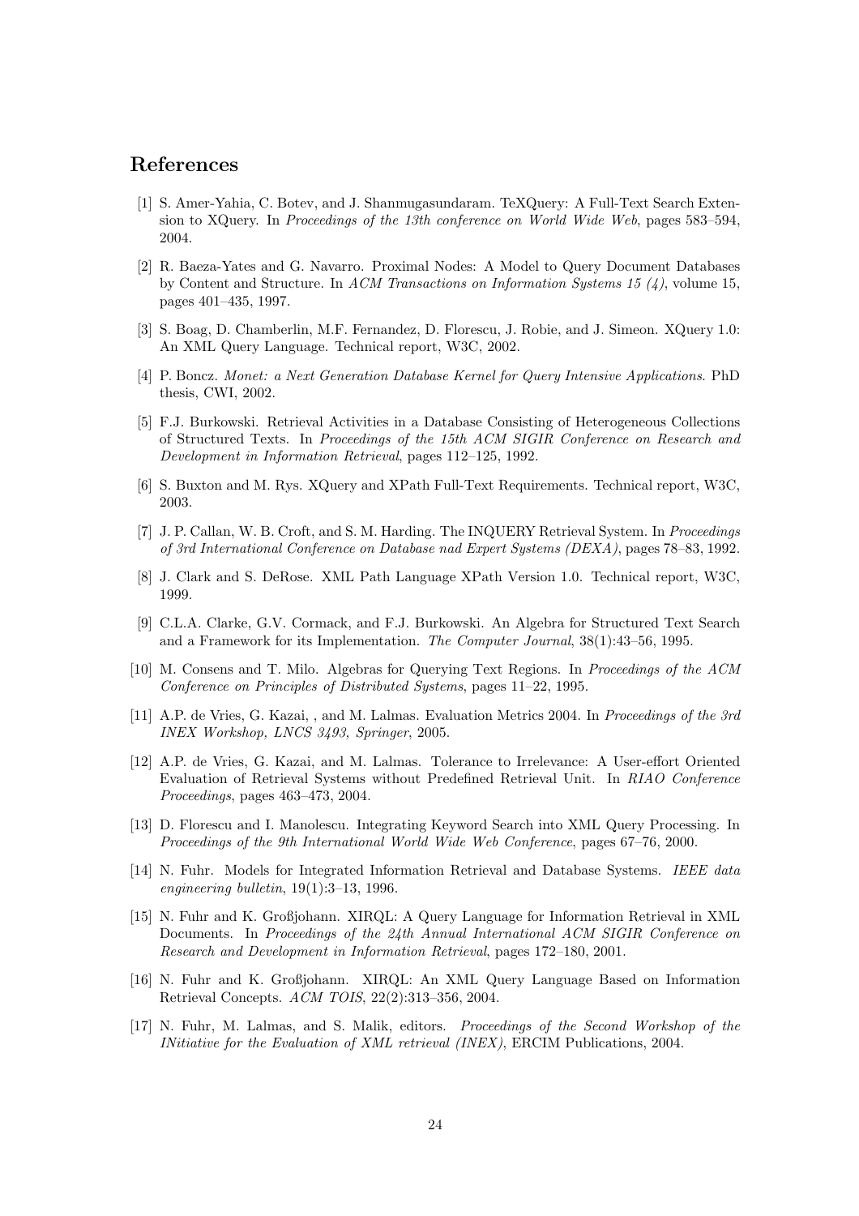## References

[1] S. Amer-Yahia, C. Botev, and J. Shanmugasundaram. TeXQuery: A Full-Text Search Extension to XQuery. In *Proceedings of the 13th conference on World Wide Web*, pages 583–594, 2004.

[2] R. Baeza-Yates and G. Navarro. Proximal Nodes: A Model to Query Document Databases by Content and Structure. In *ACM Transactions on Information Systems 15 (4)*, volume 15, pages 401–435, 1997.

[3] S. Boag, D. Chamberlin, M.F. Fernandez, D. Florescu, J. Robie, and J. Simeon. XQuery 1.0: An XML Query Language. Technical report, W3C, 2002.

[4] P. Boncz. *Monet: a Next Generation Database Kernel for Query Intensive Applications*. PhD thesis, CWI, 2002.

[5] F.J. Burkowski. Retrieval Activities in a Database Consisting of Heterogeneous Collections of Structured Texts. In *Proceedings of the 15th ACM SIGIR Conference on Research and Development in Information Retrieval*, pages 112–125, 1992.

[6] S. Buxton and M. Rys. XQuery and XPath Full-Text Requirements. Technical report, W3C, 2003.

[7] J. P. Callan, W. B. Croft, and S. M. Harding. The INQUERY Retrieval System. In *Proceedings of 3rd International Conference on Database nad Expert Systems (DEXA)*, pages 78–83, 1992.

[8] J. Clark and S. DeRose. XML Path Language XPath Version 1.0. Technical report, W3C, 1999.

[9] C.L.A. Clarke, G.V. Cormack, and F.J. Burkowski. An Algebra for Structured Text Search and a Framework for its Implementation. *The Computer Journal*, 38(1):43–56, 1995.

[10] M. Consens and T. Milo. Algebras for Querying Text Regions. In *Proceedings of the ACM Conference on Principles of Distributed Systems*, pages 11–22, 1995.

[11] A.P. de Vries, G. Kazai, , and M. Lalmas. Evaluation Metrics 2004. In *Proceedings of the 3rd INEX Workshop, LNCS 3493, Springer*, 2005.

[12] A.P. de Vries, G. Kazai, and M. Lalmas. Tolerance to Irrelevance: A User-effort Oriented Evaluation of Retrieval Systems without Predefined Retrieval Unit. In *RIAO Conference Proceedings*, pages 463–473, 2004.

[13] D. Florescu and I. Manolescu. Integrating Keyword Search into XML Query Processing. In *Proceedings of the 9th International World Wide Web Conference*, pages 67–76, 2000.

[14] N. Fuhr. Models for Integrated Information Retrieval and Database Systems. *IEEE data engineering bulletin*, 19(1):3–13, 1996.

[15] N. Fuhr and K. Großjohann. XIRQL: A Query Language for Information Retrieval in XML Documents. In *Proceedings of the 24th Annual International ACM SIGIR Conference on Research and Development in Information Retrieval*, pages 172–180, 2001.

[16] N. Fuhr and K. Großjohann. XIRQL: An XML Query Language Based on Information Retrieval Concepts. *ACM TOIS*, 22(2):313–356, 2004.

[17] N. Fuhr, M. Lalmas, and S. Malik, editors. *Proceedings of the Second Workshop of the INitiative for the Evaluation of XML retrieval (INEX)*, ERCIM Publications, 2004.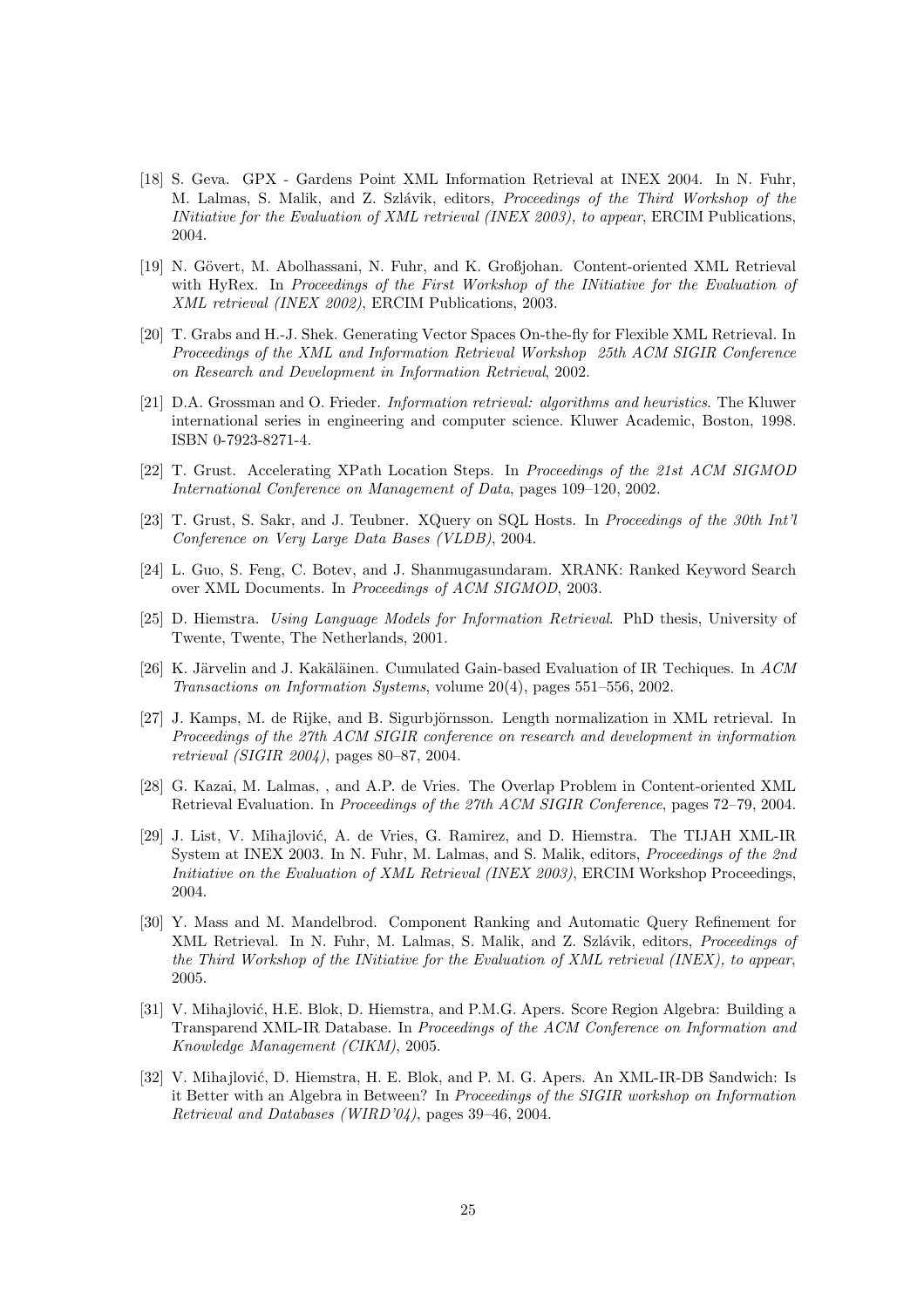[18] S. Geva. GPX - Gardens Point XML Information Retrieval at INEX 2004. In N. Fuhr, M. Lalmas, S. Malik, and Z. Szlávik, editors, *Proceedings of the Third Workshop of the INitiative for the Evaluation of XML retrieval (INEX 2003), to appear*, ERCIM Publications, 2004.

[19] N. Gövert, M. Abolhassani, N. Fuhr, and K. Großjohan. Content-oriented XML Retrieval with HyRex. In *Proceedings of the First Workshop of the INitiative for the Evaluation of XML retrieval (INEX 2002)*, ERCIM Publications, 2003.

[20] T. Grabs and H.-J. Shek. Generating Vector Spaces On-the-fly for Flexible XML Retrieval. In *Proceedings of the XML and Information Retrieval Workshop 25th ACM SIGIR Conference on Research and Development in Information Retrieval*, 2002.

[21] D.A. Grossman and O. Frieder. *Information retrieval: algorithms and heuristics*. The Kluwer international series in engineering and computer science. Kluwer Academic, Boston, 1998. ISBN 0-7923-8271-4.

[22] T. Grust. Accelerating XPath Location Steps. In *Proceedings of the 21st ACM SIGMOD International Conference on Management of Data*, pages 109–120, 2002.

[23] T. Grust, S. Sakr, and J. Teubner. XQuery on SQL Hosts. In *Proceedings of the 30th Int'l Conference on Very Large Data Bases (VLDB)*, 2004.

[24] L. Guo, S. Feng, C. Botev, and J. Shanmugasundaram. XRANK: Ranked Keyword Search over XML Documents. In *Proceedings of ACM SIGMOD*, 2003.

[25] D. Hiemstra. *Using Language Models for Information Retrieval*. PhD thesis, University of Twente, Twente, The Netherlands, 2001.

[26] K. Järvelin and J. Kakäläinen. Cumulated Gain-based Evaluation of IR Techiques. In *ACM Transactions on Information Systems*, volume 20(4), pages 551–556, 2002.

[27] J. Kamps, M. de Rijke, and B. Sigurbjörnsson. Length normalization in XML retrieval. In *Proceedings of the 27th ACM SIGIR conference on research and development in information retrieval (SIGIR 2004)*, pages 80–87, 2004.

[28] G. Kazai, M. Lalmas, , and A.P. de Vries. The Overlap Problem in Content-oriented XML Retrieval Evaluation. In *Proceedings of the 27th ACM SIGIR Conference*, pages 72–79, 2004.

[29] J. List, V. Mihajlović, A. de Vries, G. Ramirez, and D. Hiemstra. The TIJAH XML-IR System at INEX 2003. In N. Fuhr, M. Lalmas, and S. Malik, editors, *Proceedings of the 2nd Initiative on the Evaluation of XML Retrieval (INEX 2003)*, ERCIM Workshop Proceedings, 2004.

[30] Y. Mass and M. Mandelbrod. Component Ranking and Automatic Query Refinement for XML Retrieval. In N. Fuhr, M. Lalmas, S. Malik, and Z. Szlávik, editors, *Proceedings of the Third Workshop of the INitiative for the Evaluation of XML retrieval (INEX), to appear*, 2005.

[31] V. Mihajlović, H.E. Blok, D. Hiemstra, and P.M.G. Apers. Score Region Algebra: Building a Transparend XML-IR Database. In *Proceedings of the ACM Conference on Information and Knowledge Management (CIKM)*, 2005.

[32] V. Mihajlović, D. Hiemstra, H. E. Blok, and P. M. G. Apers. An XML-IR-DB Sandwich: Is it Better with an Algebra in Between? In *Proceedings of the SIGIR workshop on Information Retrieval and Databases (WIRD'04)*, pages 39–46, 2004.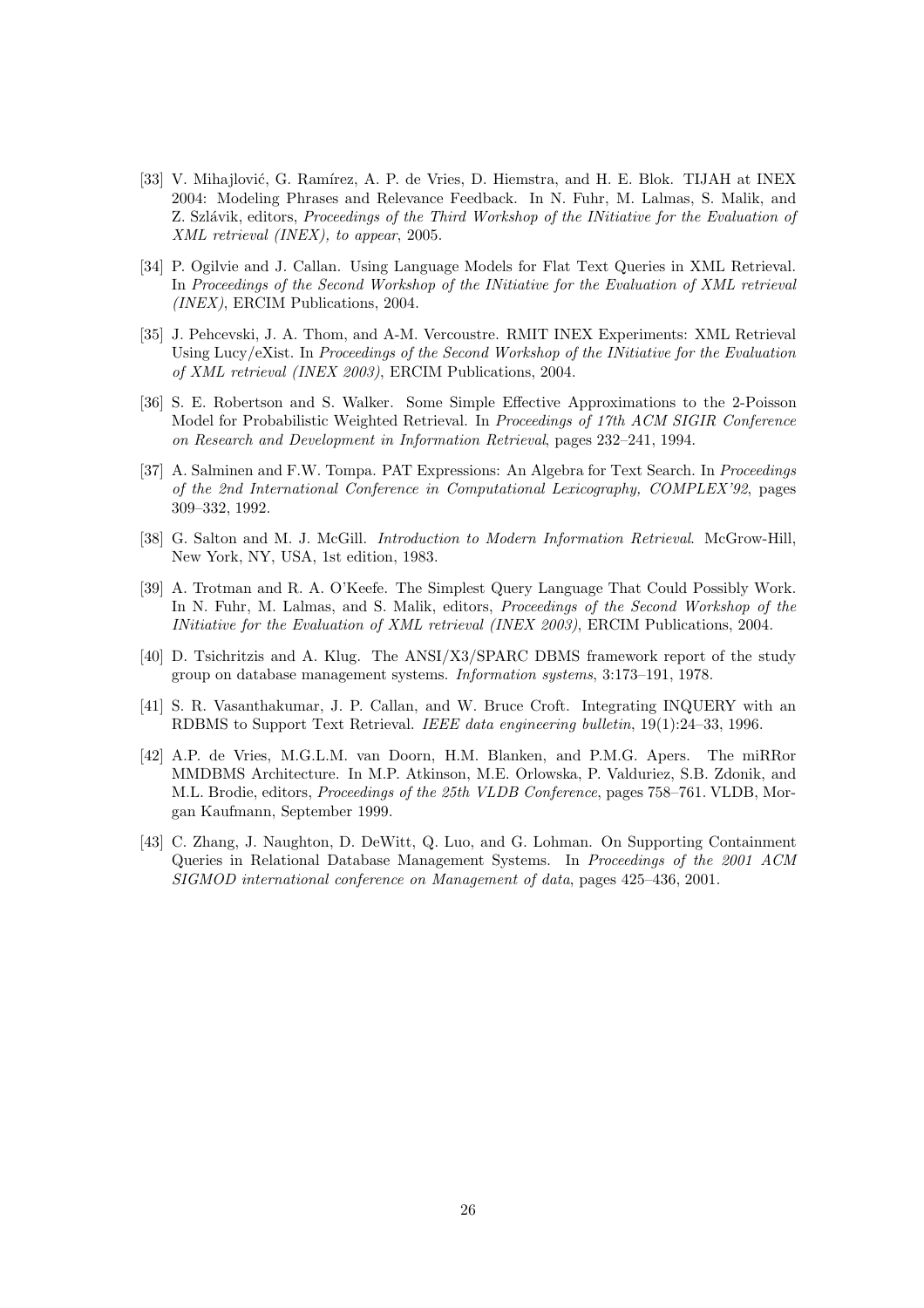[33] V. Mihajlović, G. Ramírez, A. P. de Vries, D. Hiemstra, and H. E. Blok. TIJAH at INEX 2004: Modeling Phrases and Relevance Feedback. In N. Fuhr, M. Lalmas, S. Malik, and Z. Szlávik, editors, *Proceedings of the Third Workshop of the INitiative for the Evaluation of XML retrieval (INEX), to appear*, 2005.

[34] P. Ogilvie and J. Callan. Using Language Models for Flat Text Queries in XML Retrieval. In *Proceedings of the Second Workshop of the INitiative for the Evaluation of XML retrieval (INEX)*, ERCIM Publications, 2004.

[35] J. Pehcevski, J. A. Thom, and A-M. Vercoustre. RMIT INEX Experiments: XML Retrieval Using Lucy/eXist. In *Proceedings of the Second Workshop of the INitiative for the Evaluation of XML retrieval (INEX 2003)*, ERCIM Publications, 2004.

[36] S. E. Robertson and S. Walker. Some Simple Effective Approximations to the 2-Poisson Model for Probabilistic Weighted Retrieval. In *Proceedings of 17th ACM SIGIR Conference on Research and Development in Information Retrieval*, pages 232–241, 1994.

[37] A. Salminen and F.W. Tompa. PAT Expressions: An Algebra for Text Search. In *Proceedings of the 2nd International Conference in Computational Lexicography, COMPLEX'92*, pages 309–332, 1992.

[38] G. Salton and M. J. McGill. *Introduction to Modern Information Retrieval*. McGrow-Hill, New York, NY, USA, 1st edition, 1983.

[39] A. Trotman and R. A. O'Keefe. The Simplest Query Language That Could Possibly Work. In N. Fuhr, M. Lalmas, and S. Malik, editors, *Proceedings of the Second Workshop of the INitiative for the Evaluation of XML retrieval (INEX 2003)*, ERCIM Publications, 2004.

[40] D. Tsichritzis and A. Klug. The ANSI/X3/SPARC DBMS framework report of the study group on database management systems. *Information systems*, 3:173–191, 1978.

[41] S. R. Vasanthakumar, J. P. Callan, and W. Bruce Croft. Integrating INQUERY with an RDBMS to Support Text Retrieval. *IEEE data engineering bulletin*, 19(1):24–33, 1996.

[42] A.P. de Vries, M.G.L.M. van Doorn, H.M. Blanken, and P.M.G. Apers. The miRRor MMDBMS Architecture. In M.P. Atkinson, M.E. Orlowska, P. Valduriez, S.B. Zdonik, and M.L. Brodie, editors, *Proceedings of the 25th VLDB Conference*, pages 758–761. VLDB, Morgan Kaufmann, September 1999.

[43] C. Zhang, J. Naughton, D. DeWitt, Q. Luo, and G. Lohman. On Supporting Containment Queries in Relational Database Management Systems. In *Proceedings of the 2001 ACM SIGMOD international conference on Management of data*, pages 425–436, 2001.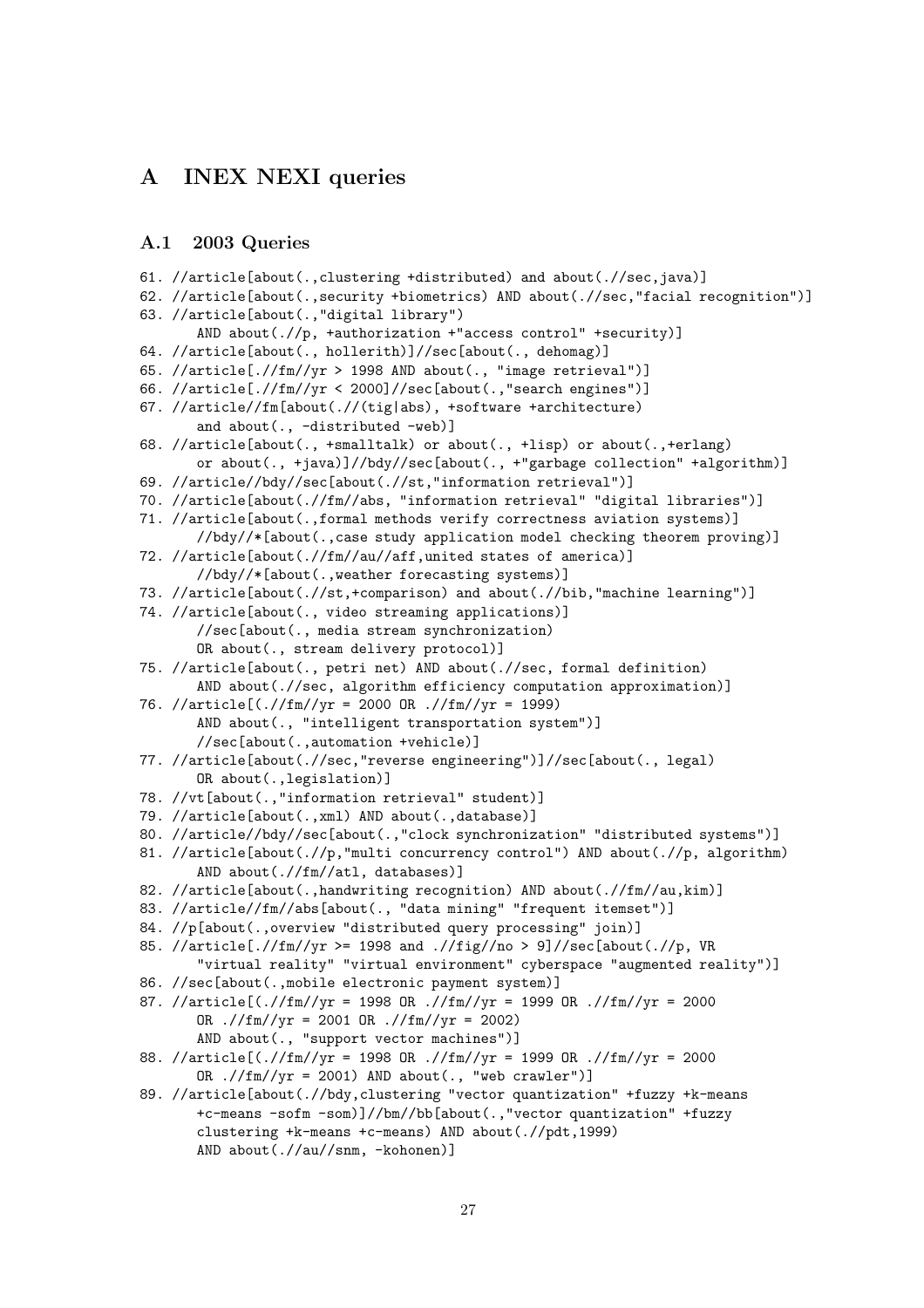# A INEX NEXI queries

## A.1 2003 Queries

```
61. //article[about(.,clustering +distributed) and about(.//sec,java)]
62. //article[about(.,security +biometrics) AND about(.//sec,"facial recognition")]
63. //article[about(.,"digital library")
       AND about(.//p, +authorization +"access control" +security)]
64. //article[about(., hollerith)]//sec[about(., dehomag)]
65. //article[.//fm//yr > 1998 AND about(., "image retrieval")]
66. //article[.//fm//yr < 2000]//sec[about(.,"search engines")]
67. //article//fm[about(.//(tig|abs), +software +architecture)
       and about(., -distributed -web)]
68. //article[about(., +smalltalk) or about(., +lisp) or about(.,+erlang)
       or about(., +java)]//bdy//sec[about(., +"garbage collection" +algorithm)]
69. //article//bdy//sec[about(.//st,"information retrieval")]
70. //article[about(.//fm//abs, "information retrieval" "digital libraries")]
71. //article[about(.,formal methods verify correctness aviation systems)]
       //bdy//*[about(.,case study application model checking theorem proving)]
72. //article[about(.//fm//au//aff,united states of america)]
       //bdy//*[about(.,weather forecasting systems)]
73. //article[about(.//st,+comparison) and about(.//bib,"machine learning")]
74. //article[about(., video streaming applications)]
       //sec[about(., media stream synchronization)
       OR about(., stream delivery protocol)]
75. //article[about(., petri net) AND about(.//sec, formal definition)
       AND about(.//sec, algorithm efficiency computation approximation)]
76. //article[(.//fm//yr = 2000 OR .//fm//yr = 1999)
       AND about(., "intelligent transportation system")]
       //sec[about(.,automation +vehicle)]
77. //article[about(.//sec,"reverse engineering")]//sec[about(., legal)
       OR about(.,legislation)]
78. //vt[about(.,"information retrieval" student)]
79. //article[about(.,xml) AND about(.,database)]
80. //article//bdy//sec[about(.,"clock synchronization" "distributed systems")]
81. //article[about(.//p,"multi concurrency control") AND about(.//p, algorithm)
       AND about(.//fm//atl, databases)]
82. //article[about(.,handwriting recognition) AND about(.//fm//au,kim)]
83. //article//fm//abs[about(., "data mining" "frequent itemset")]
84. //p[about(.,overview "distributed query processing" join)]
85. //article[.//fm//yr >= 1998 and .//fig//no > 9]//sec[about(.//p, VR
       "virtual reality" "virtual environment" cyberspace "augmented reality")]
86. //sec[about(.,mobile electronic payment system)]
87. //article[(.//fm//yr = 1998 OR .//fm//yr = 1999 OR .//fm//yr = 2000
       OR .//fm//yr = 2001 OR .//fm//yr = 2002)
       AND about(., "support vector machines")]
88. //article[(.//fm//yr = 1998 OR .//fm//yr = 1999 OR .//fm//yr = 2000
       OR .//fm//yr = 2001) AND about(., "web crawler")]
89. //article[about(.//bdy,clustering "vector quantization" +fuzzy +k-means
       +c-means -sofm -som)]//bm//bb[about(.,"vector quantization" +fuzzy
       clustering +k-means +c-means) AND about(.//pdt,1999)
       AND about(.//au//snm, -kohonen)]
```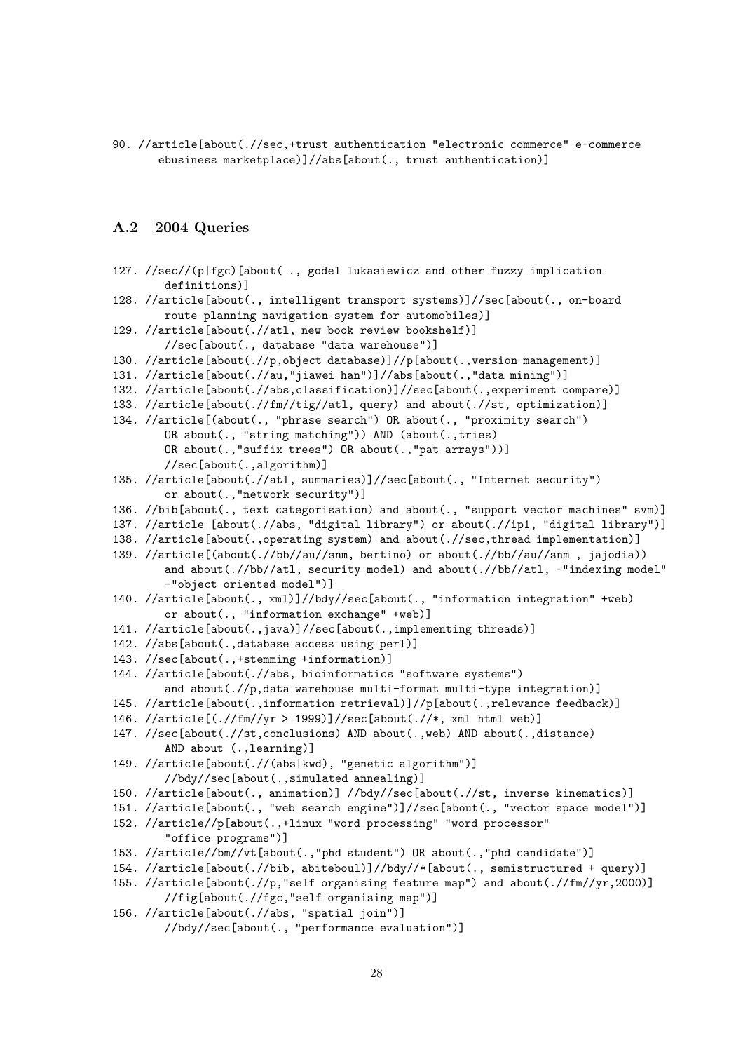90. //article[about(.//sec,+trust authentication "electronic commerce" e-commerce ebusiness marketplace)]//abs[about(., trust authentication)]

### A.2 2004 Queries

127. //sec//(p|fgc)[about( ., godel lukasiewicz and other fuzzy implication definitions)]
128. //article[about(., intelligent transport systems)]//sec[about(., on-board route planning navigation system for automobiles)]
129. //article[about(.//atl, new book review bookshelf)] //sec[about(., database "data warehouse")]
130. //article[about(.//p,object database)]//p[about(.,version management)]
131. //article[about(.//au,"jiawei han")]//abs[about(.,"data mining")]
132. //article[about(.//abs,classification)]//sec[about(.,experiment compare)]
133. //article[about(.//fm//tig//atl, query) and about(.//st, optimization)]
134. //article[(about(., "phrase search") OR about(., "proximity search") OR about(., "string matching")) AND (about(.,tries) OR about(.,"suffix trees") OR about(.,"pat arrays"))] //sec[about(.,algorithm)]
135. //article[about(.//atl, summaries)]//sec[about(., "Internet security") or about(.,"network security")]
136. //bib[about(., text categorisation) and about(., "support vector machines" svm)]
137. //article [about(.//abs, "digital library") or about(.//ip1, "digital library")]
138. //article[about(.,operating system) and about(.//sec,thread implementation)]
139. //article[(about(.//bb//au//snm, bertino) or about(.//bb//au//snm , jajodia)) and about(.//bb//atl, security model) and about(.//bb//atl, -"indexing model" -"object oriented model")]
140. //article[about(., xml)]//bdy//sec[about(., "information integration" +web) or about(., "information exchange" +web)]
141. //article[about(.,java)]//sec[about(.,implementing threads)]
142. //abs[about(.,database access using perl)]
143. //sec[about(.,+stemming +information)]
144. //article[about(.//abs, bioinformatics "software systems") and about(.//p,data warehouse multi-format multi-type integration)]
145. //article[about(.,information retrieval)]//p[about(.,relevance feedback)]
146. //article[(.//fm//yr > 1999)]//sec[about(.//*, xml html web)]
147. //sec[about(.//st,conclusions) AND about(.,web) AND about(.,distance) AND about (.,learning)]
149. //article[about(.//(abs|kwd), "genetic algorithm")] //bdy//sec[about(.,simulated annealing)]
150. //article[about(., animation)] //bdy//sec[about(.//st, inverse kinematics)]
151. //article[about(., "web search engine")]//sec[about(., "vector space model")]
152. //article//p[about(.,+linux "word processing" "word processor" "office programs")]
153. //article//bm//vt[about(.,"phd student") OR about(.,"phd candidate")]
154. //article[about(.//bib, abiteboul)]//bdy//*[about(., semistructured + query)]
155. //article[about(.//p,"self organising feature map") and about(.//fm//yr,2000)] //fig[about(.//fgc,"self organising map")]
156. //article[about(.//abs, "spatial join")] //bdy//sec[about(., "performance evaluation")]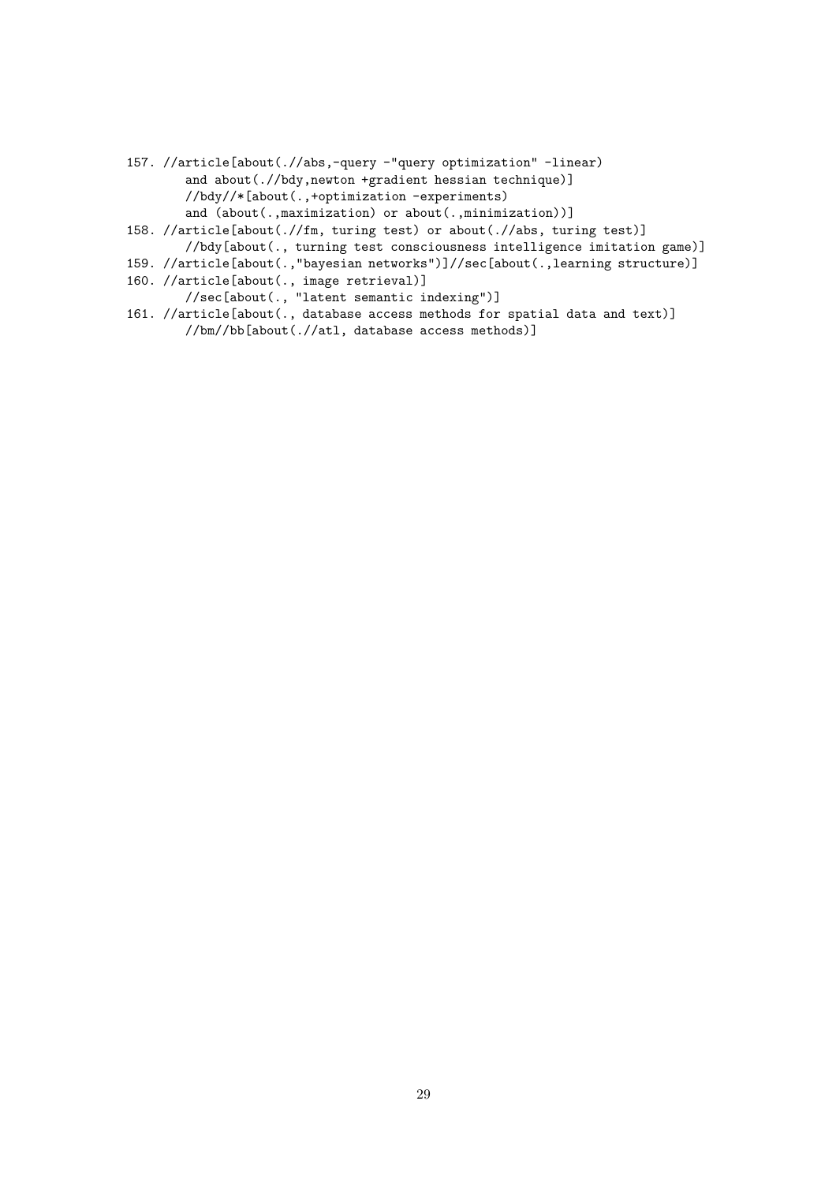```
157. //article[about(.//abs,-query -"query optimization" -linear)
        and about(.//bdy,newton +gradient hessian technique)]
        //bdy//*[about(.,+optimization -experiments)
        and (about(.,maximization) or about(.,minimization))]
158. //article[about(.//fm, turing test) or about(.//abs, turing test)]
        //bdy[about(., turning test consciousness intelligence imitation game)]
159. //article[about(.,"bayesian networks")]//sec[about(.,learning structure)]
160. //article[about(., image retrieval)]
        //sec[about(., "latent semantic indexing")]
161. //article[about(., database access methods for spatial data and text)]
        //bm//bb[about(.//atl, database access methods)]
```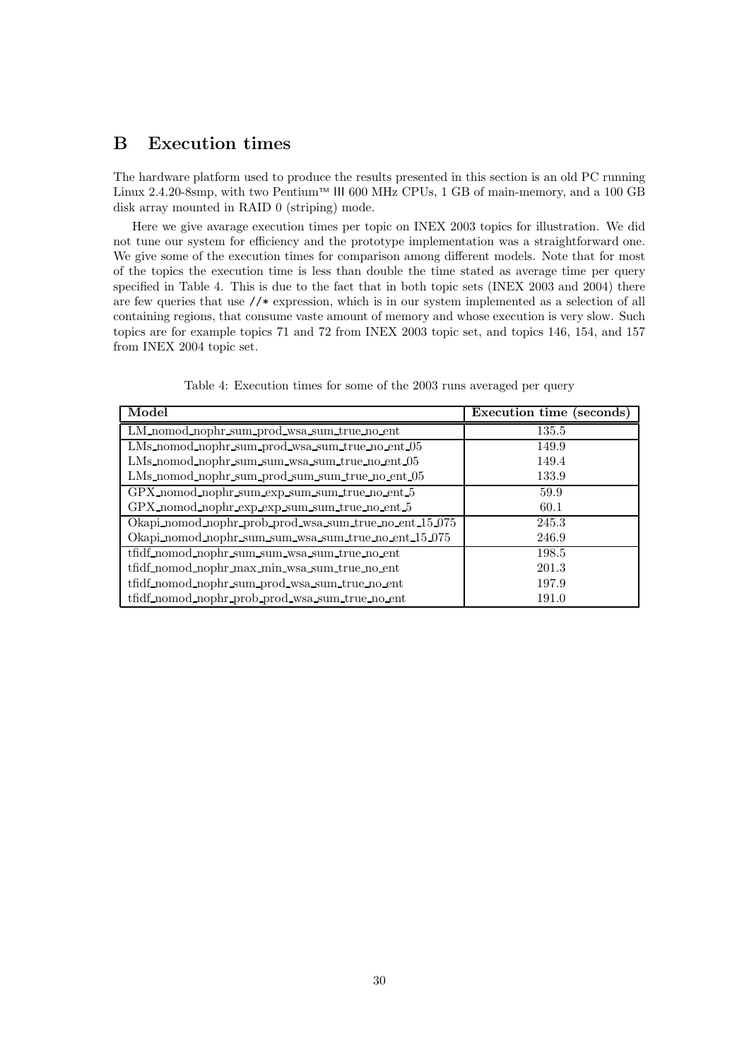# B Execution times

The hardware platform used to produce the results presented in this section is an old PC running Linux 2.4.20-8smp, with two Pentium™ III 600 MHz CPUs, 1 GB of main-memory, and a 100 GB disk array mounted in RAID 0 (striping) mode.

Here we give avarage execution times per topic on INEX 2003 topics for illustration. We did not tune our system for efficiency and the prototype implementation was a straightforward one. We give some of the execution times for comparison among different models. Note that for most of the topics the execution time is less than double the time stated as average time per query specified in Table 4. This is due to the fact that in both topic sets (INEX 2003 and 2004) there are few queries that use //* expression, which is in our system implemented as a selection of all containing regions, that consume vaste amount of memory and whose execution is very slow. Such topics are for example topics 71 and 72 from INEX 2003 topic set, and topics 146, 154, and 157 from INEX 2004 topic set.

Table 4: Execution times for some of the 2003 runs averaged per query

| **Model** | **Execution time (seconds)** |
|---|---|
| LM_nomod_nophr_sum_prod_wsa_sum_true_no_ent | 135.5 |
| LMs_nomod_nophr_sum_prod_wsa_sum_true_no_ent_05 | 149.9 |
| LMs_nomod_nophr_sum_sum_wsa_sum_true_no_ent_05 | 149.4 |
| LMs_nomod_nophr_sum_prod_sum_sum_true_no_ent_05 | 133.9 |
| GPX_nomod_nophr_sum_exp_sum_sum_true_no_ent_5 | 59.9 |
| GPX_nomod_nophr_exp_exp_sum_sum_true_no_ent_5 | 60.1 |
| Okapi_nomod_nophr_prob_prod_wsa_sum_true_no_ent_15_075 | 245.3 |
| Okapi_nomod_nophr_sum_sum_wsa_sum_true_no_ent_15_075 | 246.9 |
| tfidf_nomod_nophr_sum_sum_wsa_sum_true_no_ent | 198.5 |
| tfidf_nomod_nophr_max_min_wsa_sum_true_no_ent | 201.3 |
| tfidf_nomod_nophr_sum_prod_wsa_sum_true_no_ent | 197.9 |
| tfidf_nomod_nophr_prob_prod_wsa_sum_true_no_ent | 191.0 |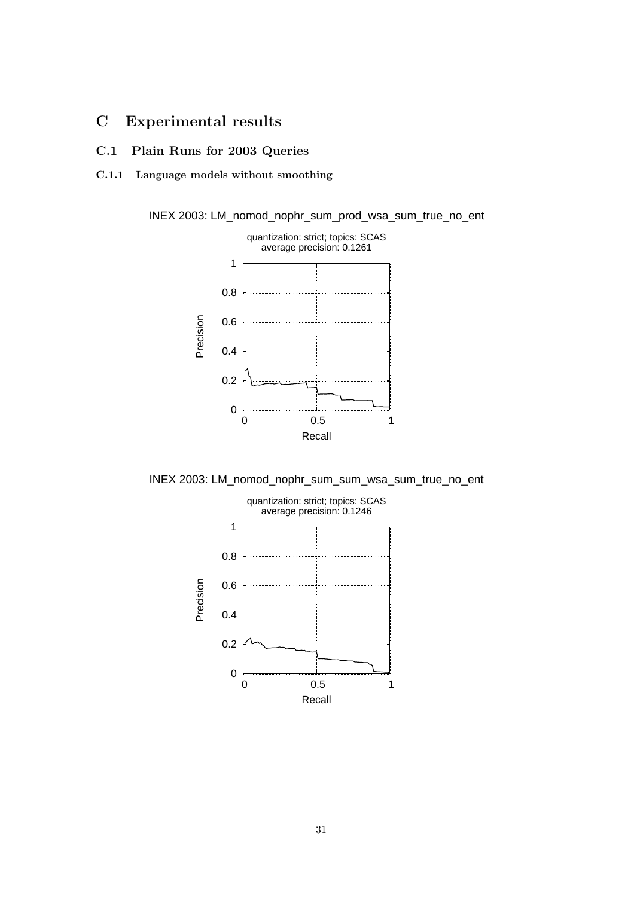# C Experimental results

## C.1 Plain Runs for 2003 Queries

### C.1.1 Language models without smoothing

INEX 2003: LM_nomod_nophr_sum_prod_wsa_sum_true_no_ent

quantization: strict; topics: SCAS
average precision: 0.1261

INEX 2003: LM_nomod_nophr_sum_sum_wsa_sum_true_no_ent

quantization: strict; topics: SCAS
average precision: 0.1246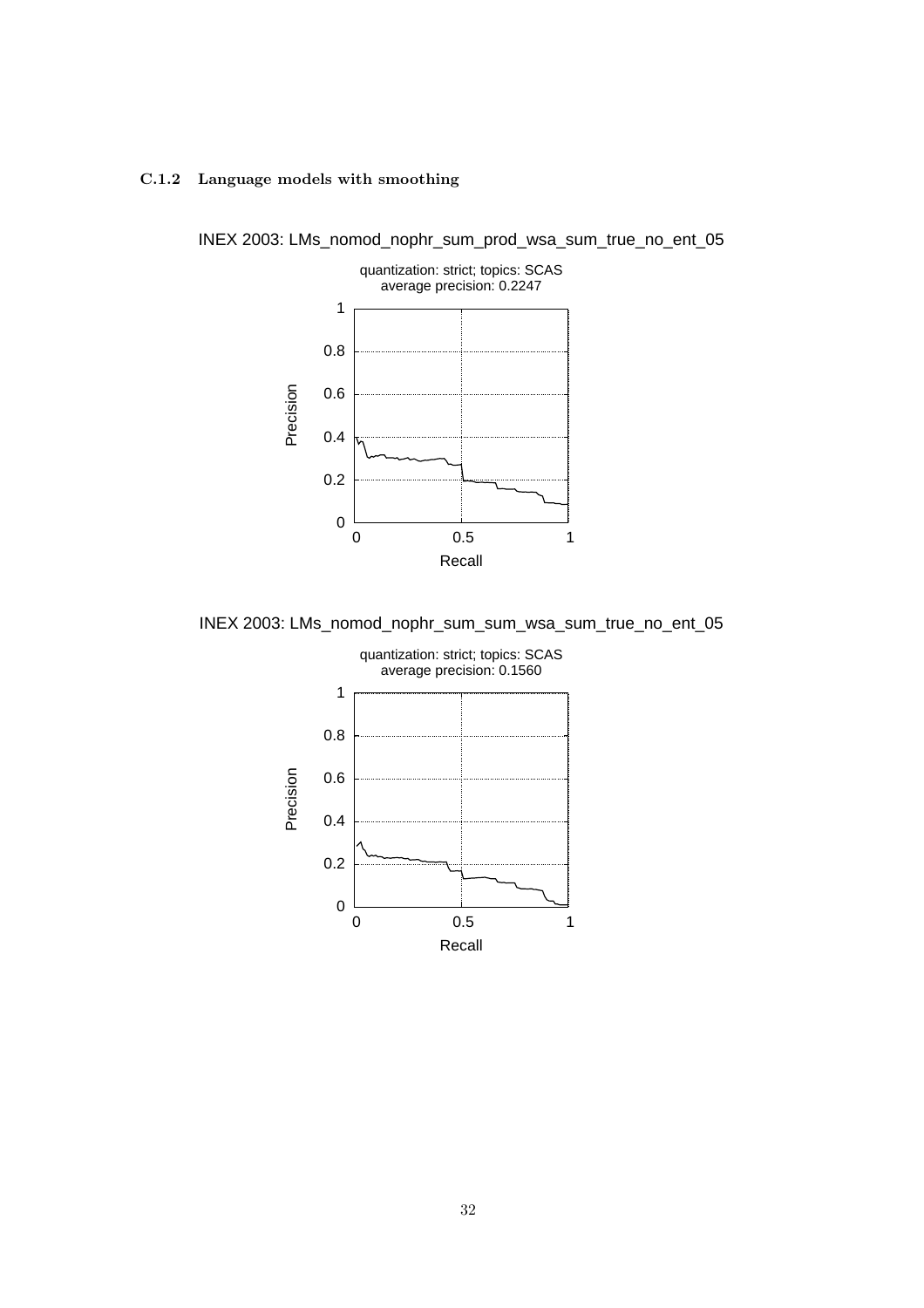### C.1.2 Language models with smoothing

INEX 2003: LMs_nomod_nophr_sum_prod_wsa_sum_true_no_ent_05

quantization: strict; topics: SCAS
average precision: 0.2247

INEX 2003: LMs_nomod_nophr_sum_sum_wsa_sum_true_no_ent_05

quantization: strict; topics: SCAS
average precision: 0.1560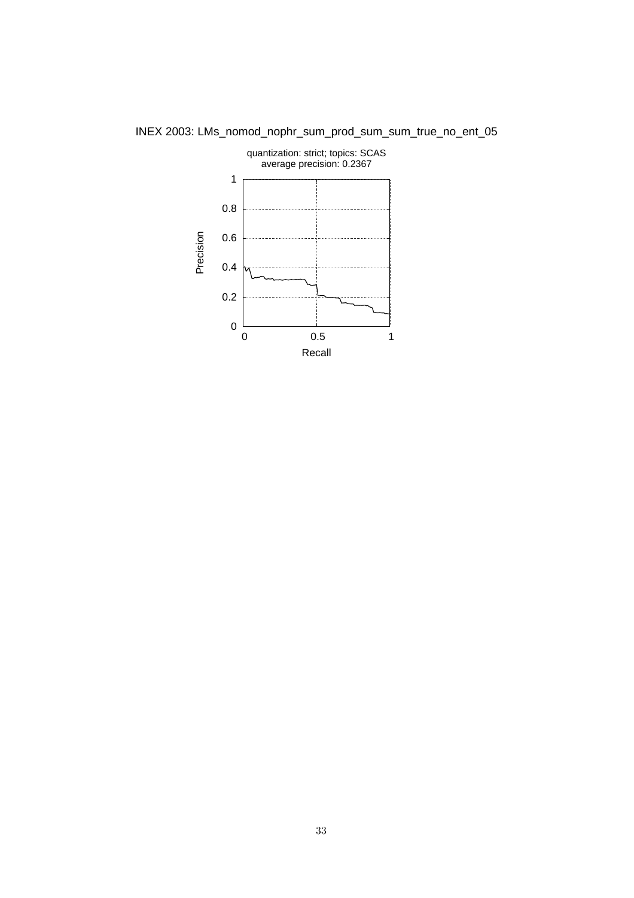INEX 2003: LMs_nomod_nophr_sum_prod_sum_sum_true_no_ent_05

quantization: strict; topics: SCAS
average precision: 0.2367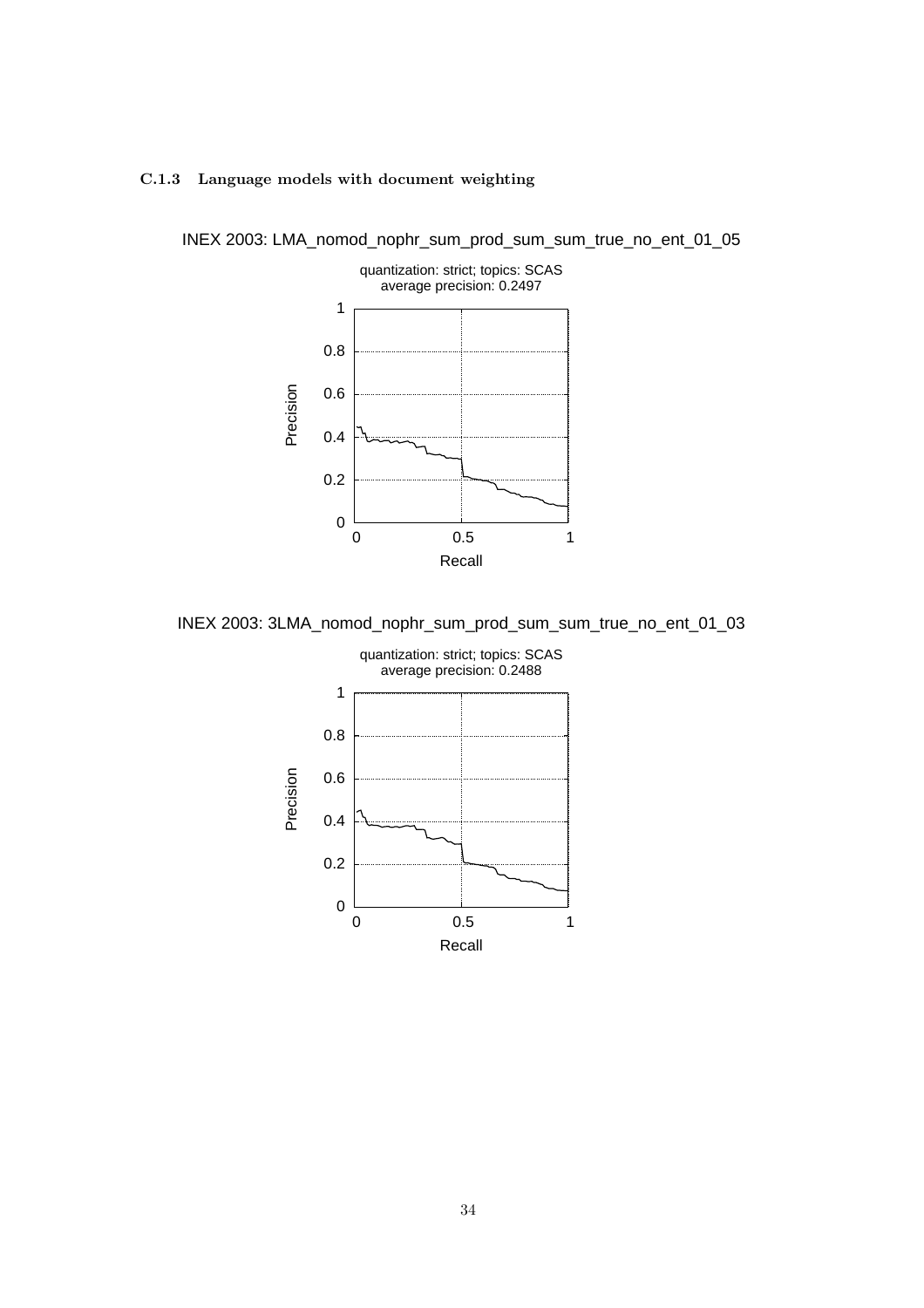### C.1.3 Language models with document weighting

INEX 2003: LMA_nomod_nophr_sum_prod_sum_sum_true_no_ent_01_05

quantization: strict; topics: SCAS
average precision: 0.2497

INEX 2003: 3LMA_nomod_nophr_sum_prod_sum_sum_true_no_ent_01_03

quantization: strict; topics: SCAS
average precision: 0.2488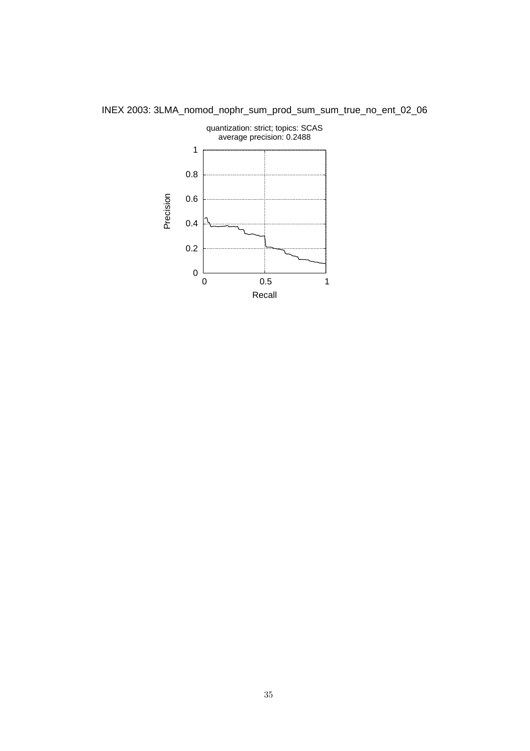INEX 2003: 3LMA_nomod_nophr_sum_prod_sum_sum_true_no_ent_02_06

quantization: strict; topics: SCAS
average precision: 0.2488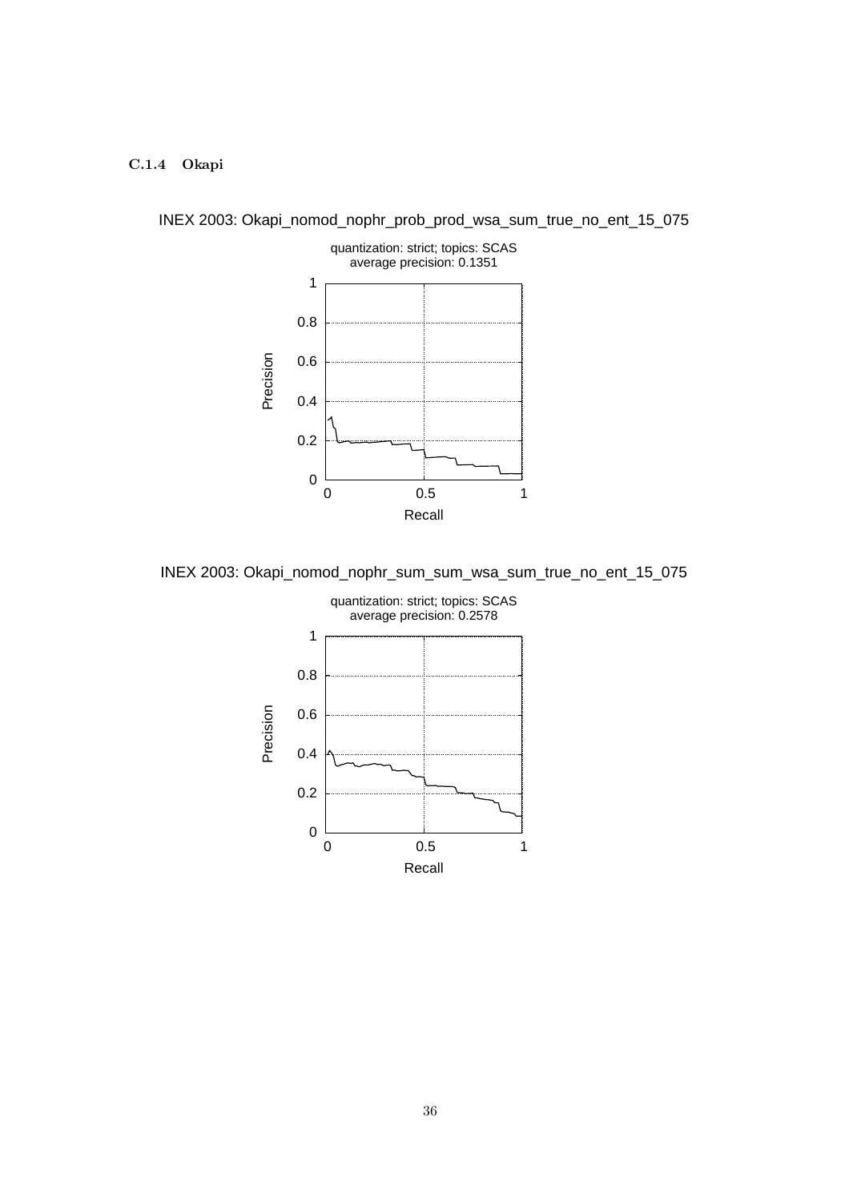### C.1.4 Okapi

INEX 2003: Okapi_nomod_nophr_prob_prod_wsa_sum_true_no_ent_15_075

quantization: strict; topics: SCAS
average precision: 0.1351

INEX 2003: Okapi_nomod_nophr_sum_sum_wsa_sum_true_no_ent_15_075

quantization: strict; topics: SCAS
average precision: 0.2578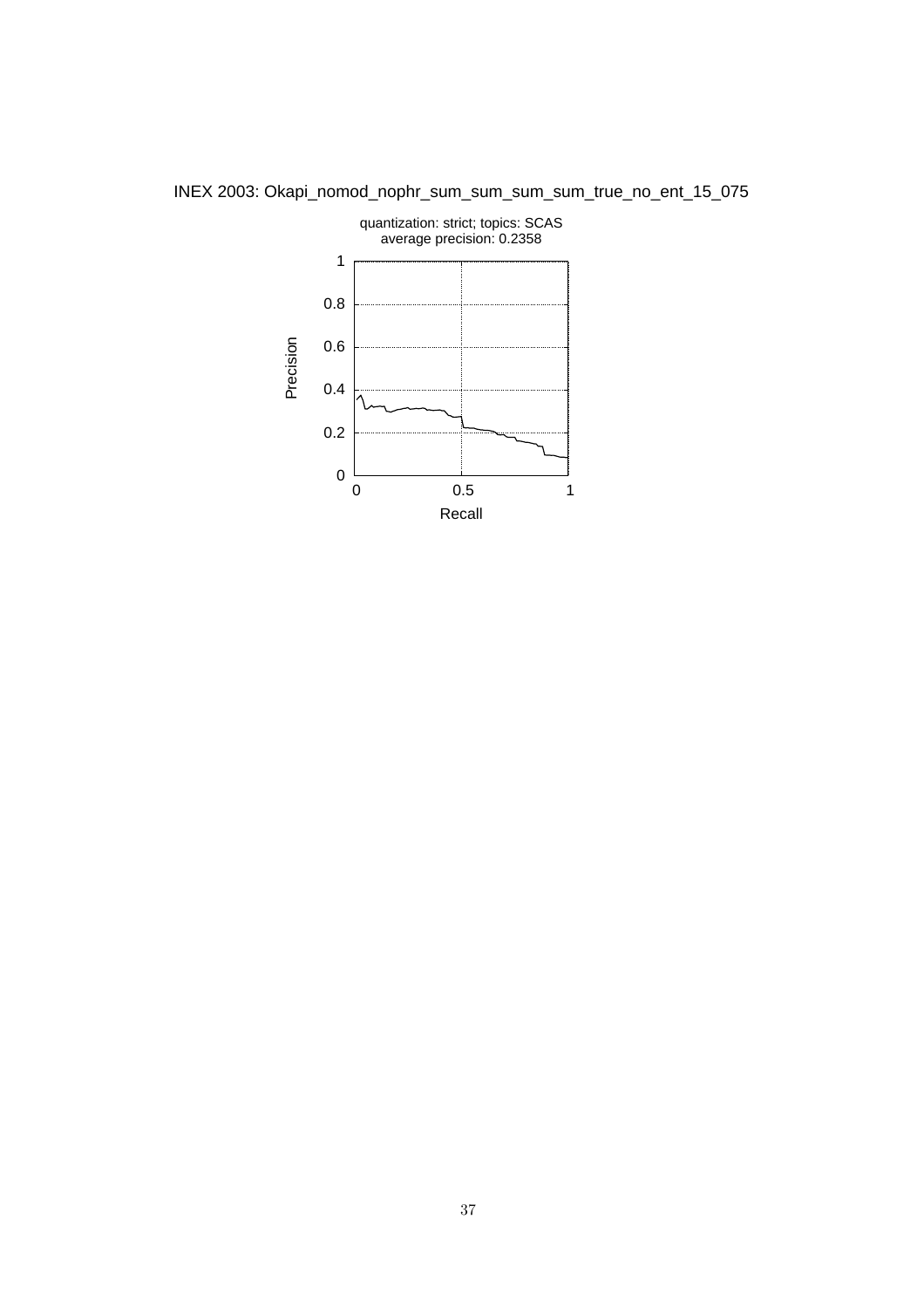INEX 2003: Okapi_nomod_nophr_sum_sum_sum_sum_true_no_ent_15_075

quantization: strict; topics: SCAS
average precision: 0.2358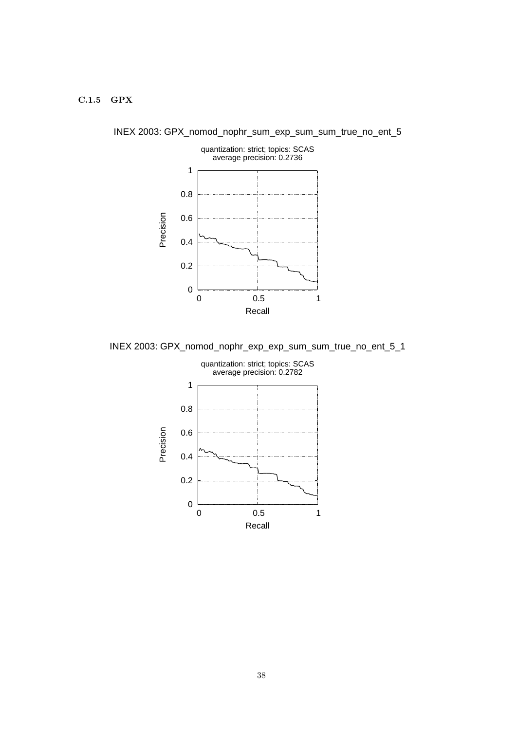### C.1.5 GPX

INEX 2003: GPX_nomod_nophr_sum_exp_sum_sum_true_no_ent_5

quantization: strict; topics: SCAS
average precision: 0.2736

INEX 2003: GPX_nomod_nophr_exp_exp_sum_sum_true_no_ent_5_1

quantization: strict; topics: SCAS
average precision: 0.2782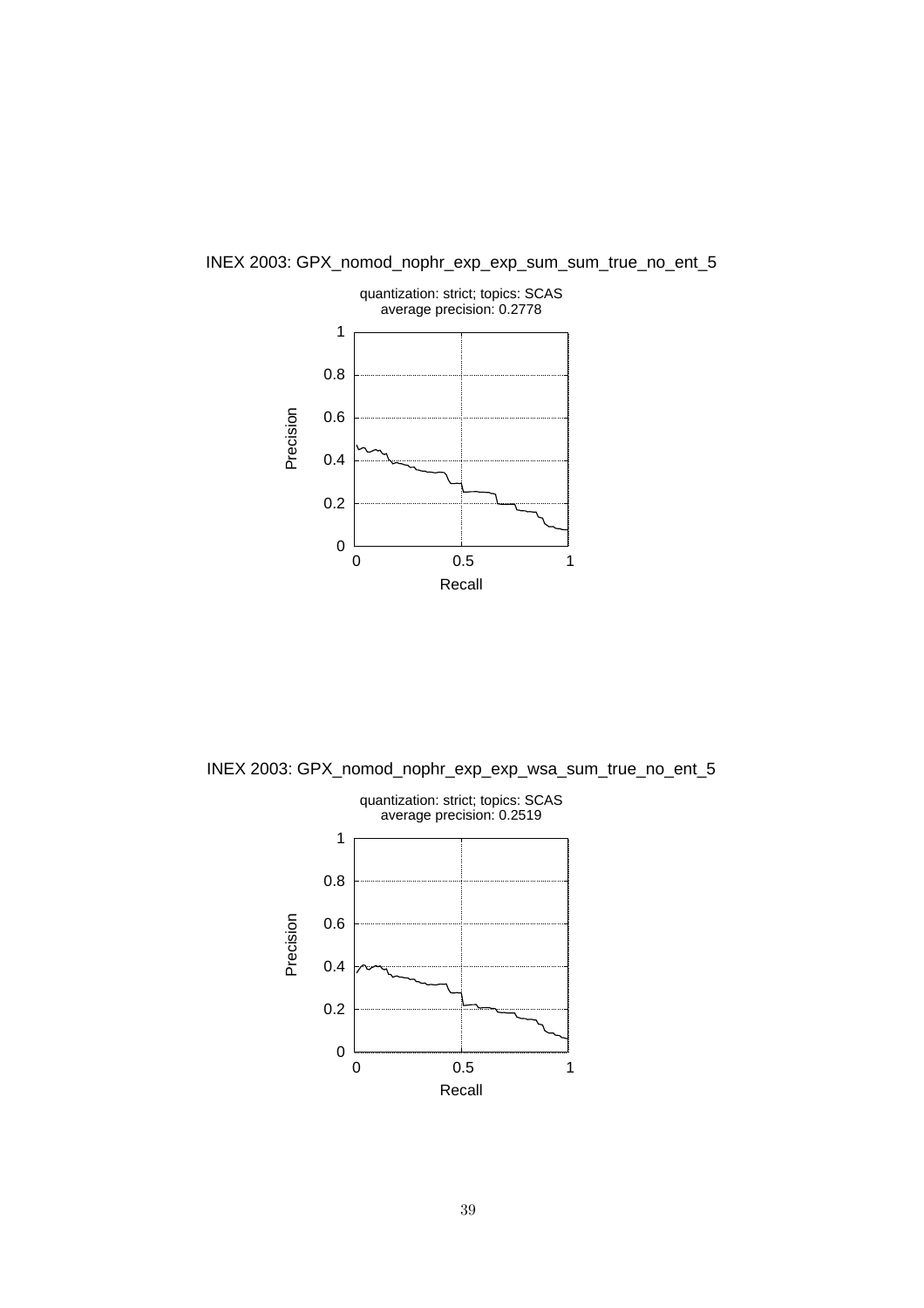INEX 2003: GPX_nomod_nophr_exp_exp_sum_sum_true_no_ent_5

quantization: strict; topics: SCAS
average precision: 0.2778

INEX 2003: GPX_nomod_nophr_exp_exp_wsa_sum_true_no_ent_5

quantization: strict; topics: SCAS
average precision: 0.2519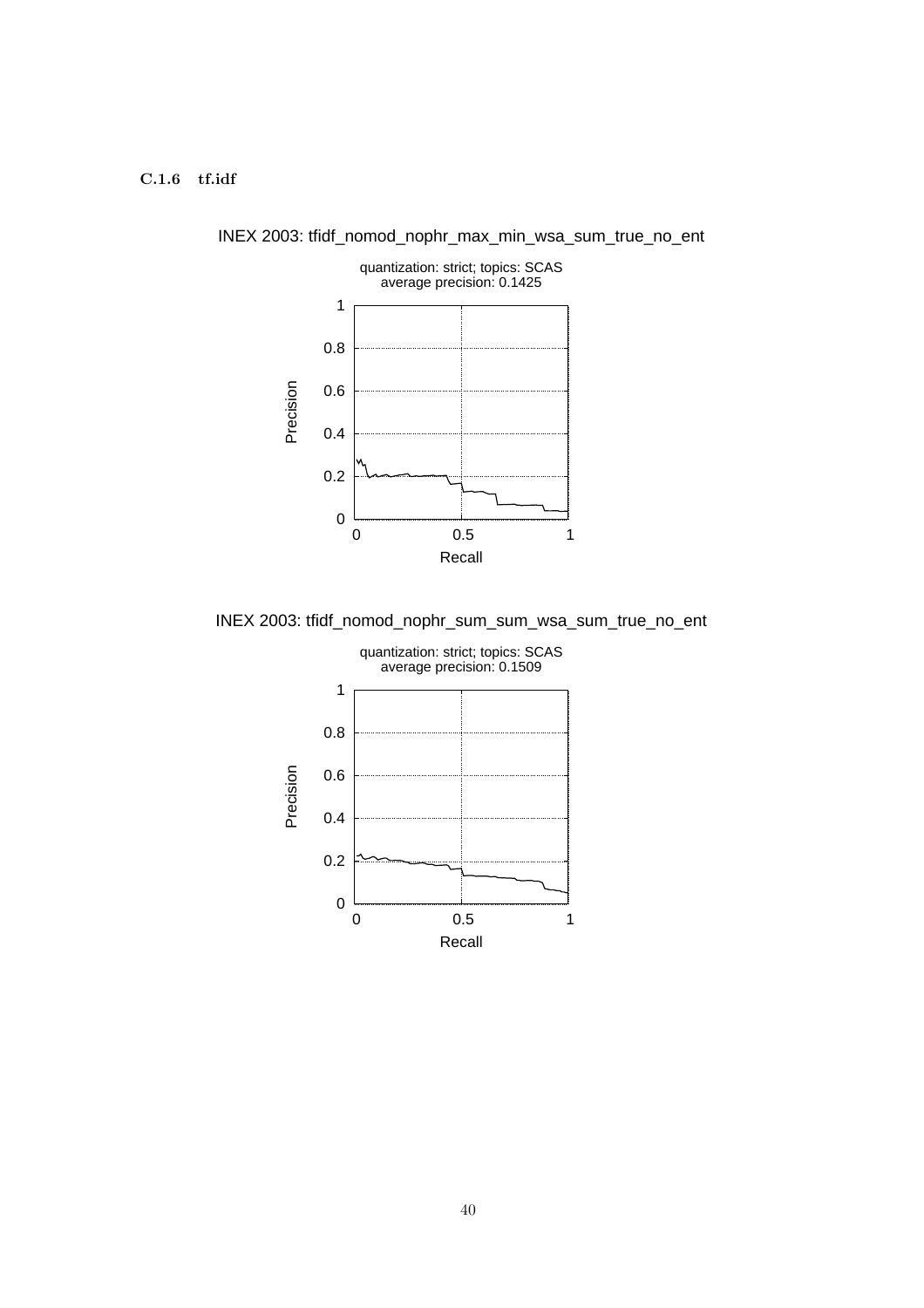### C.1.6 tf.idf

INEX 2003: tfidf_nomod_nophr_max_min_wsa_sum_true_no_ent

quantization: strict; topics: SCAS
average precision: 0.1425

INEX 2003: tfidf_nomod_nophr_sum_sum_wsa_sum_true_no_ent

quantization: strict; topics: SCAS
average precision: 0.1509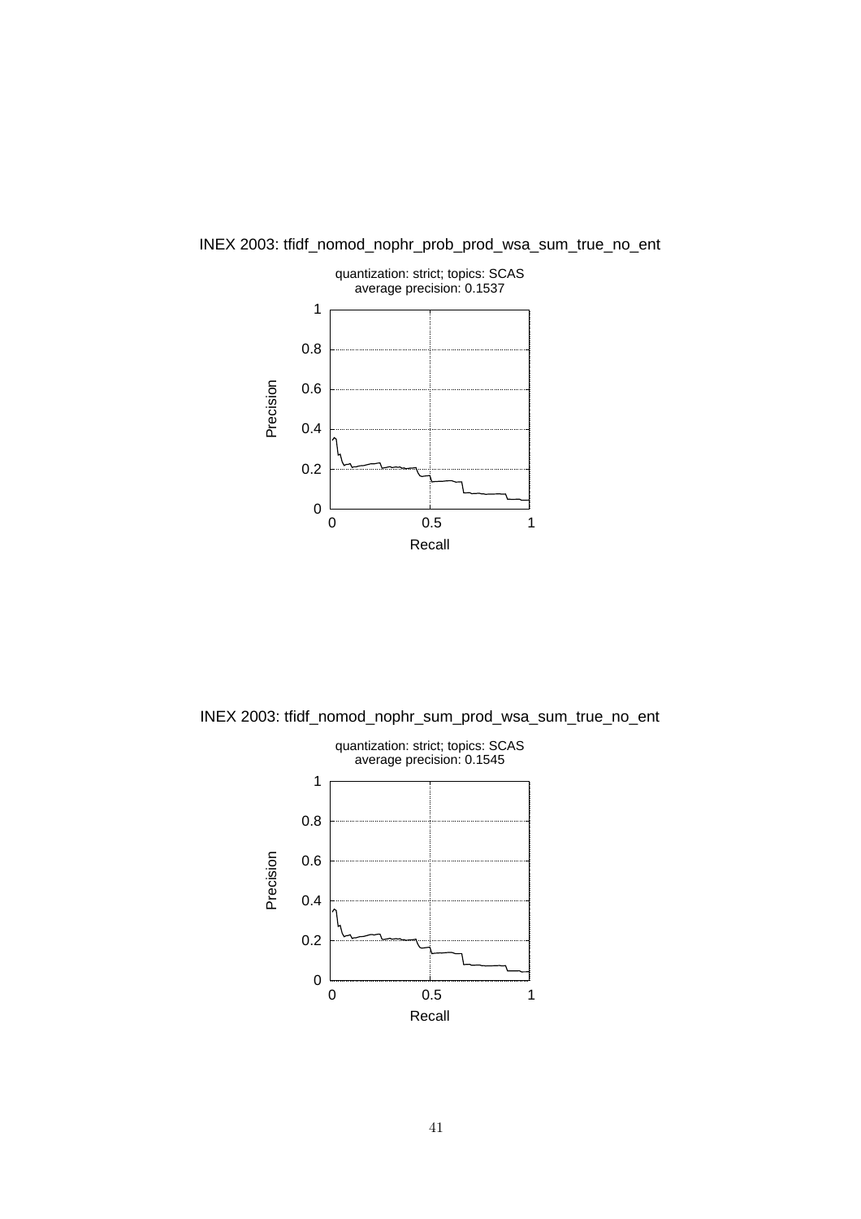INEX 2003: tfidf_nomod_nophr_prob_prod_wsa_sum_true_no_ent

quantization: strict; topics: SCAS
average precision: 0.1537

INEX 2003: tfidf_nomod_nophr_sum_prod_wsa_sum_true_no_ent

quantization: strict; topics: SCAS
average precision: 0.1545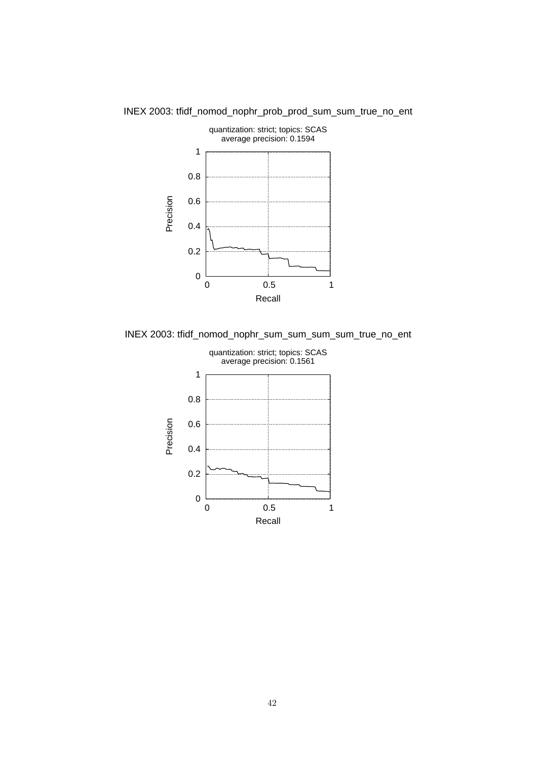INEX 2003: tfidf_nomod_nophr_prob_prod_sum_sum_true_no_ent

quantization: strict; topics: SCAS
average precision: 0.1594

INEX 2003: tfidf_nomod_nophr_sum_sum_sum_sum_true_no_ent

quantization: strict; topics: SCAS
average precision: 0.1561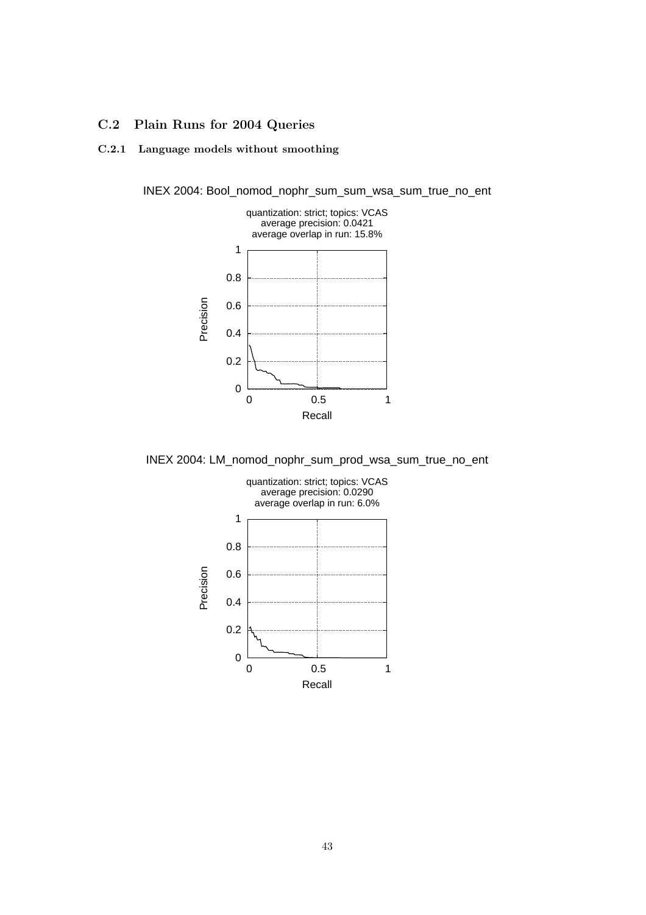## C.2 Plain Runs for 2004 Queries

### C.2.1 Language models without smoothing

INEX 2004: Bool_nomod_nophr_sum_sum_wsa_sum_true_no_ent

quantization: strict; topics: VCAS
average precision: 0.0421
average overlap in run: 15.8%

INEX 2004: LM_nomod_nophr_sum_prod_wsa_sum_true_no_ent

quantization: strict; topics: VCAS
average precision: 0.0290
average overlap in run: 6.0%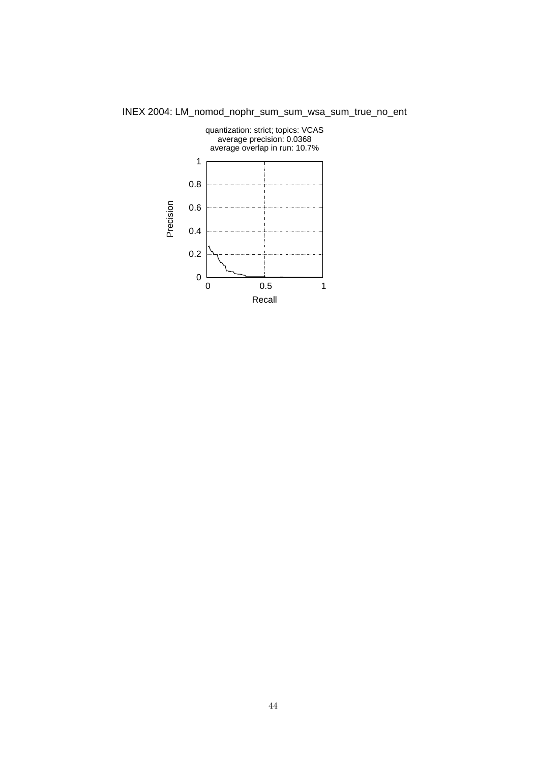INEX 2004: LM_nomod_nophr_sum_sum_wsa_sum_true_no_ent

quantization: strict; topics: VCAS
average precision: 0.0368
average overlap in run: 10.7%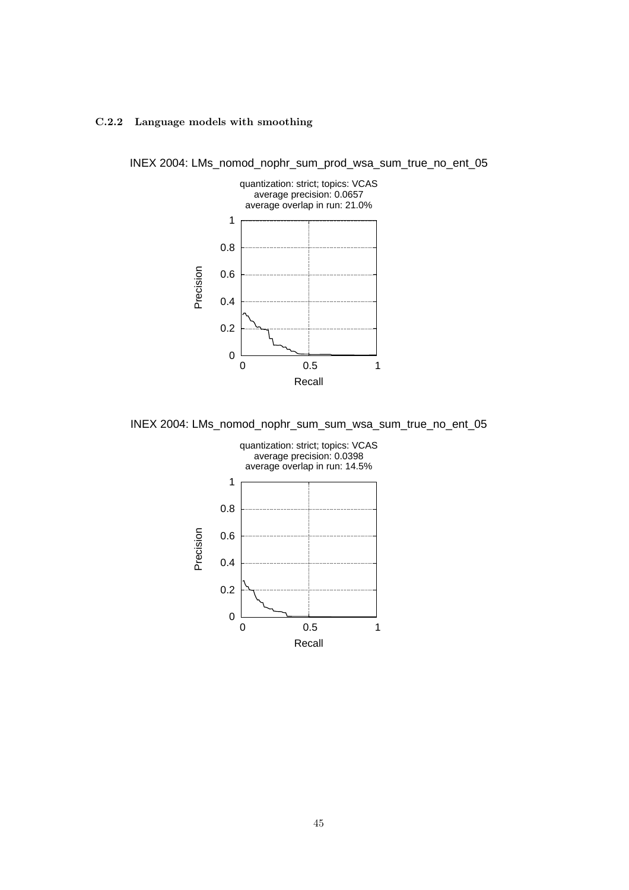### C.2.2 Language models with smoothing

INEX 2004: LMs_nomod_nophr_sum_prod_wsa_sum_true_no_ent_05

quantization: strict; topics: VCAS
average precision: 0.0657
average overlap in run: 21.0%

INEX 2004: LMs_nomod_nophr_sum_sum_wsa_sum_true_no_ent_05

quantization: strict; topics: VCAS
average precision: 0.0398
average overlap in run: 14.5%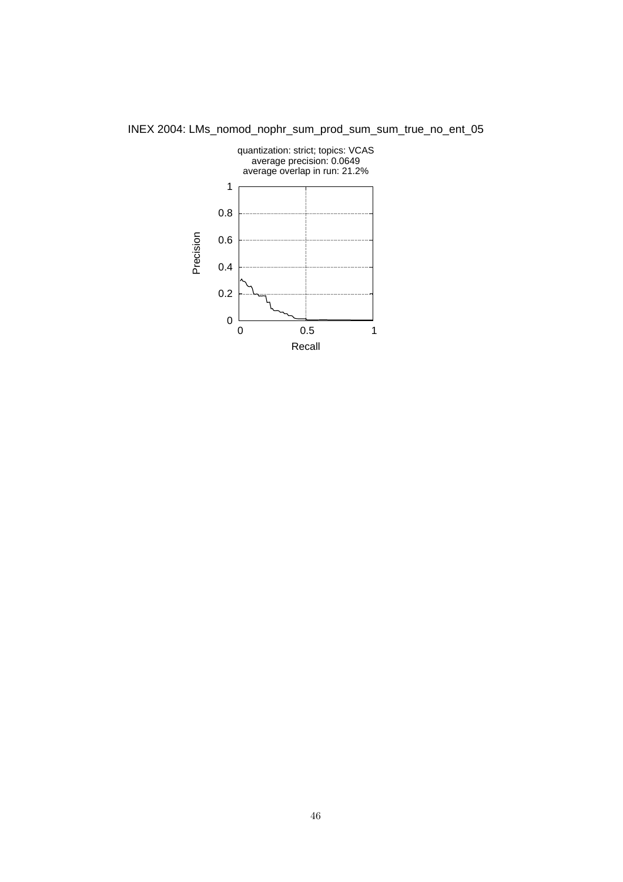INEX 2004: LMs_nomod_nophr_sum_prod_sum_sum_true_no_ent_05

quantization: strict; topics: VCAS
average precision: 0.0649
average overlap in run: 21.2%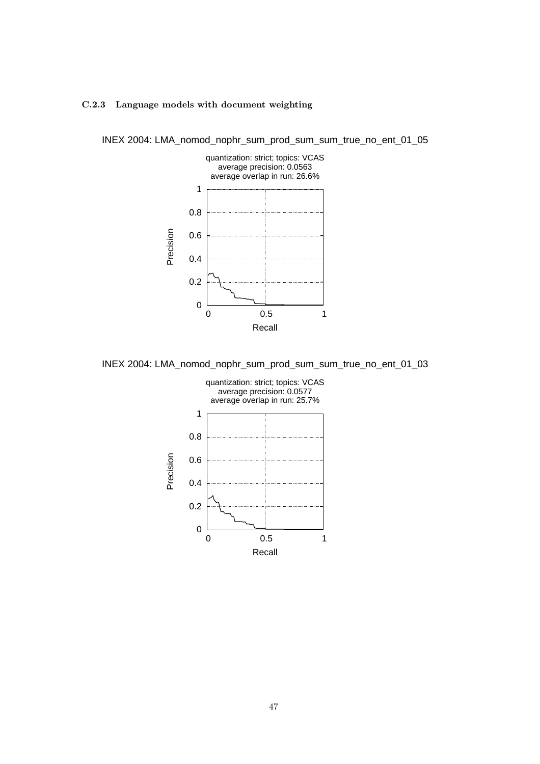### C.2.3 Language models with document weighting

INEX 2004: LMA_nomod_nophr_sum_prod_sum_sum_true_no_ent_01_05

quantization: strict; topics: VCAS
average precision: 0.0563
average overlap in run: 26.6%

INEX 2004: LMA_nomod_nophr_sum_prod_sum_sum_true_no_ent_01_03

quantization: strict; topics: VCAS
average precision: 0.0577
average overlap in run: 25.7%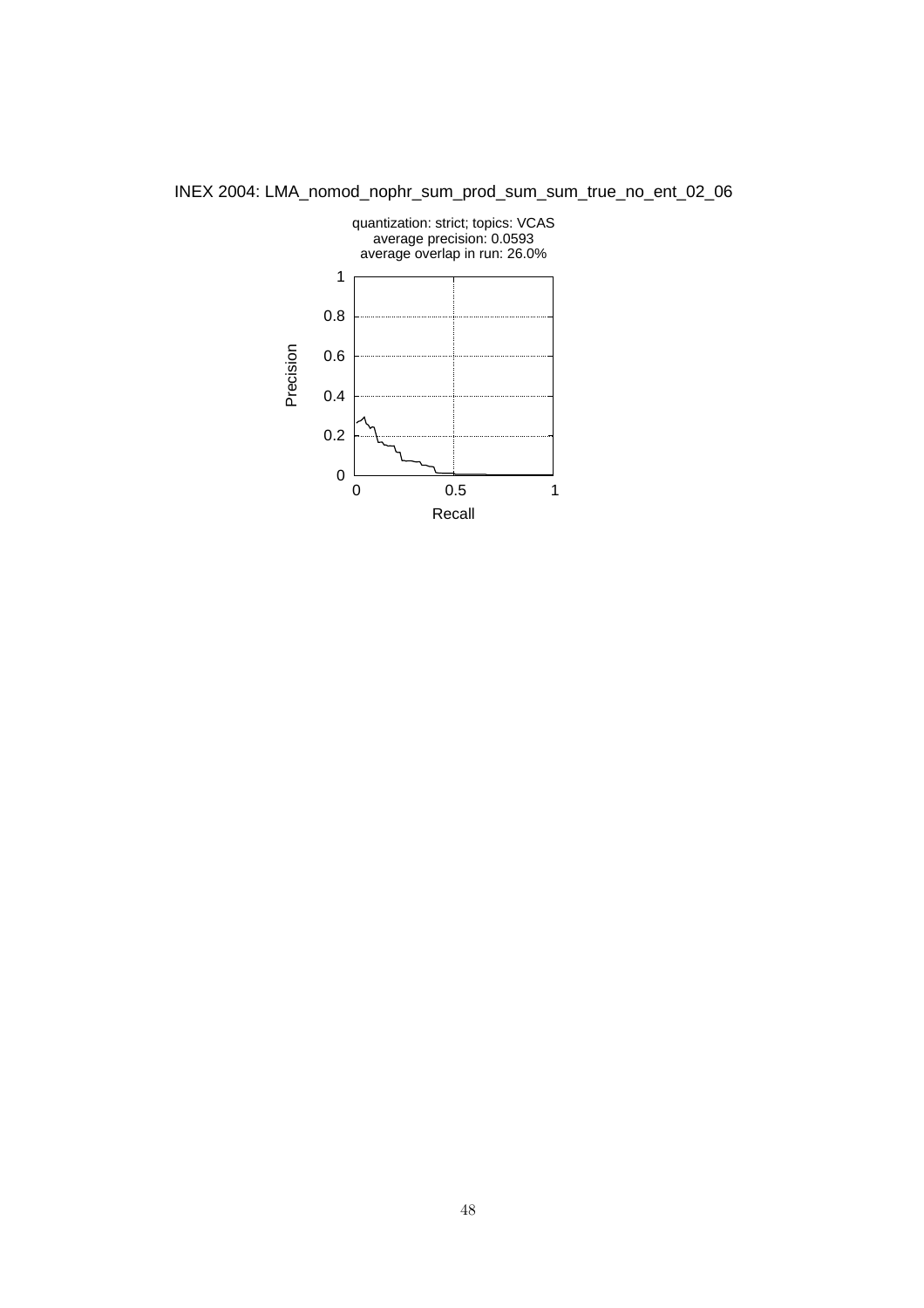INEX 2004: LMA_nomod_nophr_sum_prod_sum_sum_true_no_ent_02_06

quantization: strict; topics: VCAS
average precision: 0.0593
average overlap in run: 26.0%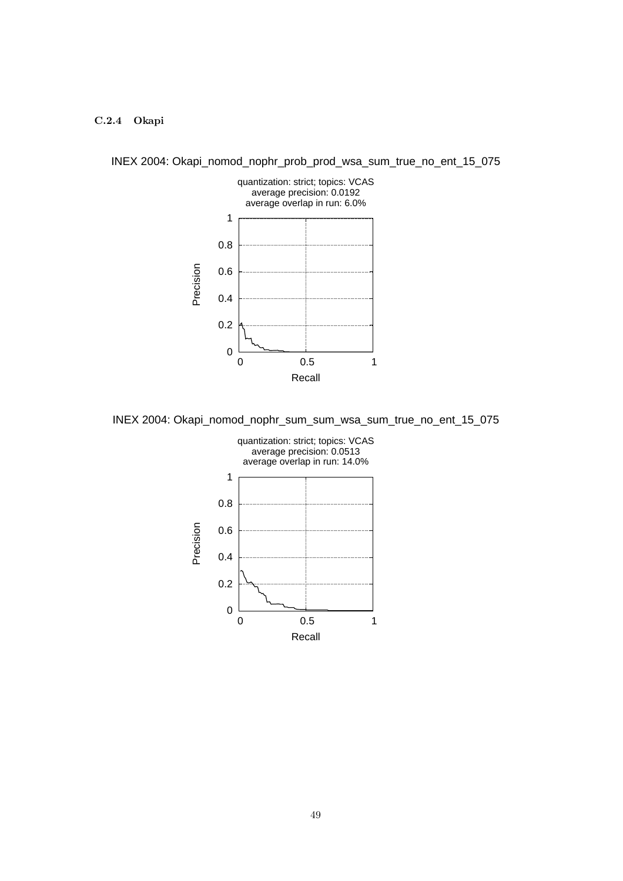### C.2.4 Okapi

INEX 2004: Okapi_nomod_nophr_prob_prod_wsa_sum_true_no_ent_15_075

quantization: strict; topics: VCAS
average precision: 0.0192
average overlap in run: 6.0%

INEX 2004: Okapi_nomod_nophr_sum_sum_wsa_sum_true_no_ent_15_075

quantization: strict; topics: VCAS
average precision: 0.0513
average overlap in run: 14.0%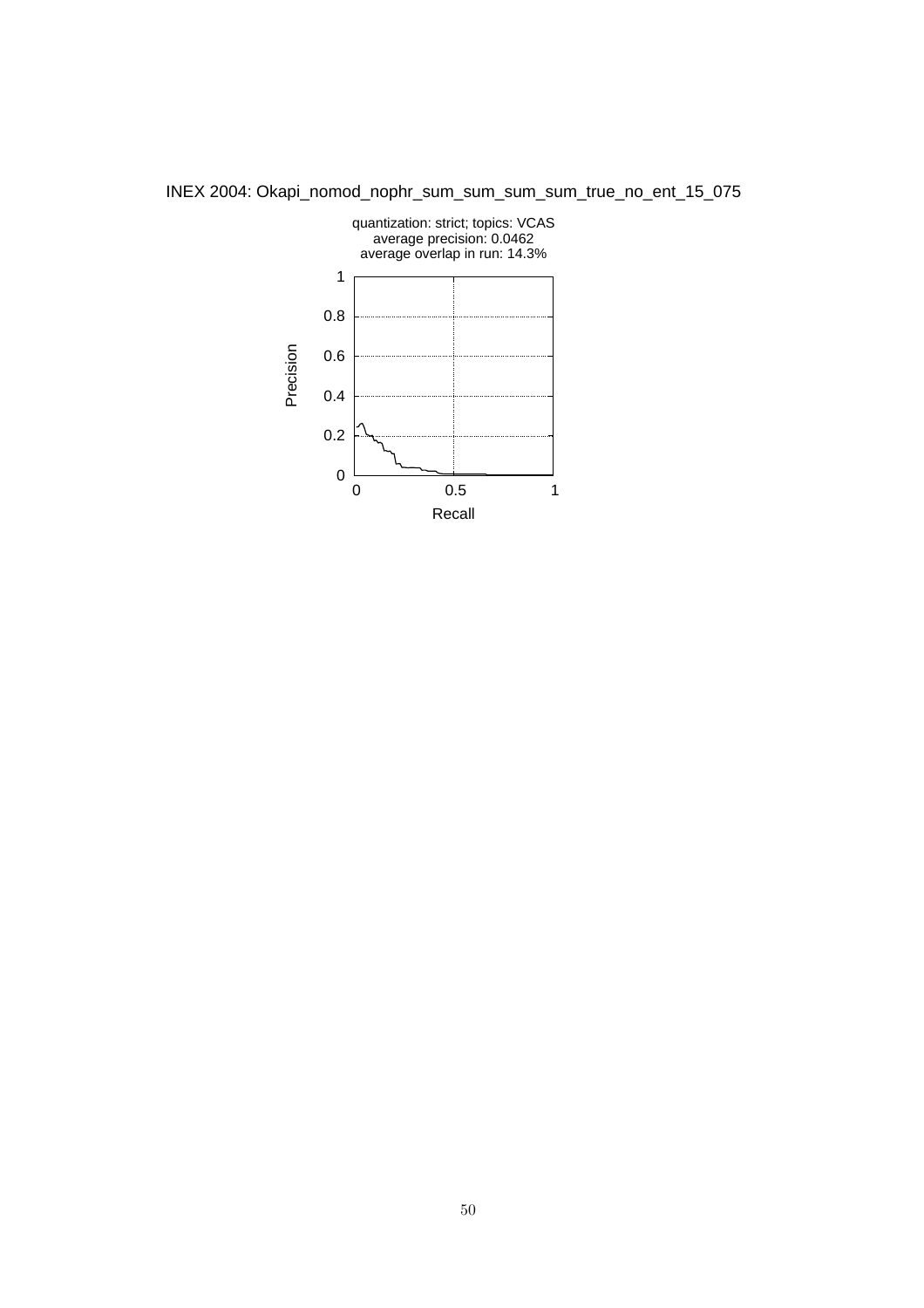INEX 2004: Okapi_nomod_nophr_sum_sum_sum_sum_true_no_ent_15_075

quantization: strict; topics: VCAS
average precision: 0.0462
average overlap in run: 14.3%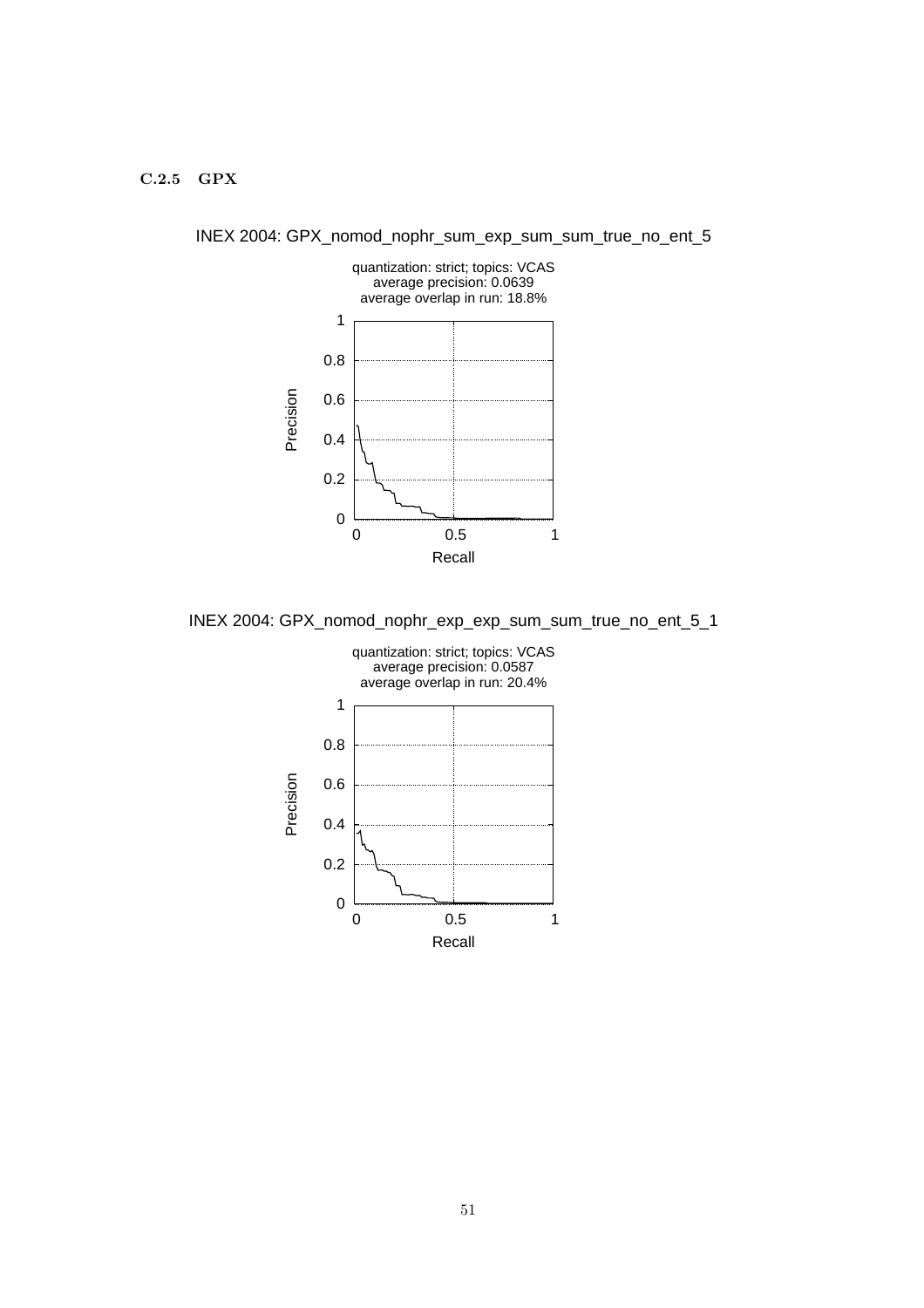### C.2.5 GPX

INEX 2004: GPX_nomod_nophr_sum_exp_sum_sum_true_no_ent_5

quantization: strict; topics: VCAS
average precision: 0.0639
average overlap in run: 18.8%

INEX 2004: GPX_nomod_nophr_exp_exp_sum_sum_true_no_ent_5_1

quantization: strict; topics: VCAS
average precision: 0.0587
average overlap in run: 20.4%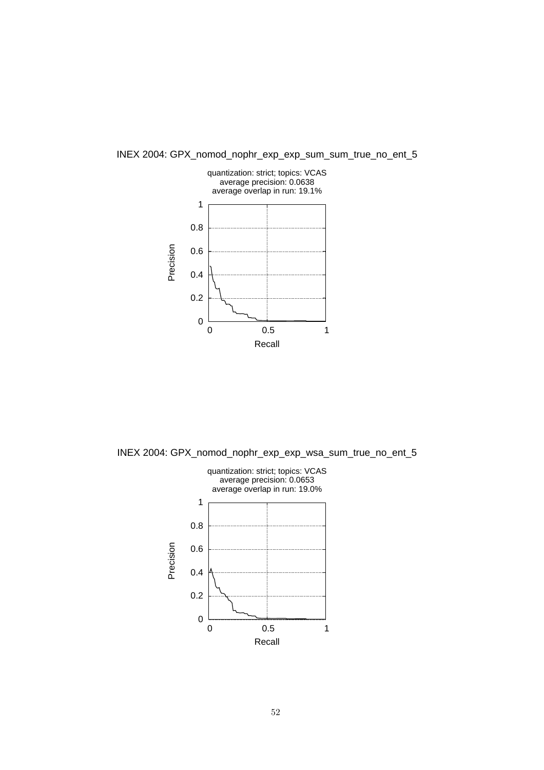INEX 2004: GPX_nomod_nophr_exp_exp_sum_sum_true_no_ent_5

quantization: strict; topics: VCAS
average precision: 0.0638
average overlap in run: 19.1%

INEX 2004: GPX_nomod_nophr_exp_exp_wsa_sum_true_no_ent_5

quantization: strict; topics: VCAS
average precision: 0.0653
average overlap in run: 19.0%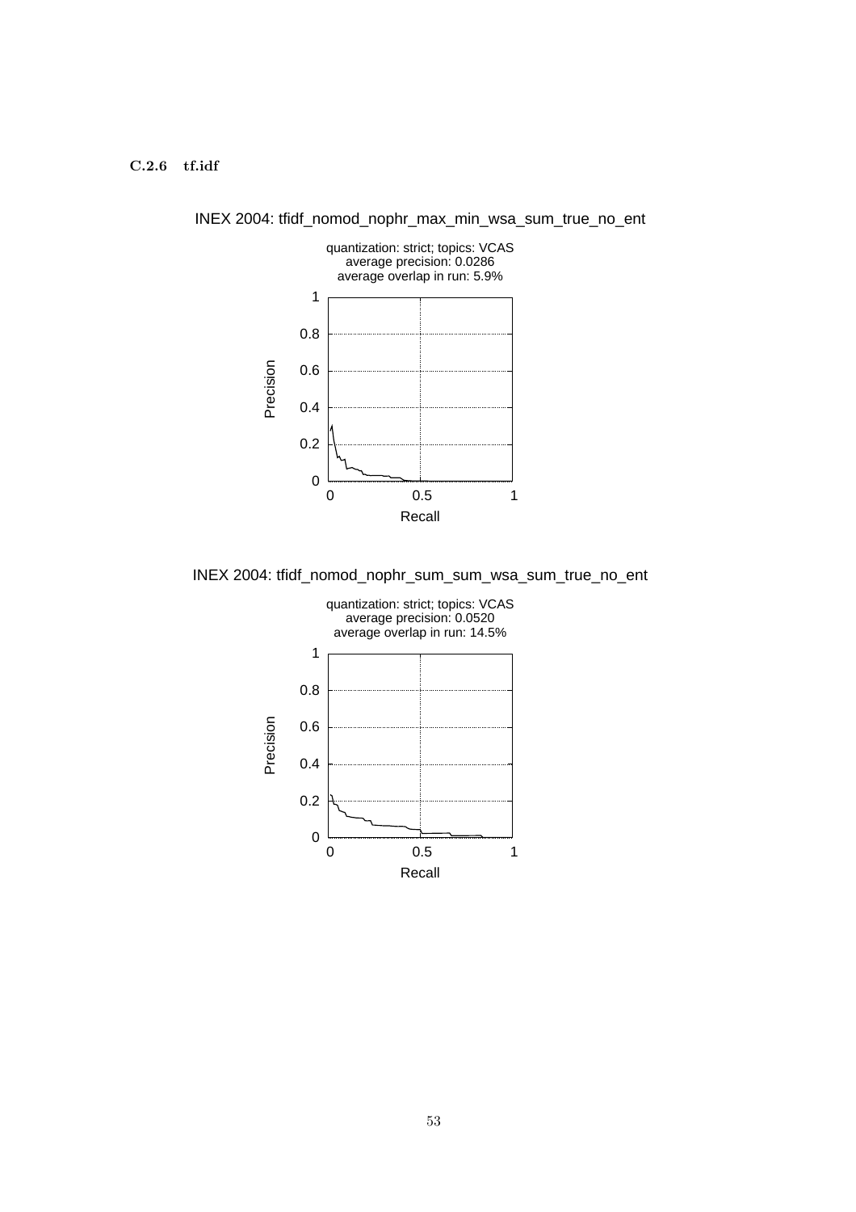### C.2.6 tf.idf

INEX 2004: tfidf_nomod_nophr_max_min_wsa_sum_true_no_ent

quantization: strict; topics: VCAS
average precision: 0.0286
average overlap in run: 5.9%

INEX 2004: tfidf_nomod_nophr_sum_sum_wsa_sum_true_no_ent

quantization: strict; topics: VCAS
average precision: 0.0520
average overlap in run: 14.5%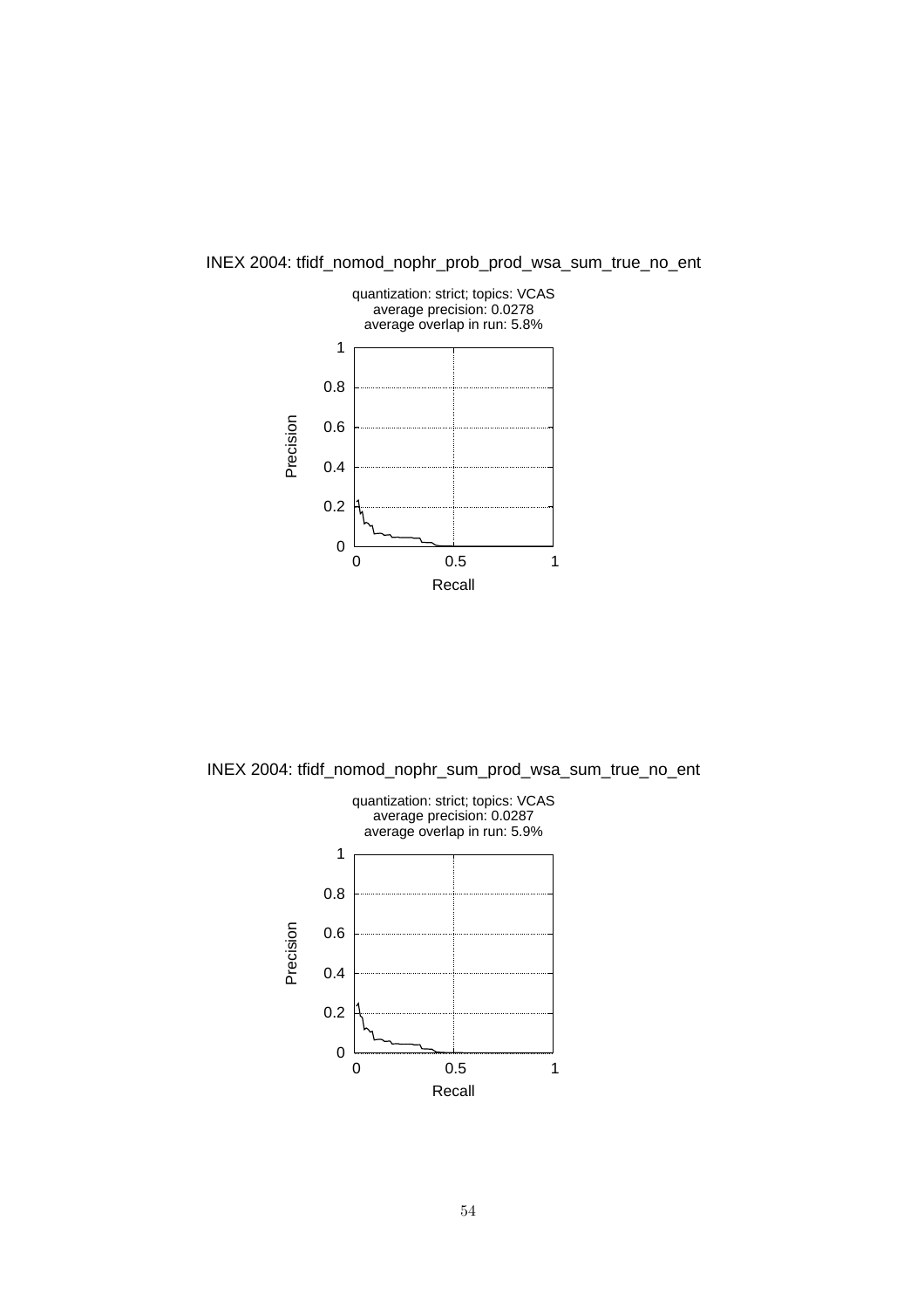INEX 2004: tfidf_nomod_nophr_prob_prod_wsa_sum_true_no_ent

quantization: strict; topics: VCAS
average precision: 0.0278
average overlap in run: 5.8%

INEX 2004: tfidf_nomod_nophr_sum_prod_wsa_sum_true_no_ent

quantization: strict; topics: VCAS
average precision: 0.0287
average overlap in run: 5.9%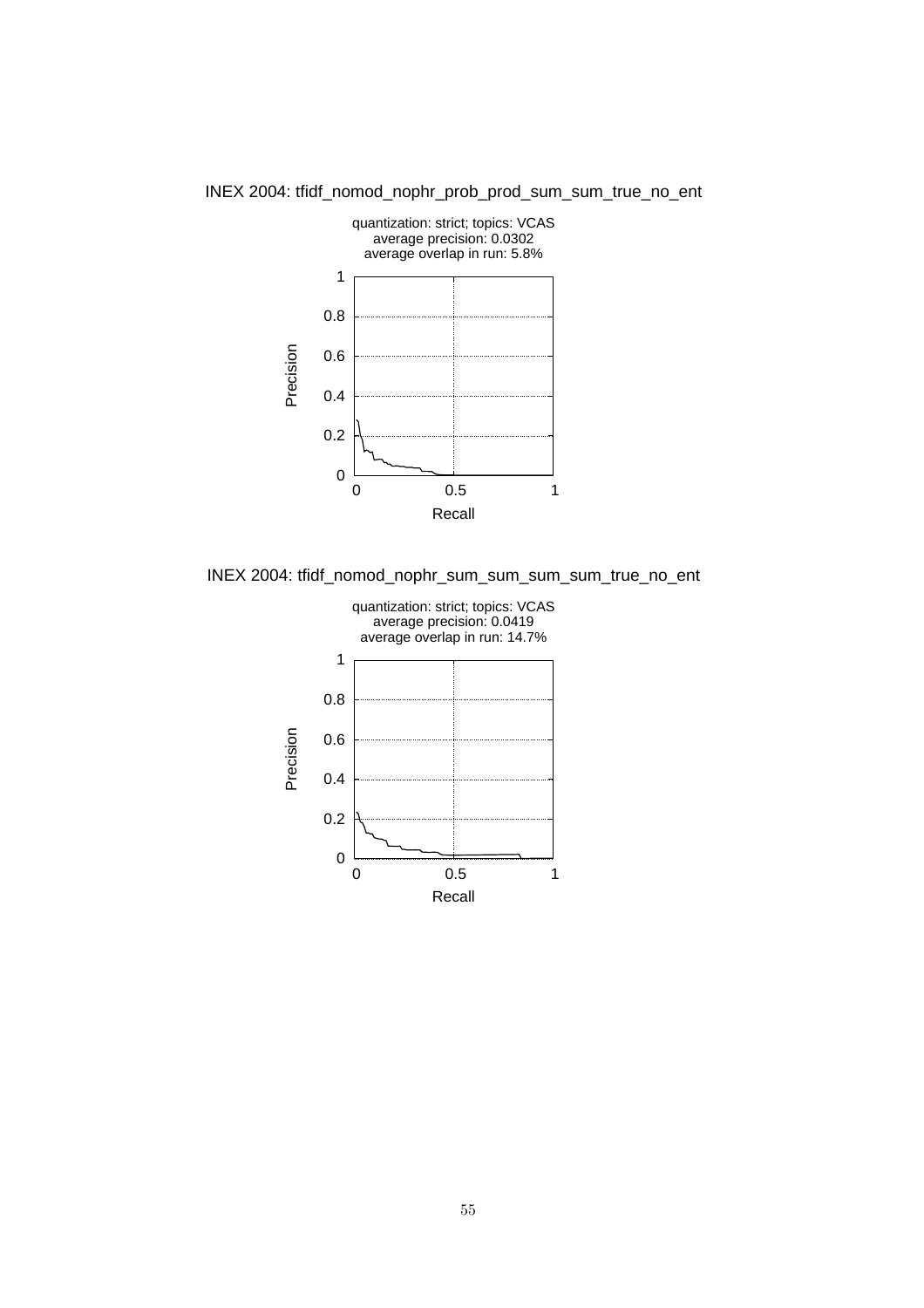INEX 2004: tfidf_nomod_nophr_prob_prod_sum_sum_true_no_ent

quantization: strict; topics: VCAS
average precision: 0.0302
average overlap in run: 5.8%

INEX 2004: tfidf_nomod_nophr_sum_sum_sum_sum_true_no_ent

quantization: strict; topics: VCAS
average precision: 0.0419
average overlap in run: 14.7%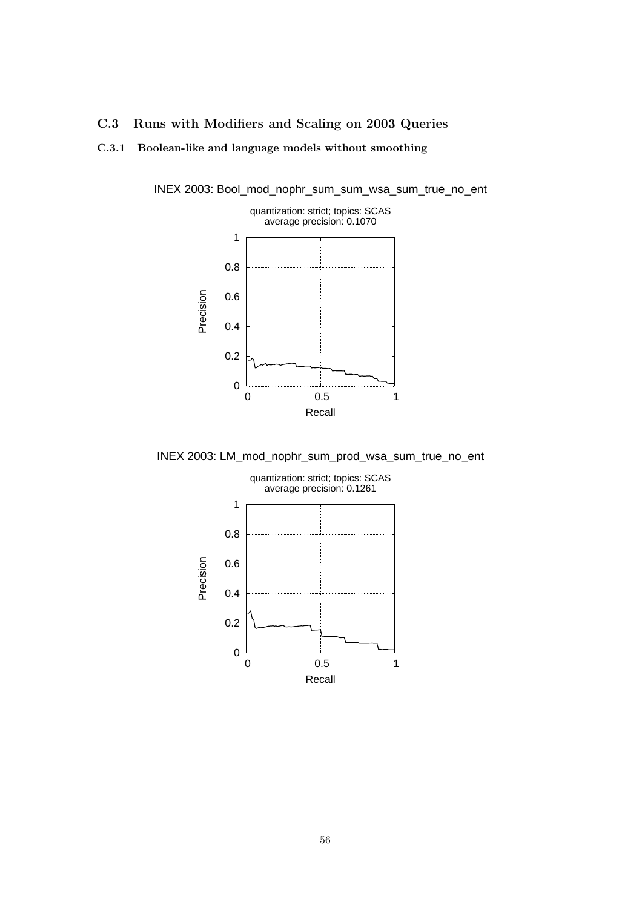## C.3 Runs with Modifiers and Scaling on 2003 Queries

### C.3.1 Boolean-like and language models without smoothing

INEX 2003: Bool_mod_nophr_sum_sum_wsa_sum_true_no_ent

quantization: strict; topics: SCAS
average precision: 0.1070

INEX 2003: LM_mod_nophr_sum_prod_wsa_sum_true_no_ent

quantization: strict; topics: SCAS
average precision: 0.1261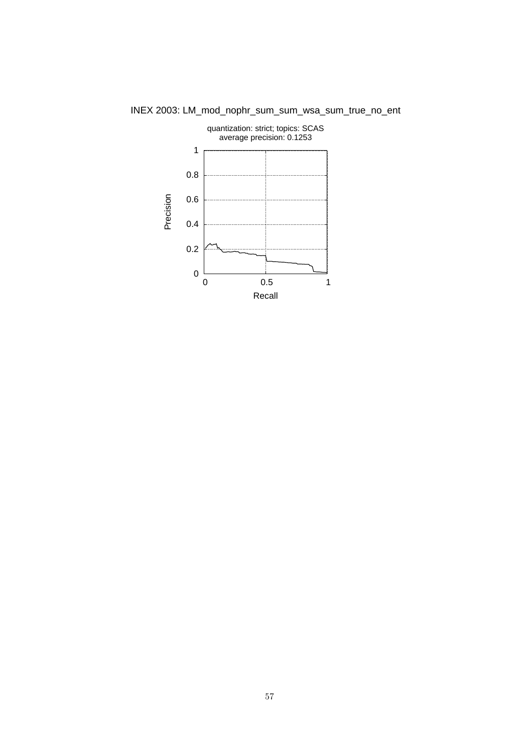INEX 2003: LM_mod_nophr_sum_sum_wsa_sum_true_no_ent

quantization: strict; topics: SCAS
average precision: 0.1253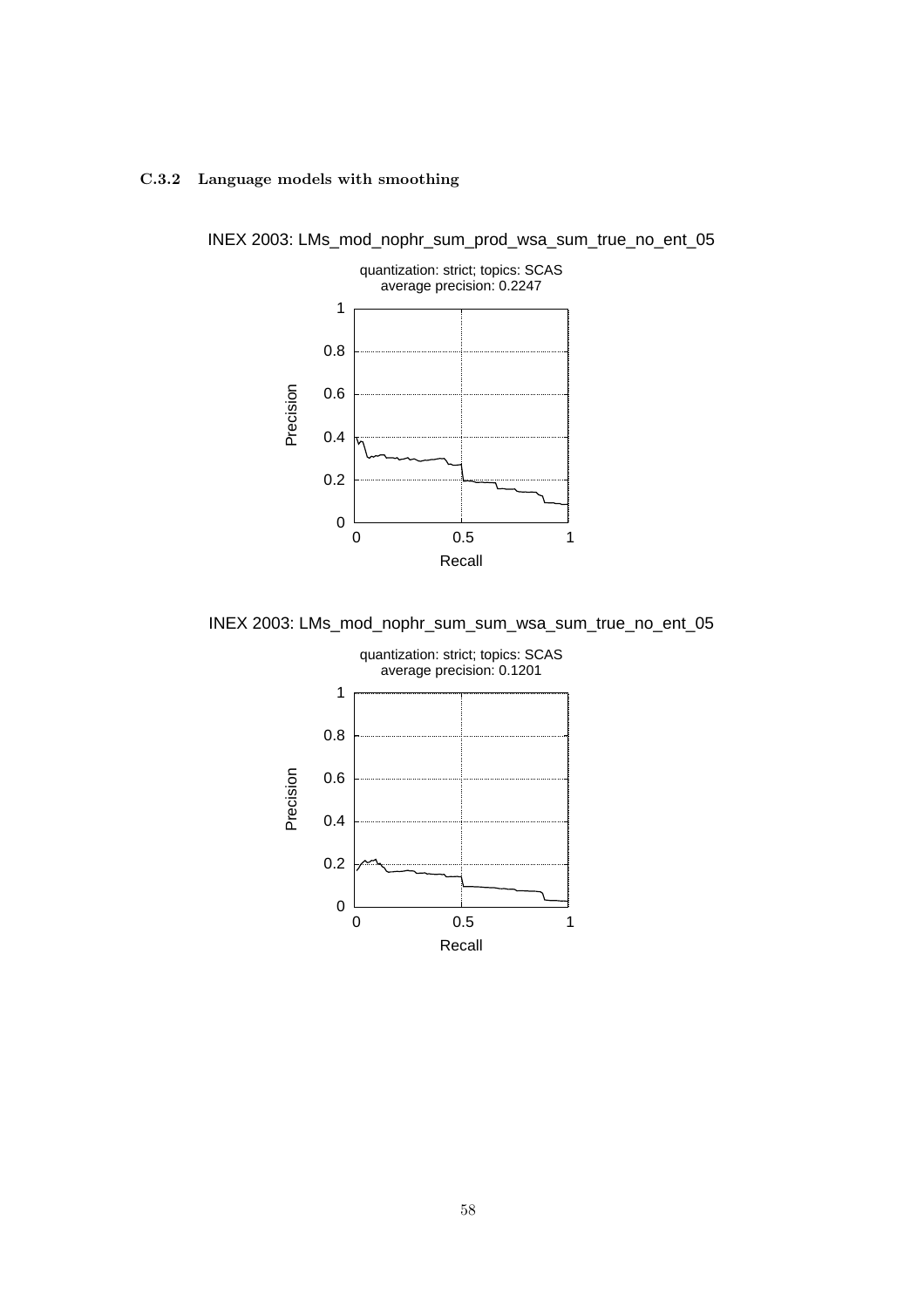### C.3.2 Language models with smoothing

INEX 2003: LMs_mod_nophr_sum_prod_wsa_sum_true_no_ent_05

quantization: strict; topics: SCAS
average precision: 0.2247

INEX 2003: LMs_mod_nophr_sum_sum_wsa_sum_true_no_ent_05

quantization: strict; topics: SCAS
average precision: 0.1201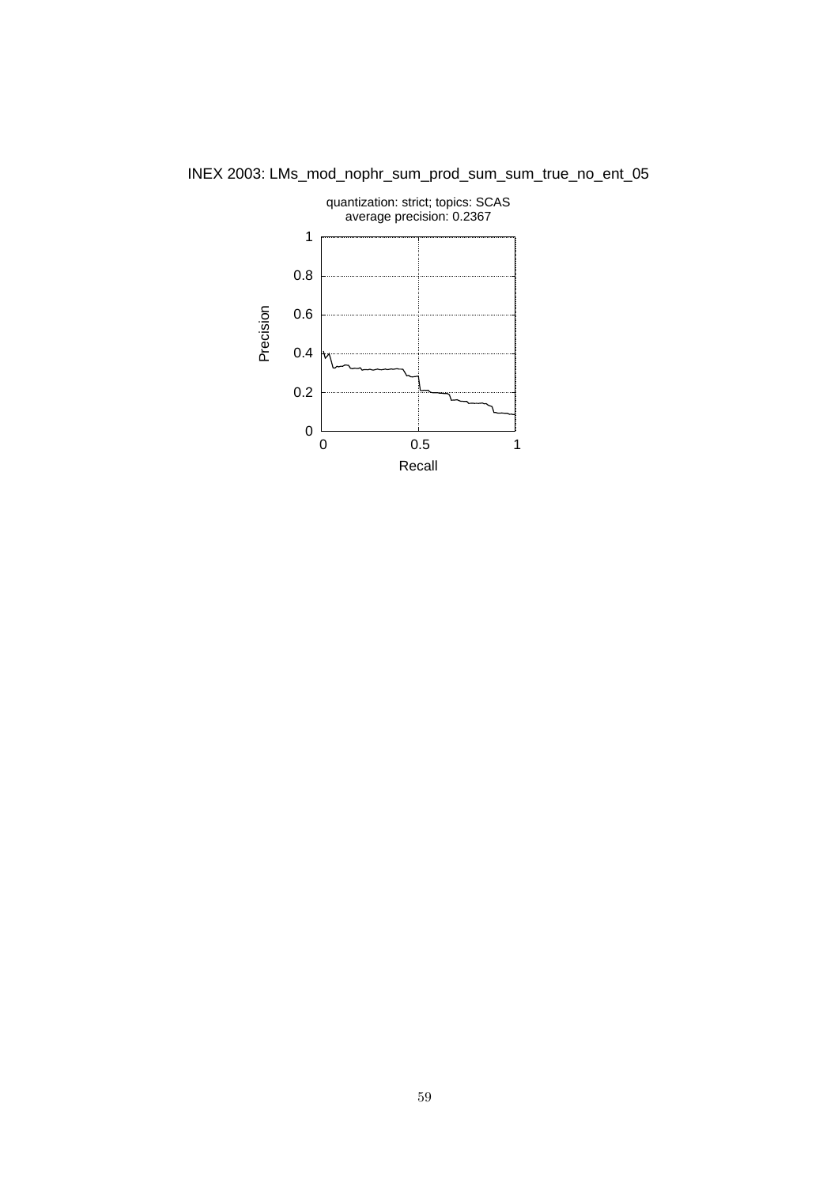INEX 2003: LMs_mod_nophr_sum_prod_sum_sum_true_no_ent_05

quantization: strict; topics: SCAS
average precision: 0.2367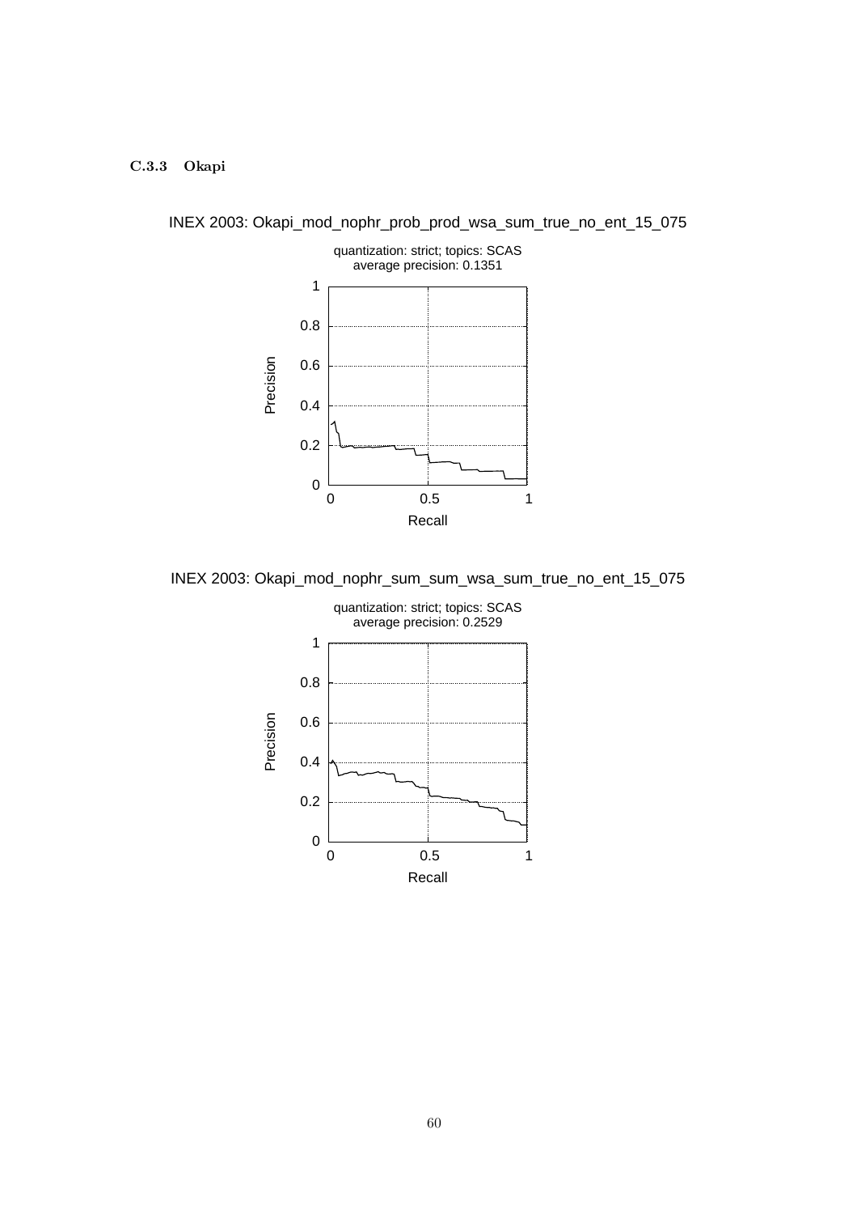### C.3.3 Okapi

INEX 2003: Okapi_mod_nophr_prob_prod_wsa_sum_true_no_ent_15_075

quantization: strict; topics: SCAS
average precision: 0.1351

INEX 2003: Okapi_mod_nophr_sum_sum_wsa_sum_true_no_ent_15_075

quantization: strict; topics: SCAS
average precision: 0.2529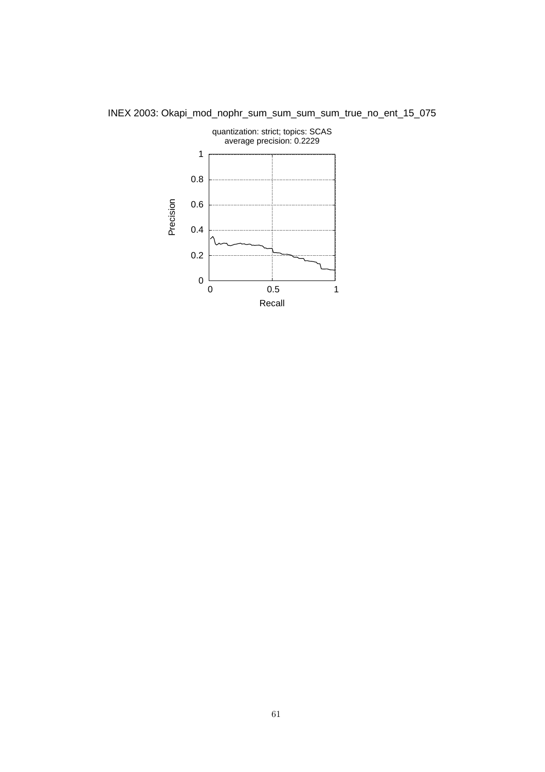INEX 2003: Okapi_mod_nophr_sum_sum_sum_sum_true_no_ent_15_075

quantization: strict; topics: SCAS
average precision: 0.2229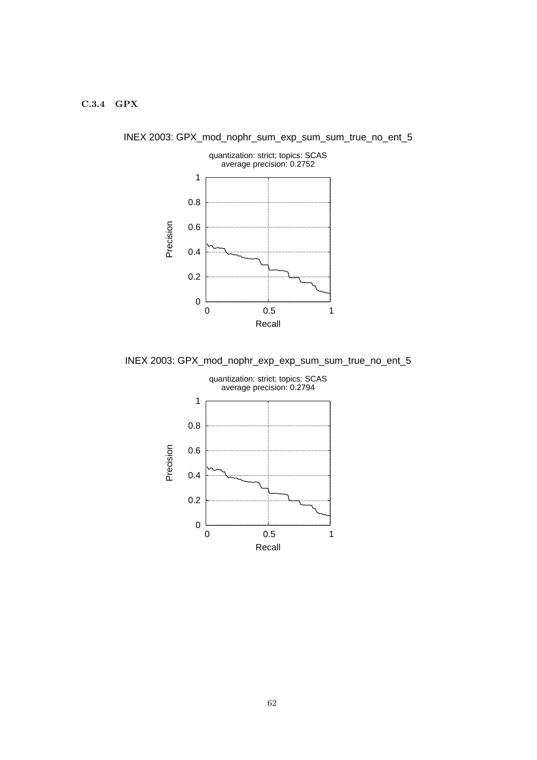### C.3.4 GPX

INEX 2003: GPX_mod_nophr_sum_exp_sum_sum_true_no_ent_5

quantization: strict; topics: SCAS
average precision: 0.2752

INEX 2003: GPX_mod_nophr_exp_exp_sum_sum_true_no_ent_5

quantization: strict; topics: SCAS
average precision: 0.2794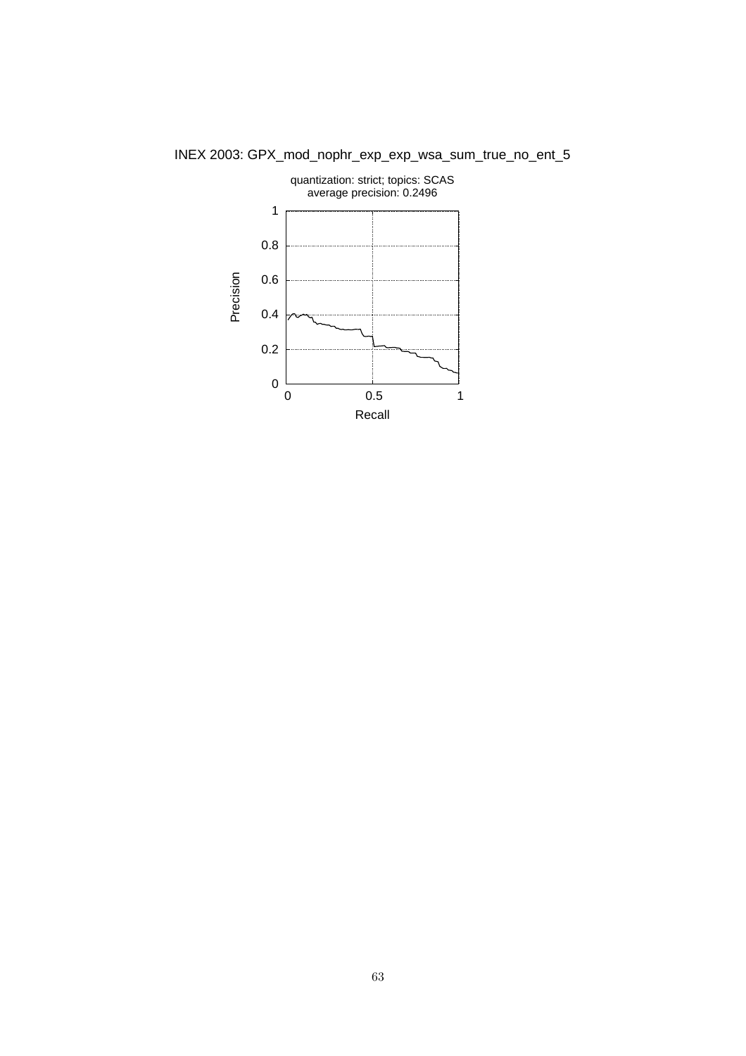INEX 2003: GPX_mod_nophr_exp_exp_wsa_sum_true_no_ent_5

quantization: strict; topics: SCAS
average precision: 0.2496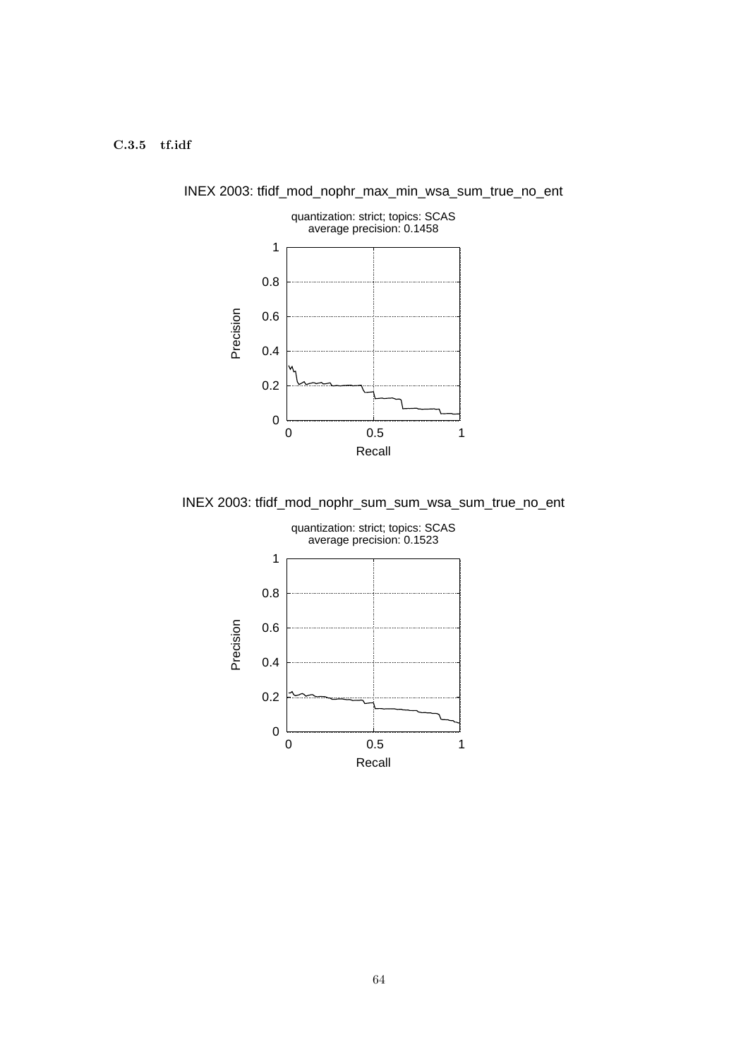### C.3.5 tf.idf

INEX 2003: tfidf_mod_nophr_max_min_wsa_sum_true_no_ent

quantization: strict; topics: SCAS
average precision: 0.1458

INEX 2003: tfidf_mod_nophr_sum_sum_wsa_sum_true_no_ent

quantization: strict; topics: SCAS
average precision: 0.1523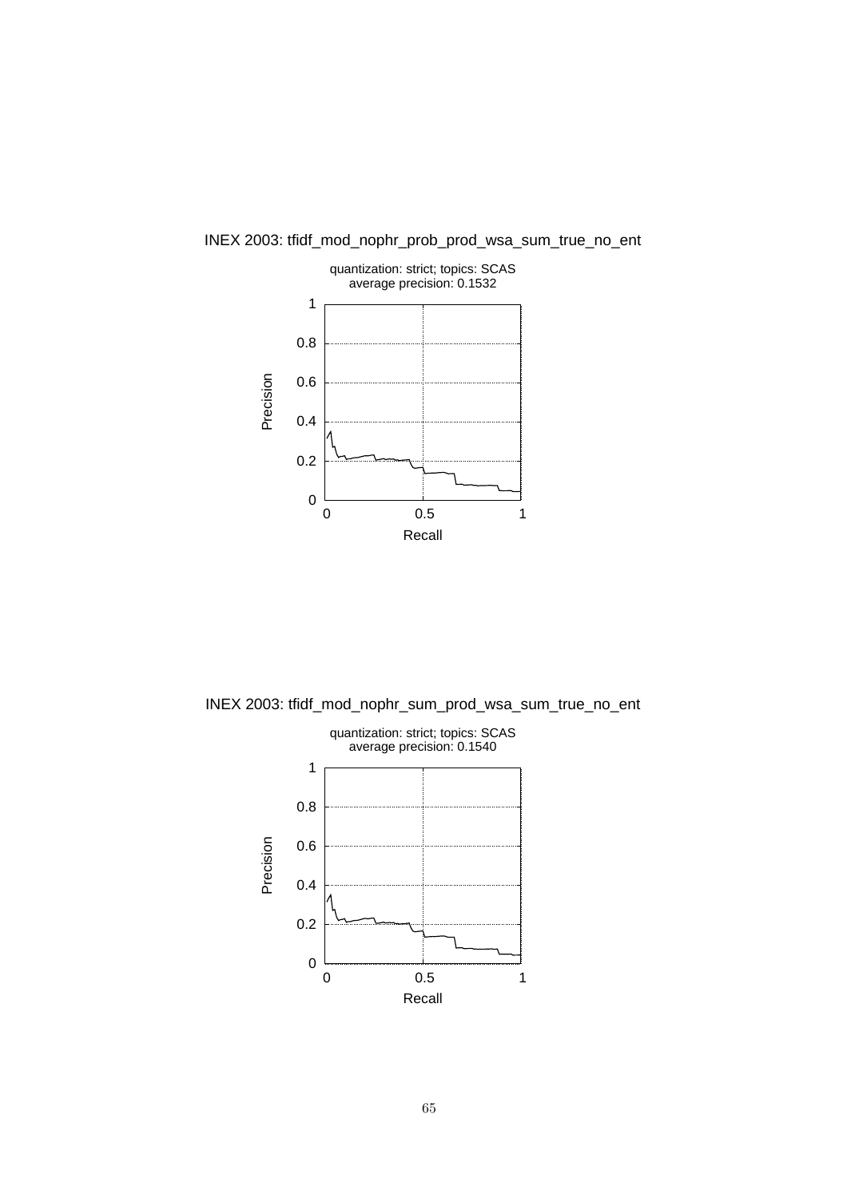INEX 2003: tfidf_mod_nophr_prob_prod_wsa_sum_true_no_ent

quantization: strict; topics: SCAS
average precision: 0.1532

INEX 2003: tfidf_mod_nophr_sum_prod_wsa_sum_true_no_ent

quantization: strict; topics: SCAS
average precision: 0.1540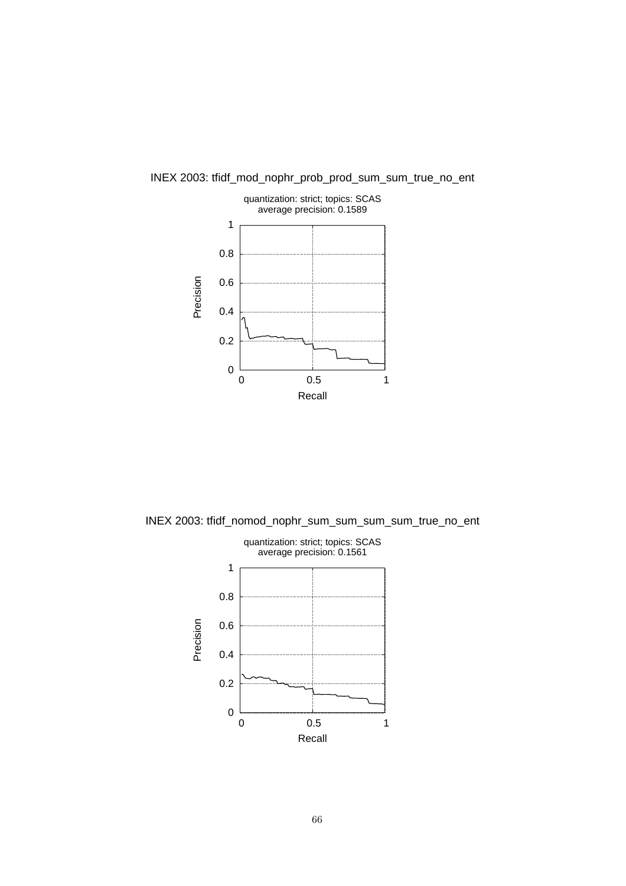INEX 2003: tfidf_mod_nophr_prob_prod_sum_sum_true_no_ent

quantization: strict; topics: SCAS
average precision: 0.1589

Precision

1
0.8
0.6
0.4
0.2
0

0
0.5
1

Recall

INEX 2003: tfidf_nomod_nophr_sum_sum_sum_sum_true_no_ent

quantization: strict; topics: SCAS
average precision: 0.1561

Precision

1
0.8
0.6
0.4
0.2
0

0
0.5
1

Recall